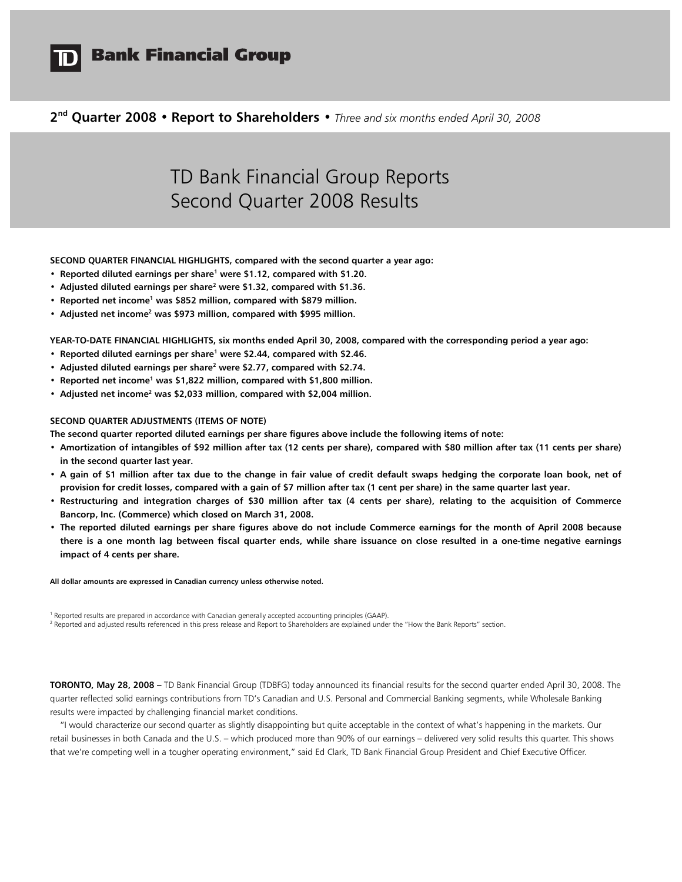# TD Bank Financial Group

**2nd Quarter 2008 • Report to Shareholders •** *Three and six months ended April 30, 2008*

## TD Bank Financial Group Reports Second Quarter 2008 Results

**SECOND QUARTER FINANCIAL HIGHLIGHTS, compared with the second quarter a year ago:**

- **Reported diluted earnings per share[1] were $1.12, compared with $1.20.**
- **Adjusted diluted earnings per share[2] were $1.32, compared with $1.36.**
- **Reported net income[1] was $852 million, compared with $879 million.**
- **Adjusted net income[2] was $973 million, compared with $995 million.**

**YEAR-TO-DATE FINANCIAL HIGHLIGHTS, six months ended April 30, 2008, compared with the corresponding period a year ago:**

- **Reported diluted earnings per share[1] were $2.44, compared with $2.46.**
- **Adjusted diluted earnings per share[2] were $2.77, compared with $2.74.**
- **Reported net income[1] was $1,822 million, compared with $1,800 million.**
- **Adjusted net income[2] was $2,033 million, compared with $2,004 million.**

**SECOND QUARTER ADJUSTMENTS (ITEMS OF NOTE)**

**The second quarter reported diluted earnings per share figures above include the following items of note:**

- **Amortization of intangibles of $92 million after tax (12 cents per share), compared with $80 million after tax (11 cents per share) in the second quarter last year.**
- **A gain of $1 million after tax due to the change in fair value of credit default swaps hedging the corporate loan book, net of provision for credit losses, compared with a gain of $7 million after tax (1 cent per share) in the same quarter last year.**
- **Restructuring and integration charges of $30 million after tax (4 cents per share), relating to the acquisition of Commerce Bancorp, Inc. (Commerce) which closed on March 31, 2008.**
- **The reported diluted earnings per share figures above do not include Commerce earnings for the month of April 2008 because there is a one month lag between fiscal quarter ends, while share issuance on close resulted in a one-time negative earnings impact of 4 cents per share.**

**All dollar amounts are expressed in Canadian currency unless otherwise noted.**

[1] Reported results are prepared in accordance with Canadian generally accepted accounting principles (GAAP).

[2] Reported and adjusted results referenced in this press release and Report to Shareholders are explained under the "How the Bank Reports" section.

**TORONTO, May 28, 2008 –** TD Bank Financial Group (TDBFG) today announced its financial results for the second quarter ended April 30, 2008. The quarter reflected solid earnings contributions from TD's Canadian and U.S. Personal and Commercial Banking segments, while Wholesale Banking results were impacted by challenging financial market conditions.

"I would characterize our second quarter as slightly disappointing but quite acceptable in the context of what's happening in the markets. Our retail businesses in both Canada and the U.S. – which produced more than 90% of our earnings – delivered very solid results this quarter. This shows that we're competing well in a tougher operating environment," said Ed Clark, TD Bank Financial Group President and Chief Executive Officer.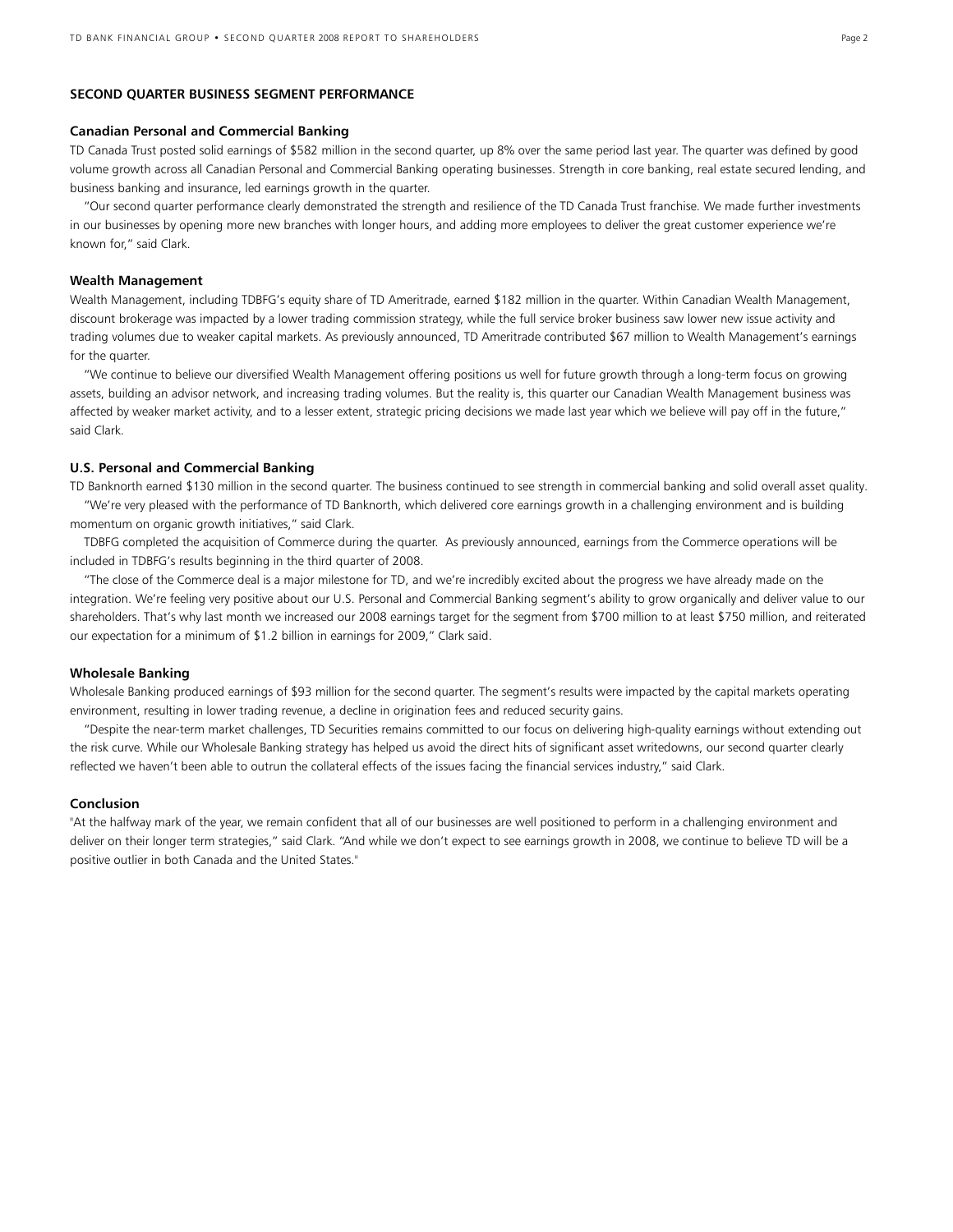## SECOND QUARTER BUSINESS SEGMENT PERFORMANCE

### Canadian Personal and Commercial Banking

TD Canada Trust posted solid earnings of $582 million in the second quarter, up 8% over the same period last year. The quarter was defined by good volume growth across all Canadian Personal and Commercial Banking operating businesses. Strength in core banking, real estate secured lending, and business banking and insurance, led earnings growth in the quarter.

"Our second quarter performance clearly demonstrated the strength and resilience of the TD Canada Trust franchise. We made further investments in our businesses by opening more new branches with longer hours, and adding more employees to deliver the great customer experience we're known for," said Clark.

### Wealth Management

Wealth Management, including TDBFG's equity share of TD Ameritrade, earned $182 million in the quarter. Within Canadian Wealth Management, discount brokerage was impacted by a lower trading commission strategy, while the full service broker business saw lower new issue activity and trading volumes due to weaker capital markets. As previously announced, TD Ameritrade contributed $67 million to Wealth Management's earnings for the quarter.

"We continue to believe our diversified Wealth Management offering positions us well for future growth through a long-term focus on growing assets, building an advisor network, and increasing trading volumes. But the reality is, this quarter our Canadian Wealth Management business was affected by weaker market activity, and to a lesser extent, strategic pricing decisions we made last year which we believe will pay off in the future," said Clark.

### U.S. Personal and Commercial Banking

TD Banknorth earned $130 million in the second quarter. The business continued to see strength in commercial banking and solid overall asset quality.

"We're very pleased with the performance of TD Banknorth, which delivered core earnings growth in a challenging environment and is building momentum on organic growth initiatives," said Clark.

TDBFG completed the acquisition of Commerce during the quarter. As previously announced, earnings from the Commerce operations will be included in TDBFG's results beginning in the third quarter of 2008.

"The close of the Commerce deal is a major milestone for TD, and we're incredibly excited about the progress we have already made on the integration. We're feeling very positive about our U.S. Personal and Commercial Banking segment's ability to grow organically and deliver value to our shareholders. That's why last month we increased our 2008 earnings target for the segment from $700 million to at least $750 million, and reiterated our expectation for a minimum of $1.2 billion in earnings for 2009," Clark said.

### Wholesale Banking

Wholesale Banking produced earnings of $93 million for the second quarter. The segment's results were impacted by the capital markets operating environment, resulting in lower trading revenue, a decline in origination fees and reduced security gains.

"Despite the near-term market challenges, TD Securities remains committed to our focus on delivering high-quality earnings without extending out the risk curve. While our Wholesale Banking strategy has helped us avoid the direct hits of significant asset writedowns, our second quarter clearly reflected we haven't been able to outrun the collateral effects of the issues facing the financial services industry," said Clark.

### Conclusion

"At the halfway mark of the year, we remain confident that all of our businesses are well positioned to perform in a challenging environment and deliver on their longer term strategies," said Clark. "And while we don't expect to see earnings growth in 2008, we continue to believe TD will be a positive outlier in both Canada and the United States."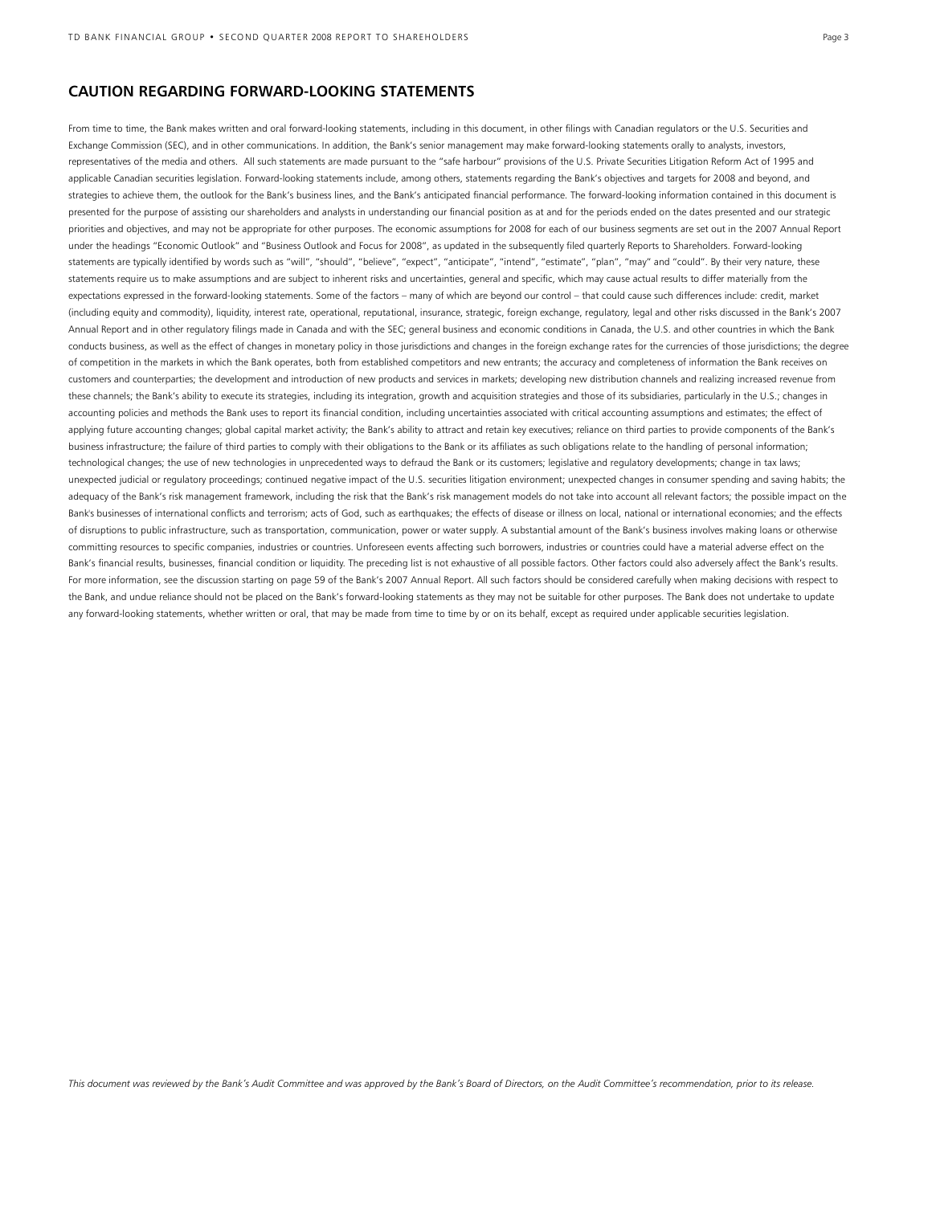## CAUTION REGARDING FORWARD-LOOKING STATEMENTS

From time to time, the Bank makes written and oral forward-looking statements, including in this document, in other filings with Canadian regulators or the U.S. Securities and Exchange Commission (SEC), and in other communications. In addition, the Bank's senior management may make forward-looking statements orally to analysts, investors, representatives of the media and others. All such statements are made pursuant to the "safe harbour" provisions of the U.S. Private Securities Litigation Reform Act of 1995 and applicable Canadian securities legislation. Forward-looking statements include, among others, statements regarding the Bank's objectives and targets for 2008 and beyond, and strategies to achieve them, the outlook for the Bank's business lines, and the Bank's anticipated financial performance. The forward-looking information contained in this document is presented for the purpose of assisting our shareholders and analysts in understanding our financial position as at and for the periods ended on the dates presented and our strategic priorities and objectives, and may not be appropriate for other purposes. The economic assumptions for 2008 for each of our business segments are set out in the 2007 Annual Report under the headings "Economic Outlook" and "Business Outlook and Focus for 2008", as updated in the subsequently filed quarterly Reports to Shareholders. Forward-looking statements are typically identified by words such as "will", "should", "believe", "expect", "anticipate", "intend", "estimate", "plan", "may" and "could". By their very nature, these statements require us to make assumptions and are subject to inherent risks and uncertainties, general and specific, which may cause actual results to differ materially from the expectations expressed in the forward-looking statements. Some of the factors – many of which are beyond our control – that could cause such differences include: credit, market (including equity and commodity), liquidity, interest rate, operational, reputational, insurance, strategic, foreign exchange, regulatory, legal and other risks discussed in the Bank's 2007 Annual Report and in other regulatory filings made in Canada and with the SEC; general business and economic conditions in Canada, the U.S. and other countries in which the Bank conducts business, as well as the effect of changes in monetary policy in those jurisdictions and changes in the foreign exchange rates for the currencies of those jurisdictions; the degree of competition in the markets in which the Bank operates, both from established competitors and new entrants; the accuracy and completeness of information the Bank receives on customers and counterparties; the development and introduction of new products and services in markets; developing new distribution channels and realizing increased revenue from these channels; the Bank's ability to execute its strategies, including its integration, growth and acquisition strategies and those of its subsidiaries, particularly in the U.S.; changes in accounting policies and methods the Bank uses to report its financial condition, including uncertainties associated with critical accounting assumptions and estimates; the effect of applying future accounting changes; global capital market activity; the Bank's ability to attract and retain key executives; reliance on third parties to provide components of the Bank's business infrastructure; the failure of third parties to comply with their obligations to the Bank or its affiliates as such obligations relate to the handling of personal information; technological changes; the use of new technologies in unprecedented ways to defraud the Bank or its customers; legislative and regulatory developments; change in tax laws; unexpected judicial or regulatory proceedings; continued negative impact of the U.S. securities litigation environment; unexpected changes in consumer spending and saving habits; the adequacy of the Bank's risk management framework, including the risk that the Bank's risk management models do not take into account all relevant factors; the possible impact on the Bank's businesses of international conflicts and terrorism; acts of God, such as earthquakes; the effects of disease or illness on local, national or international economies; and the effects of disruptions to public infrastructure, such as transportation, communication, power or water supply. A substantial amount of the Bank's business involves making loans or otherwise committing resources to specific companies, industries or countries. Unforeseen events affecting such borrowers, industries or countries could have a material adverse effect on the Bank's financial results, businesses, financial condition or liquidity. The preceding list is not exhaustive of all possible factors. Other factors could also adversely affect the Bank's results. For more information, see the discussion starting on page 59 of the Bank's 2007 Annual Report. All such factors should be considered carefully when making decisions with respect to the Bank, and undue reliance should not be placed on the Bank's forward-looking statements as they may not be suitable for other purposes. The Bank does not undertake to update any forward-looking statements, whether written or oral, that may be made from time to time by or on its behalf, except as required under applicable securities legislation.

*This document was reviewed by the Bank's Audit Committee and was approved by the Bank's Board of Directors, on the Audit Committee's recommendation, prior to its release.*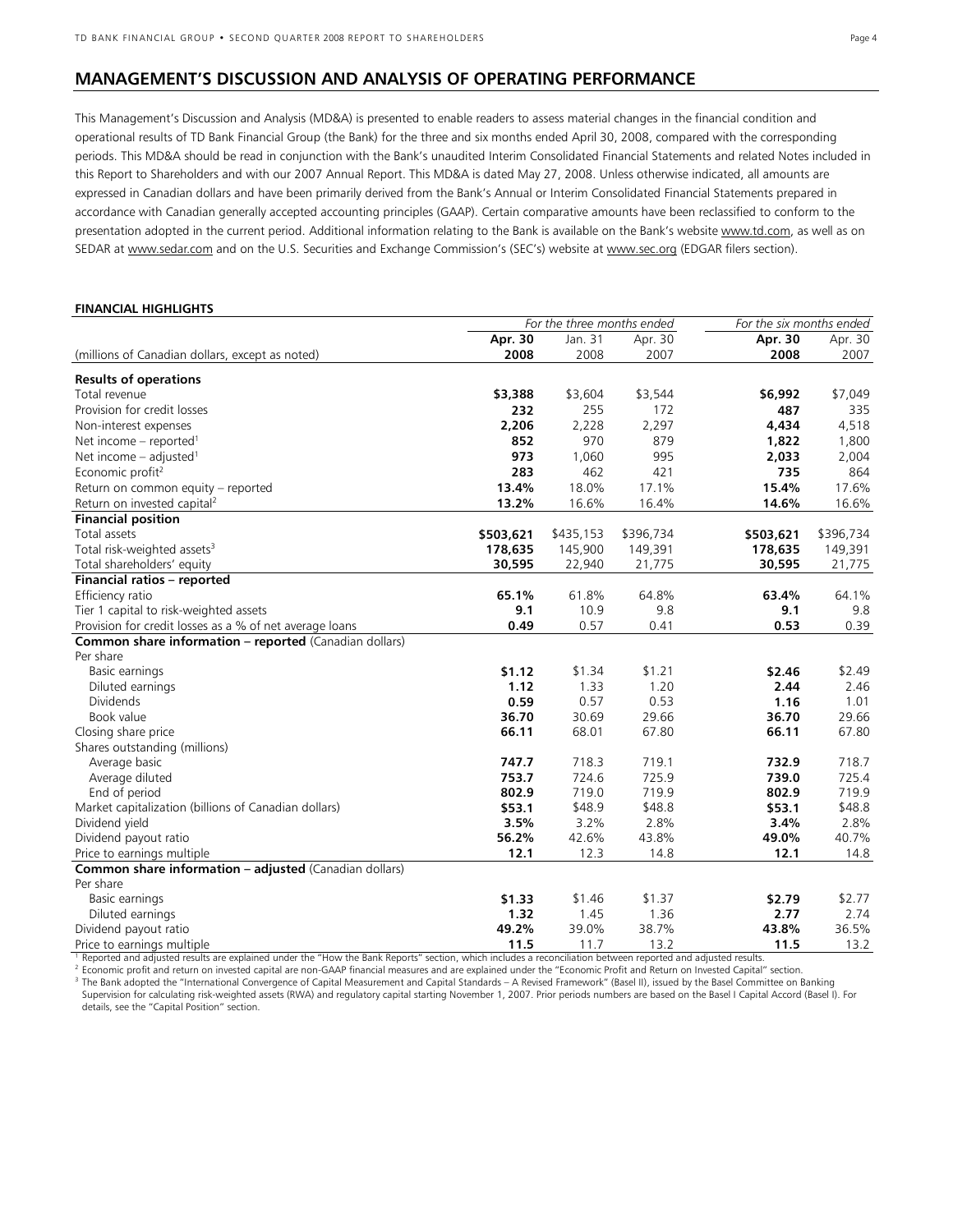## MANAGEMENT'S DISCUSSION AND ANALYSIS OF OPERATING PERFORMANCE

This Management's Discussion and Analysis (MD&A) is presented to enable readers to assess material changes in the financial condition and operational results of TD Bank Financial Group (the Bank) for the three and six months ended April 30, 2008, compared with the corresponding periods. This MD&A should be read in conjunction with the Bank's unaudited Interim Consolidated Financial Statements and related Notes included in this Report to Shareholders and with our 2007 Annual Report. This MD&A is dated May 27, 2008. Unless otherwise indicated, all amounts are expressed in Canadian dollars and have been primarily derived from the Bank's Annual or Interim Consolidated Financial Statements prepared in accordance with Canadian generally accepted accounting principles (GAAP). Certain comparative amounts have been reclassified to conform to the presentation adopted in the current period. Additional information relating to the Bank is available on the Bank's website www.td.com, as well as on SEDAR at www.sedar.com and on the U.S. Securities and Exchange Commission's (SEC's) website at www.sec.org (EDGAR filers section).

**FINANCIAL HIGHLIGHTS**

| | *For the three months ended* | | | *For the six months ended* | |
|---|---|---|---|---|---|
| | **Apr. 30** | Jan. 31 | Apr. 30 | **Apr. 30** | Apr. 30 |
| (millions of Canadian dollars, except as noted) | **2008** | 2008 | 2007 | **2008** | 2007 |
| **Results of operations** | | | | | |
| Total revenue | **$3,388** | $3,604 | $3,544 | **$6,992** | $7,049 |
| Provision for credit losses | **232** | 255 | 172 | **487** | 335 |
| Non-interest expenses | **2,206** | 2,228 | 2,297 | **4,434** | 4,518 |
| Net income – reported[1] | **852** | 970 | 879 | **1,822** | 1,800 |
| Net income – adjusted[1] | **973** | 1,060 | 995 | **2,033** | 2,004 |
| Economic profit[2] | **283** | 462 | 421 | **735** | 864 |
| Return on common equity – reported | **13.4%** | 18.0% | 17.1% | **15.4%** | 17.6% |
| Return on invested capital[2] | **13.2%** | 16.6% | 16.4% | **14.6%** | 16.6% |
| **Financial position** | | | | | |
| Total assets | **$503,621** | $435,153 | $396,734 | **$503,621** | $396,734 |
| Total risk-weighted assets[3] | **178,635** | 145,900 | 149,391 | **178,635** | 149,391 |
| Total shareholders' equity | **30,595** | 22,940 | 21,775 | **30,595** | 21,775 |
| **Financial ratios – reported** | | | | | |
| Efficiency ratio | **65.1%** | 61.8% | 64.8% | **63.4%** | 64.1% |
| Tier 1 capital to risk-weighted assets | **9.1** | 10.9 | 9.8 | **9.1** | 9.8 |
| Provision for credit losses as a % of net average loans | **0.49** | 0.57 | 0.41 | **0.53** | 0.39 |
| **Common share information – reported** (Canadian dollars) | | | | | |
| Per share | | | | | |
| Basic earnings | **$1.12** | $1.34 | $1.21 | **$2.46** | $2.49 |
| Diluted earnings | **1.12** | 1.33 | 1.20 | **2.44** | 2.46 |
| Dividends | **0.59** | 0.57 | 0.53 | **1.16** | 1.01 |
| Book value | **36.70** | 30.69 | 29.66 | **36.70** | 29.66 |
| Closing share price | **66.11** | 68.01 | 67.80 | **66.11** | 67.80 |
| Shares outstanding (millions) | | | | | |
| Average basic | **747.7** | 718.3 | 719.1 | **732.9** | 718.7 |
| Average diluted | **753.7** | 724.6 | 725.9 | **739.0** | 725.4 |
| End of period | **802.9** | 719.0 | 719.9 | **802.9** | 719.9 |
| Market capitalization (billions of Canadian dollars) | **$53.1** | $48.9 | $48.8 | **$53.1** | $48.8 |
| Dividend yield | **3.5%** | 3.2% | 2.8% | **3.4%** | 2.8% |
| Dividend payout ratio | **56.2%** | 42.6% | 43.8% | **49.0%** | 40.7% |
| Price to earnings multiple | **12.1** | 12.3 | 14.8 | **12.1** | 14.8 |
| **Common share information – adjusted** (Canadian dollars) | | | | | |
| Per share | | | | | |
| Basic earnings | **$1.33** | $1.46 | $1.37 | **$2.79** | $2.77 |
| Diluted earnings | **1.32** | 1.45 | 1.36 | **2.77** | 2.74 |
| Dividend payout ratio | **49.2%** | 39.0% | 38.7% | **43.8%** | 36.5% |
| Price to earnings multiple | **11.5** | 11.7 | 13.2 | **11.5** | 13.2 |

[1] Reported and adjusted results are explained under the "How the Bank Reports" section, which includes a reconciliation between reported and adjusted results.
[2] Economic profit and return on invested capital are non-GAAP financial measures and are explained under the "Economic Profit and Return on Invested Capital" section.
[3] The Bank adopted the "International Convergence of Capital Measurement and Capital Standards – A Revised Framework" (Basel II), issued by the Basel Committee on Banking Supervision for calculating risk-weighted assets (RWA) and regulatory capital starting November 1, 2007. Prior periods numbers are based on the Basel I Capital Accord (Basel I). For details, see the "Capital Position" section.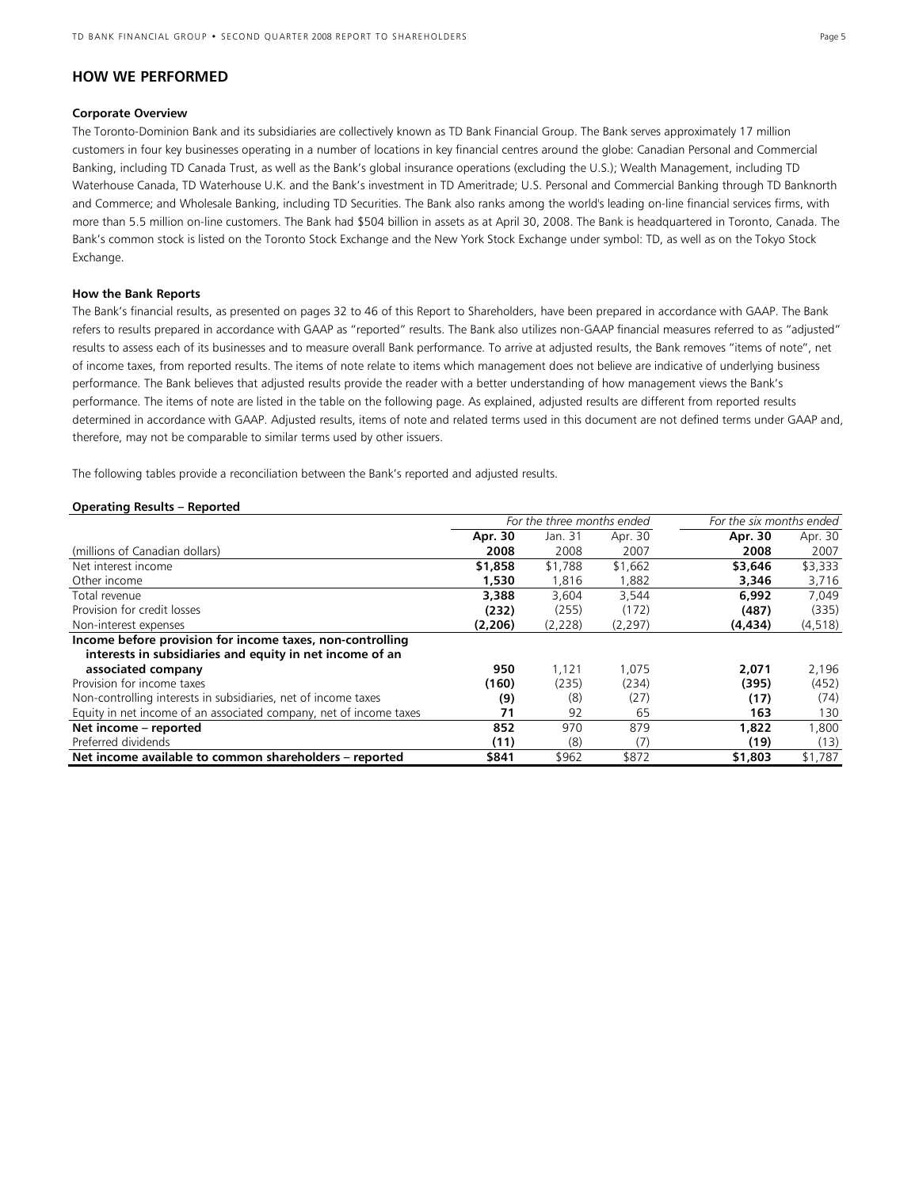## HOW WE PERFORMED

**Corporate Overview**

The Toronto-Dominion Bank and its subsidiaries are collectively known as TD Bank Financial Group. The Bank serves approximately 17 million customers in four key businesses operating in a number of locations in key financial centres around the globe: Canadian Personal and Commercial Banking, including TD Canada Trust, as well as the Bank's global insurance operations (excluding the U.S.); Wealth Management, including TD Waterhouse Canada, TD Waterhouse U.K. and the Bank's investment in TD Ameritrade; U.S. Personal and Commercial Banking through TD Banknorth and Commerce; and Wholesale Banking, including TD Securities. The Bank also ranks among the world's leading on-line financial services firms, with more than 5.5 million on-line customers. The Bank had $504 billion in assets as at April 30, 2008. The Bank is headquartered in Toronto, Canada. The Bank's common stock is listed on the Toronto Stock Exchange and the New York Stock Exchange under symbol: TD, as well as on the Tokyo Stock Exchange.

**How the Bank Reports**

The Bank's financial results, as presented on pages 32 to 46 of this Report to Shareholders, have been prepared in accordance with GAAP. The Bank refers to results prepared in accordance with GAAP as "reported" results. The Bank also utilizes non-GAAP financial measures referred to as "adjusted" results to assess each of its businesses and to measure overall Bank performance. To arrive at adjusted results, the Bank removes "items of note", net of income taxes, from reported results. The items of note relate to items which management does not believe are indicative of underlying business performance. The Bank believes that adjusted results provide the reader with a better understanding of how management views the Bank's performance. The items of note are listed in the table on the following page. As explained, adjusted results are different from reported results determined in accordance with GAAP. Adjusted results, items of note and related terms used in this document are not defined terms under GAAP and, therefore, may not be comparable to similar terms used by other issuers.

The following tables provide a reconciliation between the Bank's reported and adjusted results.

**Operating Results – Reported**

| | *For the three months ended* | | | *For the six months ended* | |
|---|---|---|---|---|---|
| | **Apr. 30** | Jan. 31 | Apr. 30 | **Apr. 30** | Apr. 30 |
| (millions of Canadian dollars) | **2008** | 2008 | 2007 | **2008** | 2007 |
| Net interest income | **$1,858** | $1,788 | $1,662 | **$3,646** | $3,333 |
| Other income | **1,530** | 1,816 | 1,882 | **3,346** | 3,716 |
| Total revenue | **3,388** | 3,604 | 3,544 | **6,992** | 7,049 |
| Provision for credit losses | **(232)** | (255) | (172) | **(487)** | (335) |
| Non-interest expenses | **(2,206)** | (2,228) | (2,297) | **(4,434)** | (4,518) |
| **Income before provision for income taxes, non-controlling interests in subsidiaries and equity in net income of an associated company** | **950** | 1,121 | 1,075 | **2,071** | 2,196 |
| Provision for income taxes | **(160)** | (235) | (234) | **(395)** | (452) |
| Non-controlling interests in subsidiaries, net of income taxes | **(9)** | (8) | (27) | **(17)** | (74) |
| Equity in net income of an associated company, net of income taxes | **71** | 92 | 65 | **163** | 130 |
| **Net income – reported** | **852** | 970 | 879 | **1,822** | 1,800 |
| Preferred dividends | **(11)** | (8) | (7) | **(19)** | (13) |
| **Net income available to common shareholders – reported** | **$841** | $962 | $872 | **$1,803** | $1,787 |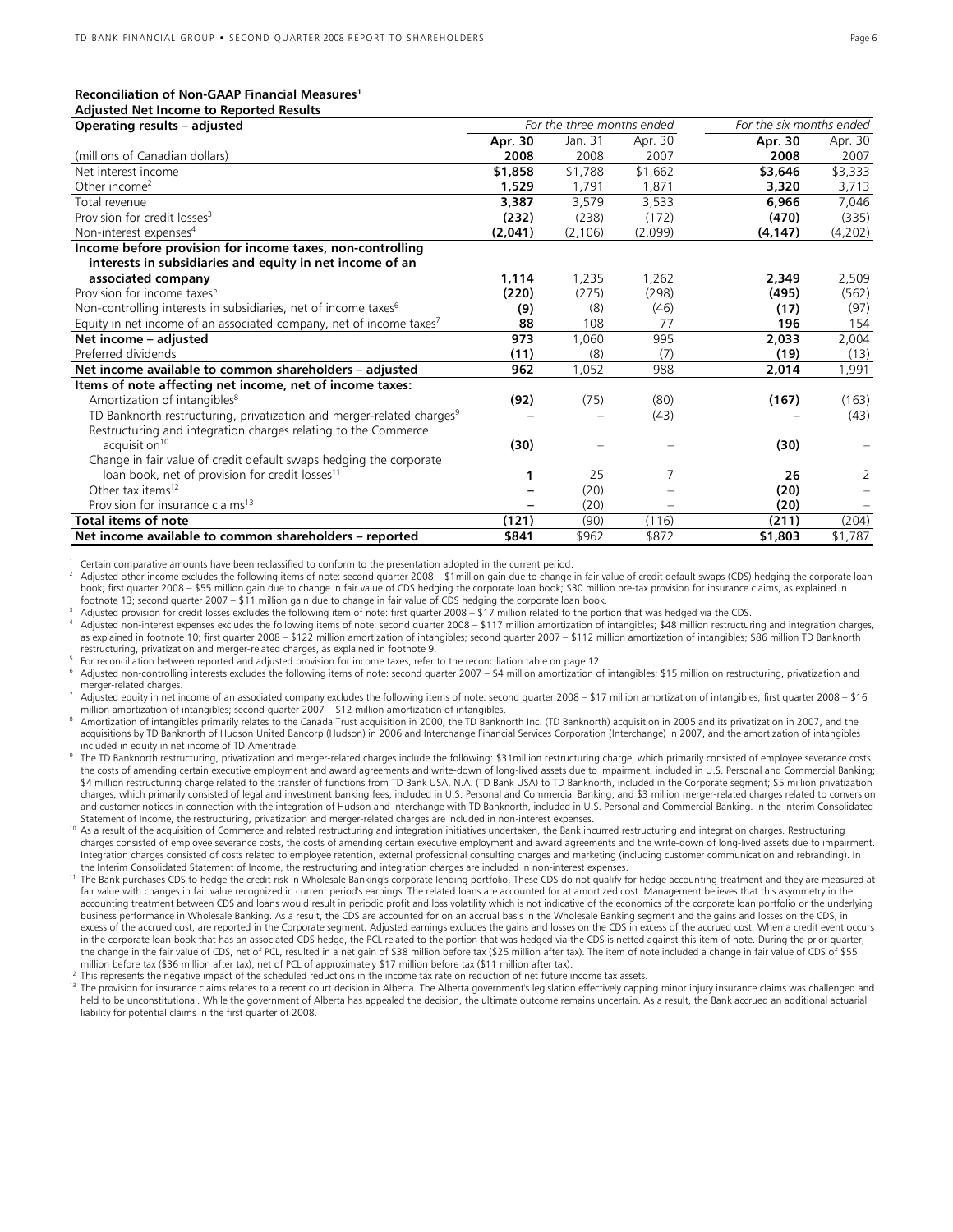**Reconciliation of Non-GAAP Financial Measures[1]**
**Adjusted Net Income to Reported Results**

| **Operating results – adjusted** | *For the three months ended* | | | *For the six months ended* | |
|---|---|---|---|---|---|
| | **Apr. 30** | Jan. 31 | Apr. 30 | **Apr. 30** | Apr. 30 |
| (millions of Canadian dollars) | **2008** | 2008 | 2007 | **2008** | 2007 |
| Net interest income | **$1,858** | $1,788 | $1,662 | **$3,646** | $3,333 |
| Other income[2] | **1,529** | 1,791 | 1,871 | **3,320** | 3,713 |
| Total revenue | **3,387** | 3,579 | 3,533 | **6,966** | 7,046 |
| Provision for credit losses[3] | **(232)** | (238) | (172) | **(470)** | (335) |
| Non-interest expenses[4] | **(2,041)** | (2,106) | (2,099) | **(4,147)** | (4,202) |
| **Income before provision for income taxes, non-controlling interests in subsidiaries and equity in net income of an associated company** | **1,114** | 1,235 | 1,262 | **2,349** | 2,509 |
| Provision for income taxes[5] | **(220)** | (275) | (298) | **(495)** | (562) |
| Non-controlling interests in subsidiaries, net of income taxes[6] | **(9)** | (8) | (46) | **(17)** | (97) |
| Equity in net income of an associated company, net of income taxes[7] | **88** | 108 | 77 | **196** | 154 |
| **Net income – adjusted** | **973** | 1,060 | 995 | **2,033** | 2,004 |
| Preferred dividends | **(11)** | (8) | (7) | **(19)** | (13) |
| **Net income available to common shareholders – adjusted** | **962** | 1,052 | 988 | **2,014** | 1,991 |
| **Items of note affecting net income, net of income taxes:** | | | | | |
| Amortization of intangibles[8] | **(92)** | (75) | (80) | **(167)** | (163) |
| TD Banknorth restructuring, privatization and merger-related charges[9] | **–** | – | (43) | **–** | (43) |
| Restructuring and integration charges relating to the Commerce acquisition[10] | **(30)** | – | – | **(30)** | – |
| Change in fair value of credit default swaps hedging the corporate loan book, net of provision for credit losses[11] | **1** | 25 | 7 | **26** | 2 |
| Other tax items[12] | **–** | (20) | – | **(20)** | – |
| Provision for insurance claims[13] | **–** | (20) | – | **(20)** | – |
| **Total items of note** | **(121)** | (90) | (116) | **(211)** | (204) |
| **Net income available to common shareholders – reported** | **$841** | $962 | $872 | **$1,803** | $1,787 |

[1] Certain comparative amounts have been reclassified to conform to the presentation adopted in the current period.

[2] Adjusted other income excludes the following items of note: second quarter 2008 – $1million gain due to change in fair value of credit default swaps (CDS) hedging the corporate loan book; first quarter 2008 – $55 million gain due to change in fair value of CDS hedging the corporate loan book; $30 million pre-tax provision for insurance claims, as explained in footnote 13; second quarter 2007 – $11 million gain due to change in fair value of CDS hedging the corporate loan book.

[3] Adjusted provision for credit losses excludes the following item of note: first quarter 2008 – $17 million related to the portion that was hedged via the CDS.

[4] Adjusted non-interest expenses excludes the following items of note: second quarter 2008 – $117 million amortization of intangibles; $48 million restructuring and integration charges, as explained in footnote 10; first quarter 2008 – $122 million amortization of intangibles; second quarter 2007 – $112 million amortization of intangibles; $86 million TD Banknorth restructuring, privatization and merger-related charges, as explained in footnote 9.

[5] For reconciliation between reported and adjusted provision for income taxes, refer to the reconciliation table on page 12.

[6] Adjusted non-controlling interests excludes the following items of note: second quarter 2007 – $4 million amortization of intangibles; $15 million on restructuring, privatization and merger-related charges.

[7] Adjusted equity in net income of an associated company excludes the following items of note: second quarter 2008 – $17 million amortization of intangibles; first quarter 2008 – $16 million amortization of intangibles; second quarter 2007 – $12 million amortization of intangibles.

[8] Amortization of intangibles primarily relates to the Canada Trust acquisition in 2000, the TD Banknorth Inc. (TD Banknorth) acquisition in 2005 and its privatization in 2007, and the acquisitions by TD Banknorth of Hudson United Bancorp (Hudson) in 2006 and Interchange Financial Services Corporation (Interchange) in 2007, and the amortization of intangibles included in equity in net income of TD Ameritrade.

[9] The TD Banknorth restructuring, privatization and merger-related charges include the following: $31million restructuring charge, which primarily consisted of employee severance costs, the costs of amending certain executive employment and award agreements and write-down of long-lived assets due to impairment, included in U.S. Personal and Commercial Banking; $4 million restructuring charge related to the transfer of functions from TD Bank USA, N.A. (TD Bank USA) to TD Banknorth, included in the Corporate segment; $5 million privatization charges, which primarily consisted of legal and investment banking fees, included in U.S. Personal and Commercial Banking; and $3 million merger-related charges related to conversion and customer notices in connection with the integration of Hudson and Interchange with TD Banknorth, included in U.S. Personal and Commercial Banking. In the Interim Consolidated Statement of Income, the restructuring, privatization and merger-related charges are included in non-interest expenses.

[10] As a result of the acquisition of Commerce and related restructuring and integration initiatives undertaken, the Bank incurred restructuring and integration charges. Restructuring charges consisted of employee severance costs, the costs of amending certain executive employment and award agreements and the write-down of long-lived assets due to impairment. Integration charges consisted of costs related to employee retention, external professional consulting charges and marketing (including customer communication and rebranding). In the Interim Consolidated Statement of Income, the restructuring and integration charges are included in non-interest expenses.

[11] The Bank purchases CDS to hedge the credit risk in Wholesale Banking's corporate lending portfolio. These CDS do not qualify for hedge accounting treatment and they are measured at fair value with changes in fair value recognized in current period's earnings. The related loans are accounted for at amortized cost. Management believes that this asymmetry in the accounting treatment between CDS and loans would result in periodic profit and loss volatility which is not indicative of the economics of the corporate loan portfolio or the underlying business performance in Wholesale Banking. As a result, the CDS are accounted for on an accrual basis in the Wholesale Banking segment and the gains and losses on the CDS, in excess of the accrued cost, are reported in the Corporate segment. Adjusted earnings excludes the gains and losses on the CDS in excess of the accrued cost. When a credit event occurs in the corporate loan book that has an associated CDS hedge, the PCL related to the portion that was hedged via the CDS is netted against this item of note. During the prior quarter, the change in the fair value of CDS, net of PCL, resulted in a net gain of $38 million before tax ($25 million after tax). The item of note included a change in fair value of CDS of $55 million before tax ($36 million after tax), net of PCL of approximately $17 million before tax ($11 million after tax).

[12] This represents the negative impact of the scheduled reductions in the income tax rate on reduction of net future income tax assets.

[13] The provision for insurance claims relates to a recent court decision in Alberta. The Alberta government's legislation effectively capping minor injury insurance claims was challenged and held to be unconstitutional. While the government of Alberta has appealed the decision, the ultimate outcome remains uncertain. As a result, the Bank accrued an additional actuarial liability for potential claims in the first quarter of 2008.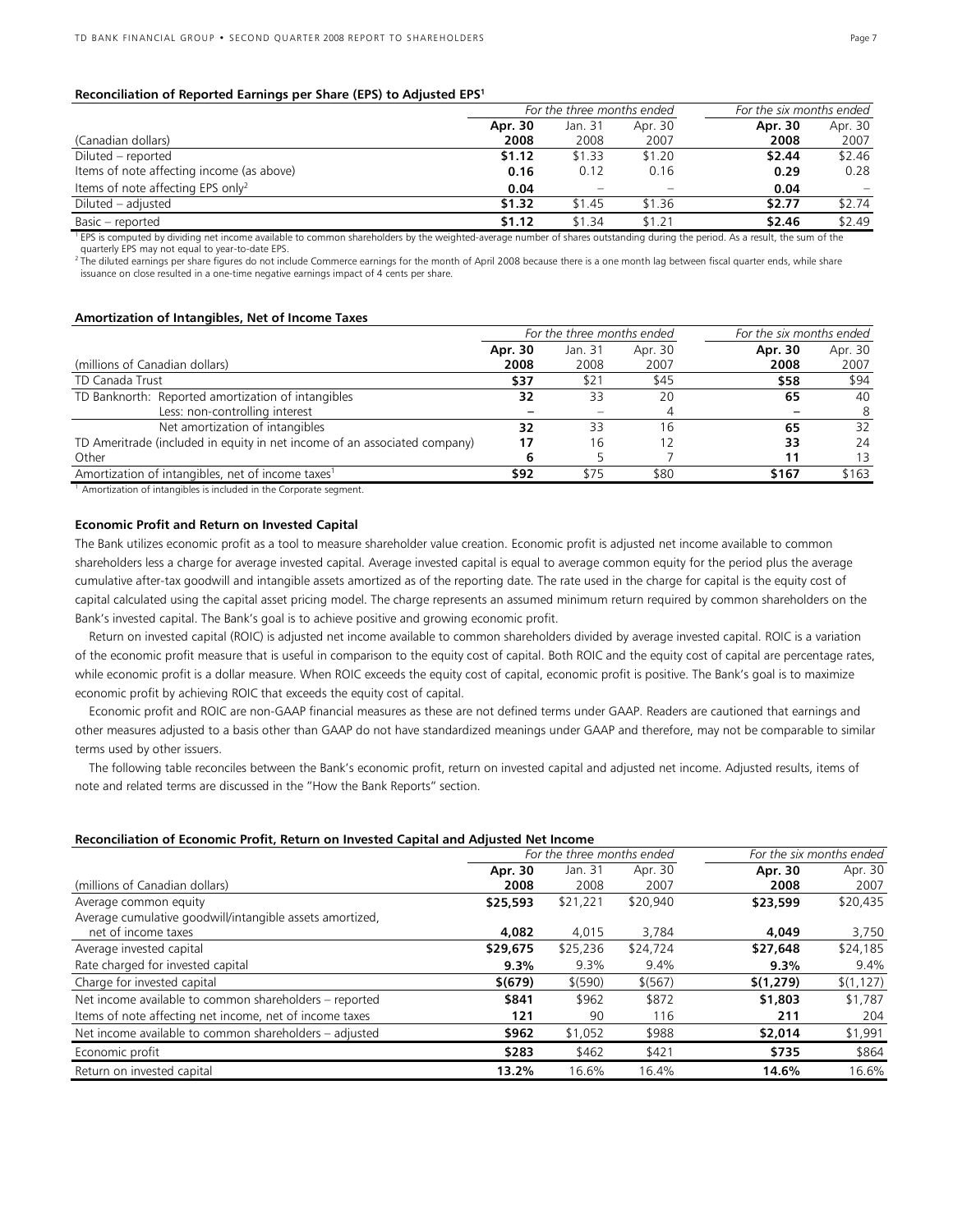**Reconciliation of Reported Earnings per Share (EPS) to Adjusted EPS[1]**

| | For the three months ended | | | For the six months ended | |
|---|---|---|---|---|---|
| | **Apr. 30** | Jan. 31 | Apr. 30 | **Apr. 30** | Apr. 30 |
| (Canadian dollars) | **2008** | 2008 | 2007 | **2008** | 2007 |
| Diluted – reported | **$1.12** | $1.33 | $1.20 | **$2.44** | $2.46 |
| Items of note affecting income (as above) | **0.16** | 0.12 | 0.16 | **0.29** | 0.28 |
| Items of note affecting EPS only[2] | **0.04** | – | – | **0.04** | – |
| Diluted – adjusted | **$1.32** | $1.45 | $1.36 | **$2.77** | $2.74 |
| Basic – reported | **$1.12** | $1.34 | $1.21 | **$2.46** | $2.49 |

[1] EPS is computed by dividing net income available to common shareholders by the weighted-average number of shares outstanding during the period. As a result, the sum of the quarterly EPS may not equal to year-to-date EPS.
[2] The diluted earnings per share figures do not include Commerce earnings for the month of April 2008 because there is a one month lag between fiscal quarter ends, while share issuance on close resulted in a one-time negative earnings impact of 4 cents per share.

**Amortization of Intangibles, Net of Income Taxes**

| | For the three months ended | | | For the six months ended | |
|---|---|---|---|---|---|
| | **Apr. 30** | Jan. 31 | Apr. 30 | **Apr. 30** | Apr. 30 |
| (millions of Canadian dollars) | **2008** | 2008 | 2007 | **2008** | 2007 |
| TD Canada Trust | **$37** | $21 | $45 | **$58** | $94 |
| TD Banknorth: Reported amortization of intangibles | **32** | 33 | 20 | **65** | 40 |
| Less: non-controlling interest | **–** | – | 4 | **–** | 8 |
| Net amortization of intangibles | **32** | 33 | 16 | **65** | 32 |
| TD Ameritrade (included in equity in net income of an associated company) | **17** | 16 | 12 | **33** | 24 |
| Other | **6** | 5 | 7 | **11** | 13 |
| Amortization of intangibles, net of income taxes[1] | **$92** | $75 | $80 | **$167** | $163 |

[1] Amortization of intangibles is included in the Corporate segment.

**Economic Profit and Return on Invested Capital**

The Bank utilizes economic profit as a tool to measure shareholder value creation. Economic profit is adjusted net income available to common shareholders less a charge for average invested capital. Average invested capital is equal to average common equity for the period plus the average cumulative after-tax goodwill and intangible assets amortized as of the reporting date. The rate used in the charge for capital is the equity cost of capital calculated using the capital asset pricing model. The charge represents an assumed minimum return required by common shareholders on the Bank's invested capital. The Bank's goal is to achieve positive and growing economic profit.

Return on invested capital (ROIC) is adjusted net income available to common shareholders divided by average invested capital. ROIC is a variation of the economic profit measure that is useful in comparison to the equity cost of capital. Both ROIC and the equity cost of capital are percentage rates, while economic profit is a dollar measure. When ROIC exceeds the equity cost of capital, economic profit is positive. The Bank's goal is to maximize economic profit by achieving ROIC that exceeds the equity cost of capital.

Economic profit and ROIC are non-GAAP financial measures as these are not defined terms under GAAP. Readers are cautioned that earnings and other measures adjusted to a basis other than GAAP do not have standardized meanings under GAAP and therefore, may not be comparable to similar terms used by other issuers.

The following table reconciles between the Bank's economic profit, return on invested capital and adjusted net income. Adjusted results, items of note and related terms are discussed in the "How the Bank Reports" section.

**Reconciliation of Economic Profit, Return on Invested Capital and Adjusted Net Income**

| | For the three months ended | | | For the six months ended | |
|---|---|---|---|---|---|
| | **Apr. 30** | Jan. 31 | Apr. 30 | **Apr. 30** | Apr. 30 |
| (millions of Canadian dollars) | **2008** | 2008 | 2007 | **2008** | 2007 |
| Average common equity | **$25,593** | $21,221 | $20,940 | **$23,599** | $20,435 |
| Average cumulative goodwill/intangible assets amortized, net of income taxes | **4,082** | 4,015 | 3,784 | **4,049** | 3,750 |
| Average invested capital | **$29,675** | $25,236 | $24,724 | **$27,648** | $24,185 |
| Rate charged for invested capital | **9.3%** | 9.3% | 9.4% | **9.3%** | 9.4% |
| Charge for invested capital | **$(679)** | $(590) | $(567) | **$(1,279)** | $(1,127) |
| Net income available to common shareholders – reported | **$841** | $962 | $872 | **$1,803** | $1,787 |
| Items of note affecting net income, net of income taxes | **121** | 90 | 116 | **211** | 204 |
| Net income available to common shareholders – adjusted | **$962** | $1,052 | $988 | **$2,014** | $1,991 |
| Economic profit | **$283** | $462 | $421 | **$735** | $864 |
| Return on invested capital | **13.2%** | 16.6% | 16.4% | **14.6%** | 16.6% |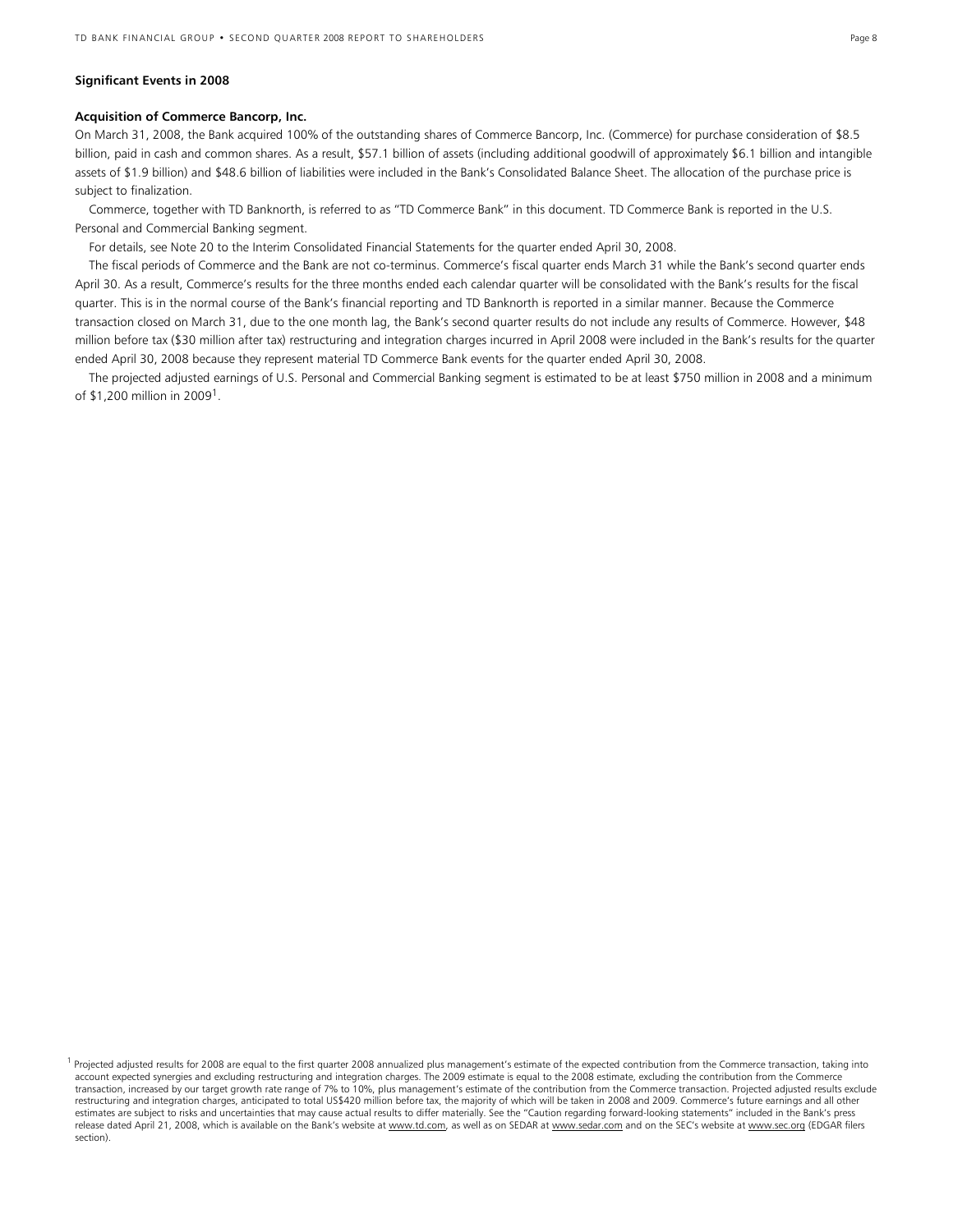## Significant Events in 2008

### Acquisition of Commerce Bancorp, Inc.

On March 31, 2008, the Bank acquired 100% of the outstanding shares of Commerce Bancorp, Inc. (Commerce) for purchase consideration of $8.5 billion, paid in cash and common shares. As a result, $57.1 billion of assets (including additional goodwill of approximately $6.1 billion and intangible assets of $1.9 billion) and $48.6 billion of liabilities were included in the Bank's Consolidated Balance Sheet. The allocation of the purchase price is subject to finalization.

Commerce, together with TD Banknorth, is referred to as "TD Commerce Bank" in this document. TD Commerce Bank is reported in the U.S. Personal and Commercial Banking segment.

For details, see Note 20 to the Interim Consolidated Financial Statements for the quarter ended April 30, 2008.

The fiscal periods of Commerce and the Bank are not co-terminus. Commerce's fiscal quarter ends March 31 while the Bank's second quarter ends April 30. As a result, Commerce's results for the three months ended each calendar quarter will be consolidated with the Bank's results for the fiscal quarter. This is in the normal course of the Bank's financial reporting and TD Banknorth is reported in a similar manner. Because the Commerce transaction closed on March 31, due to the one month lag, the Bank's second quarter results do not include any results of Commerce. However, $48 million before tax ($30 million after tax) restructuring and integration charges incurred in April 2008 were included in the Bank's results for the quarter ended April 30, 2008 because they represent material TD Commerce Bank events for the quarter ended April 30, 2008.

The projected adjusted earnings of U.S. Personal and Commercial Banking segment is estimated to be at least $750 million in 2008 and a minimum of $1,200 million in 2009[1].

[1] Projected adjusted results for 2008 are equal to the first quarter 2008 annualized plus management's estimate of the expected contribution from the Commerce transaction, taking into account expected synergies and excluding restructuring and integration charges. The 2009 estimate is equal to the 2008 estimate, excluding the contribution from the Commerce transaction, increased by our target growth rate range of 7% to 10%, plus management's estimate of the contribution from the Commerce transaction. Projected adjusted results exclude restructuring and integration charges, anticipated to total US$420 million before tax, the majority of which will be taken in 2008 and 2009. Commerce's future earnings and all other estimates are subject to risks and uncertainties that may cause actual results to differ materially. See the "Caution regarding forward-looking statements" included in the Bank's press release dated April 21, 2008, which is available on the Bank's website at www.td.com, as well as on SEDAR at www.sedar.com and on the SEC's website at www.sec.org (EDGAR filers section).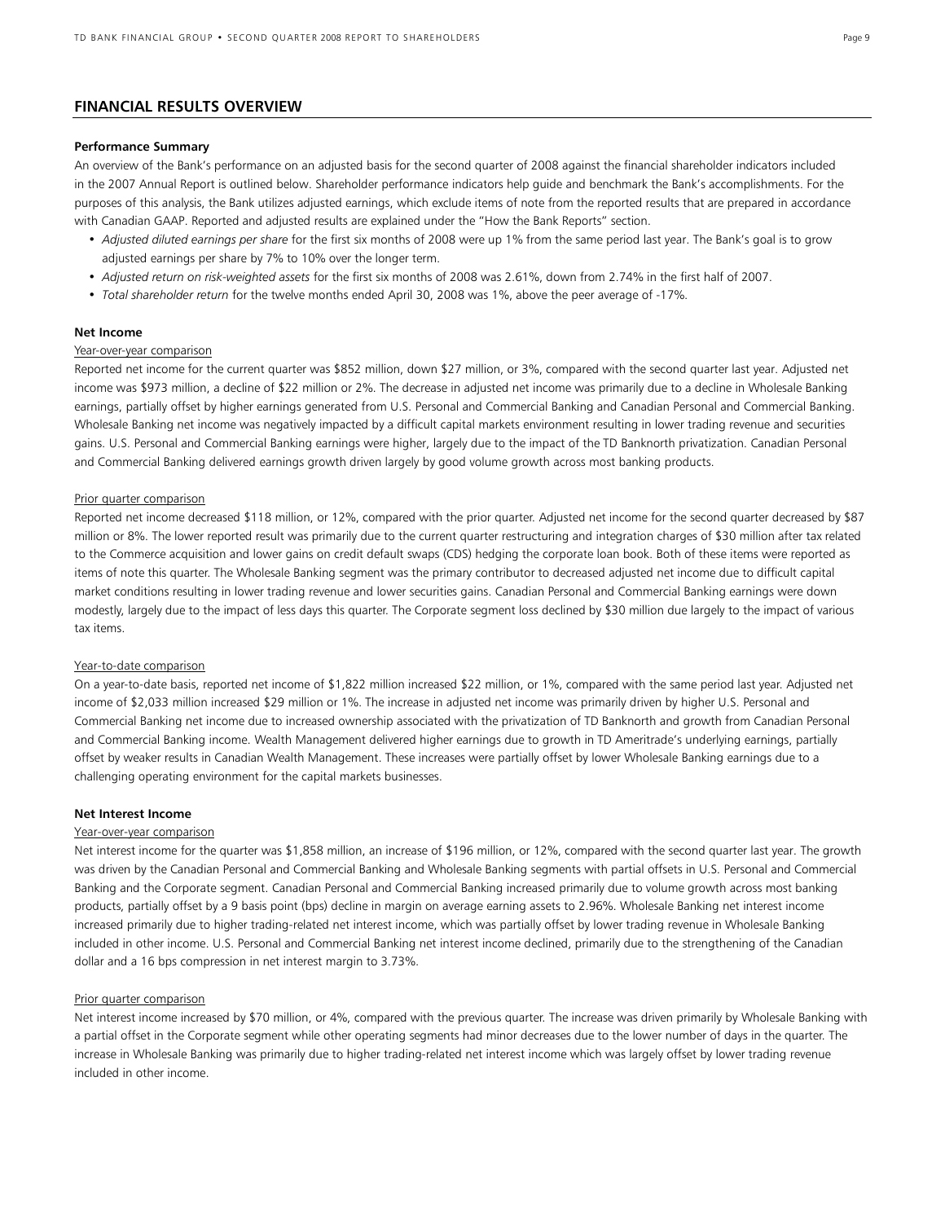## FINANCIAL RESULTS OVERVIEW

**Performance Summary**

An overview of the Bank's performance on an adjusted basis for the second quarter of 2008 against the financial shareholder indicators included in the 2007 Annual Report is outlined below. Shareholder performance indicators help guide and benchmark the Bank's accomplishments. For the purposes of this analysis, the Bank utilizes adjusted earnings, which exclude items of note from the reported results that are prepared in accordance with Canadian GAAP. Reported and adjusted results are explained under the "How the Bank Reports" section.

- *Adjusted diluted earnings per share* for the first six months of 2008 were up 1% from the same period last year. The Bank's goal is to grow adjusted earnings per share by 7% to 10% over the longer term.
- *Adjusted return on risk-weighted assets* for the first six months of 2008 was 2.61%, down from 2.74% in the first half of 2007.
- *Total shareholder return* for the twelve months ended April 30, 2008 was 1%, above the peer average of -17%.

**Net Income**

Year-over-year comparison

Reported net income for the current quarter was $852 million, down $27 million, or 3%, compared with the second quarter last year. Adjusted net income was $973 million, a decline of $22 million or 2%. The decrease in adjusted net income was primarily due to a decline in Wholesale Banking earnings, partially offset by higher earnings generated from U.S. Personal and Commercial Banking and Canadian Personal and Commercial Banking. Wholesale Banking net income was negatively impacted by a difficult capital markets environment resulting in lower trading revenue and securities gains. U.S. Personal and Commercial Banking earnings were higher, largely due to the impact of the TD Banknorth privatization. Canadian Personal and Commercial Banking delivered earnings growth driven largely by good volume growth across most banking products.

Prior quarter comparison

Reported net income decreased $118 million, or 12%, compared with the prior quarter. Adjusted net income for the second quarter decreased by $87 million or 8%. The lower reported result was primarily due to the current quarter restructuring and integration charges of $30 million after tax related to the Commerce acquisition and lower gains on credit default swaps (CDS) hedging the corporate loan book. Both of these items were reported as items of note this quarter. The Wholesale Banking segment was the primary contributor to decreased adjusted net income due to difficult capital market conditions resulting in lower trading revenue and lower securities gains. Canadian Personal and Commercial Banking earnings were down modestly, largely due to the impact of less days this quarter. The Corporate segment loss declined by $30 million due largely to the impact of various tax items.

Year-to-date comparison

On a year-to-date basis, reported net income of $1,822 million increased $22 million, or 1%, compared with the same period last year. Adjusted net income of $2,033 million increased $29 million or 1%. The increase in adjusted net income was primarily driven by higher U.S. Personal and Commercial Banking net income due to increased ownership associated with the privatization of TD Banknorth and growth from Canadian Personal and Commercial Banking income. Wealth Management delivered higher earnings due to growth in TD Ameritrade's underlying earnings, partially offset by weaker results in Canadian Wealth Management. These increases were partially offset by lower Wholesale Banking earnings due to a challenging operating environment for the capital markets businesses.

**Net Interest Income**

Year-over-year comparison

Net interest income for the quarter was $1,858 million, an increase of $196 million, or 12%, compared with the second quarter last year. The growth was driven by the Canadian Personal and Commercial Banking and Wholesale Banking segments with partial offsets in U.S. Personal and Commercial Banking and the Corporate segment. Canadian Personal and Commercial Banking increased primarily due to volume growth across most banking products, partially offset by a 9 basis point (bps) decline in margin on average earning assets to 2.96%. Wholesale Banking net interest income increased primarily due to higher trading-related net interest income, which was partially offset by lower trading revenue in Wholesale Banking included in other income. U.S. Personal and Commercial Banking net interest income declined, primarily due to the strengthening of the Canadian dollar and a 16 bps compression in net interest margin to 3.73%.

Prior quarter comparison

Net interest income increased by $70 million, or 4%, compared with the previous quarter. The increase was driven primarily by Wholesale Banking with a partial offset in the Corporate segment while other operating segments had minor decreases due to the lower number of days in the quarter. The increase in Wholesale Banking was primarily due to higher trading-related net interest income which was largely offset by lower trading revenue included in other income.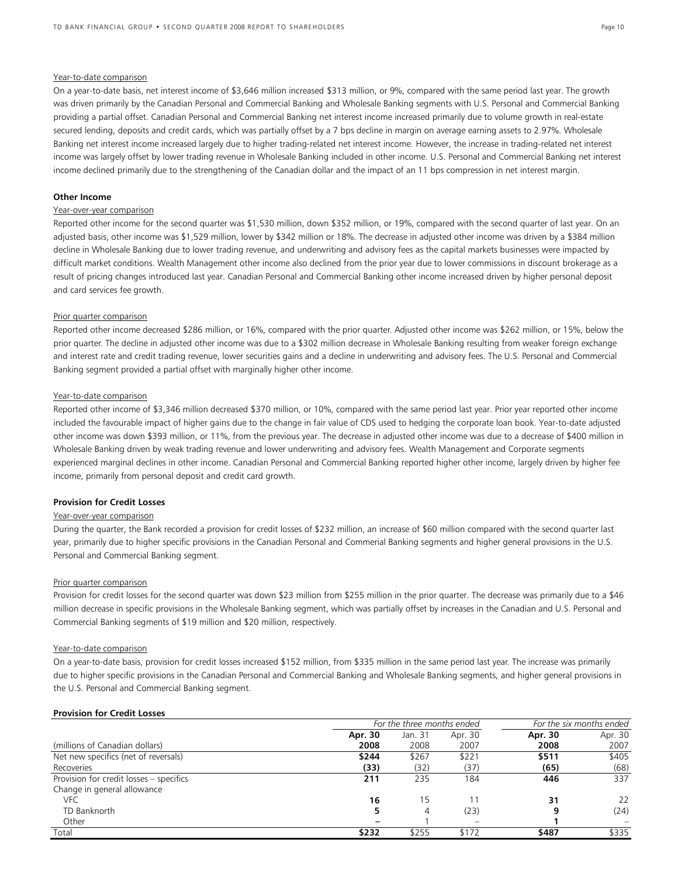Year-to-date comparison

On a year-to-date basis, net interest income of $3,646 million increased $313 million, or 9%, compared with the same period last year. The growth was driven primarily by the Canadian Personal and Commercial Banking and Wholesale Banking segments with U.S. Personal and Commercial Banking providing a partial offset. Canadian Personal and Commercial Banking net interest income increased primarily due to volume growth in real-estate secured lending, deposits and credit cards, which was partially offset by a 7 bps decline in margin on average earning assets to 2.97%. Wholesale Banking net interest income increased largely due to higher trading-related net interest income. However, the increase in trading-related net interest income was largely offset by lower trading revenue in Wholesale Banking included in other income. U.S. Personal and Commercial Banking net interest income declined primarily due to the strengthening of the Canadian dollar and the impact of an 11 bps compression in net interest margin.

**Other Income**

Year-over-year comparison

Reported other income for the second quarter was $1,530 million, down $352 million, or 19%, compared with the second quarter of last year. On an adjusted basis, other income was $1,529 million, lower by $342 million or 18%. The decrease in adjusted other income was driven by a $384 million decline in Wholesale Banking due to lower trading revenue, and underwriting and advisory fees as the capital markets businesses were impacted by difficult market conditions. Wealth Management other income also declined from the prior year due to lower commissions in discount brokerage as a result of pricing changes introduced last year. Canadian Personal and Commercial Banking other income increased driven by higher personal deposit and card services fee growth.

Prior quarter comparison

Reported other income decreased $286 million, or 16%, compared with the prior quarter. Adjusted other income was $262 million, or 15%, below the prior quarter. The decline in adjusted other income was due to a $302 million decrease in Wholesale Banking resulting from weaker foreign exchange and interest rate and credit trading revenue, lower securities gains and a decline in underwriting and advisory fees. The U.S. Personal and Commercial Banking segment provided a partial offset with marginally higher other income.

Year-to-date comparison

Reported other income of $3,346 million decreased $370 million, or 10%, compared with the same period last year. Prior year reported other income included the favourable impact of higher gains due to the change in fair value of CDS used to hedging the corporate loan book. Year-to-date adjusted other income was down $393 million, or 11%, from the previous year. The decrease in adjusted other income was due to a decrease of $400 million in Wholesale Banking driven by weak trading revenue and lower underwriting and advisory fees. Wealth Management and Corporate segments experienced marginal declines in other income. Canadian Personal and Commercial Banking reported higher other income, largely driven by higher fee income, primarily from personal deposit and credit card growth.

**Provision for Credit Losses**

Year-over-year comparison

During the quarter, the Bank recorded a provision for credit losses of $232 million, an increase of $60 million compared with the second quarter last year, primarily due to higher specific provisions in the Canadian Personal and Commerial Banking segments and higher general provisions in the U.S. Personal and Commercial Banking segment.

Prior quarter comparison

Provision for credit losses for the second quarter was down $23 million from $255 million in the prior quarter. The decrease was primarily due to a $46 million decrease in specific provisions in the Wholesale Banking segment, which was partially offset by increases in the Canadian and U.S. Personal and Commercial Banking segments of $19 million and $20 million, respectively.

Year-to-date comparison

On a year-to-date basis, provision for credit losses increased $152 million, from $335 million in the same period last year. The increase was primarily due to higher specific provisions in the Canadian Personal and Commercial Banking and Wholesale Banking segments, and higher general provisions in the U.S. Personal and Commercial Banking segment.

**Provision for Credit Losses**

| | *For the three months ended* | | | *For the six months ended* | |
|---|---|---|---|---|---|
| | **Apr. 30** | Jan. 31 | Apr. 30 | **Apr. 30** | Apr. 30 |
| (millions of Canadian dollars) | **2008** | 2008 | 2007 | **2008** | 2007 |
| Net new specifics (net of reversals) | **$244** | $267 | $221 | **$511** | $405 |
| Recoveries | **(33)** | (32) | (37) | **(65)** | (68) |
| Provision for credit losses – specifics | **211** | 235 | 184 | **446** | 337 |
| Change in general allowance | | | | | |
| VFC | **16** | 15 | 11 | **31** | 22 |
| TD Banknorth | **5** | 4 | (23) | **9** | (24) |
| Other | **–** | 1 | – | **1** | – |
| Total | **$232** | $255 | $172 | **$487** | $335 |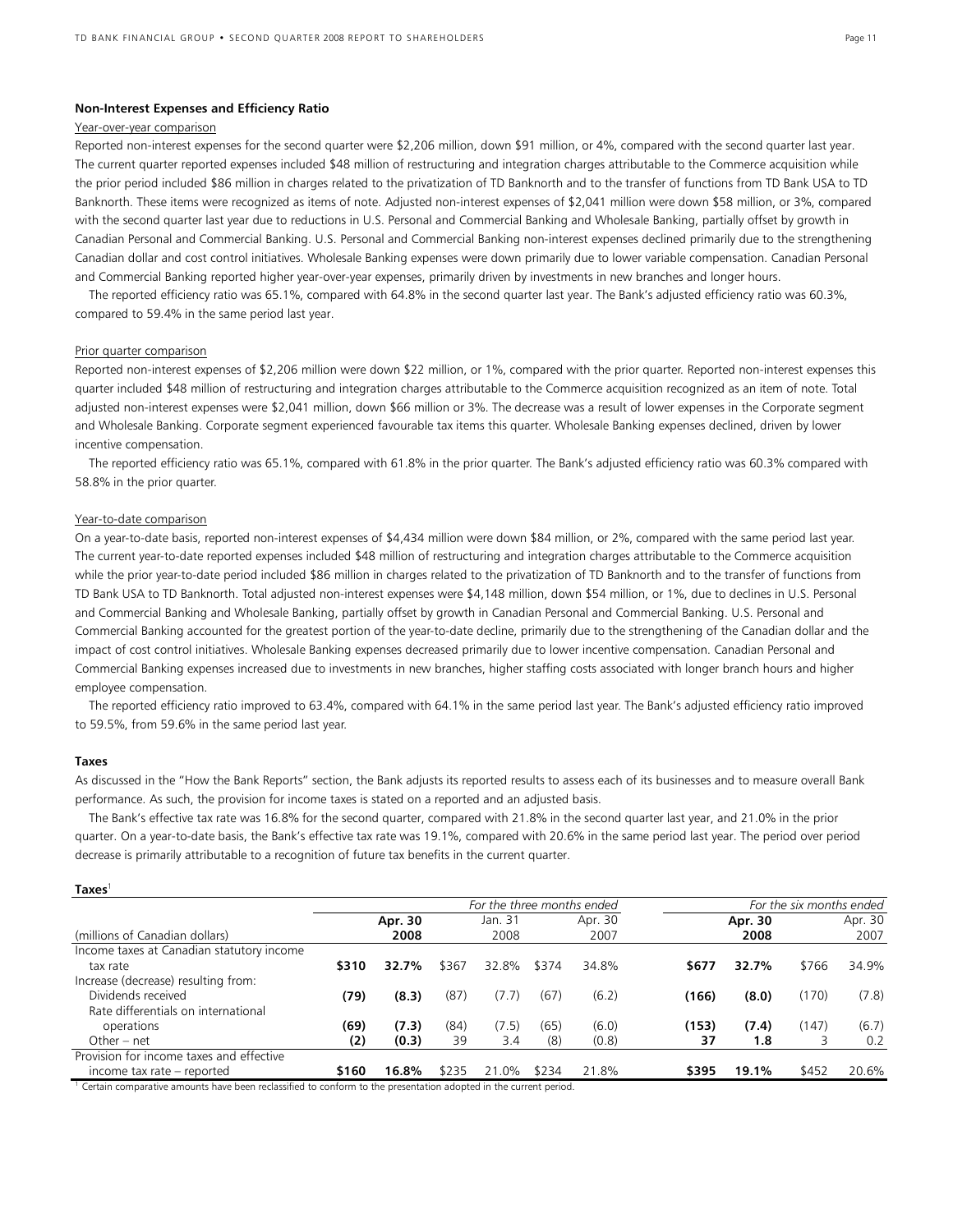### Non-Interest Expenses and Efficiency Ratio

Year-over-year comparison

Reported non-interest expenses for the second quarter were $2,206 million, down $91 million, or 4%, compared with the second quarter last year. The current quarter reported expenses included $48 million of restructuring and integration charges attributable to the Commerce acquisition while the prior period included $86 million in charges related to the privatization of TD Banknorth and to the transfer of functions from TD Bank USA to TD Banknorth. These items were recognized as items of note. Adjusted non-interest expenses of $2,041 million were down $58 million, or 3%, compared with the second quarter last year due to reductions in U.S. Personal and Commercial Banking and Wholesale Banking, partially offset by growth in Canadian Personal and Commercial Banking. U.S. Personal and Commercial Banking non-interest expenses declined primarily due to the strengthening Canadian dollar and cost control initiatives. Wholesale Banking expenses were down primarily due to lower variable compensation. Canadian Personal and Commercial Banking reported higher year-over-year expenses, primarily driven by investments in new branches and longer hours.

The reported efficiency ratio was 65.1%, compared with 64.8% in the second quarter last year. The Bank's adjusted efficiency ratio was 60.3%, compared to 59.4% in the same period last year.

Prior quarter comparison

Reported non-interest expenses of $2,206 million were down $22 million, or 1%, compared with the prior quarter. Reported non-interest expenses this quarter included $48 million of restructuring and integration charges attributable to the Commerce acquisition recognized as an item of note. Total adjusted non-interest expenses were $2,041 million, down $66 million or 3%. The decrease was a result of lower expenses in the Corporate segment and Wholesale Banking. Corporate segment experienced favourable tax items this quarter. Wholesale Banking expenses declined, driven by lower incentive compensation.

The reported efficiency ratio was 65.1%, compared with 61.8% in the prior quarter. The Bank's adjusted efficiency ratio was 60.3% compared with 58.8% in the prior quarter.

Year-to-date comparison

On a year-to-date basis, reported non-interest expenses of $4,434 million were down $84 million, or 2%, compared with the same period last year. The current year-to-date reported expenses included $48 million of restructuring and integration charges attributable to the Commerce acquisition while the prior year-to-date period included $86 million in charges related to the privatization of TD Banknorth and to the transfer of functions from TD Bank USA to TD Banknorth. Total adjusted non-interest expenses were $4,148 million, down $54 million, or 1%, due to declines in U.S. Personal and Commercial Banking and Wholesale Banking, partially offset by growth in Canadian Personal and Commercial Banking. U.S. Personal and Commercial Banking accounted for the greatest portion of the year-to-date decline, primarily due to the strengthening of the Canadian dollar and the impact of cost control initiatives. Wholesale Banking expenses decreased primarily due to lower incentive compensation. Canadian Personal and Commercial Banking expenses increased due to investments in new branches, higher staffing costs associated with longer branch hours and higher employee compensation.

The reported efficiency ratio improved to 63.4%, compared with 64.1% in the same period last year. The Bank's adjusted efficiency ratio improved to 59.5%, from 59.6% in the same period last year.

### Taxes

As discussed in the "How the Bank Reports" section, the Bank adjusts its reported results to assess each of its businesses and to measure overall Bank performance. As such, the provision for income taxes is stated on a reported and an adjusted basis.

The Bank's effective tax rate was 16.8% for the second quarter, compared with 21.8% in the second quarter last year, and 21.0% in the prior quarter. On a year-to-date basis, the Bank's effective tax rate was 19.1%, compared with 20.6% in the same period last year. The period over period decrease is primarily attributable to a recognition of future tax benefits in the current quarter.

**Taxes**[1]

| | *For the three months ended* | | | | | | *For the six months ended* | | | |
|---|---|---|---|---|---|---|---|---|---|---|
| (millions of Canadian dollars) | **Apr. 30 2008** | | Jan. 31 2008 | | Apr. 30 2007 | | **Apr. 30 2008** | | Apr. 30 2007 | |
| Income taxes at Canadian statutory income tax rate | **$310** | **32.7%** | $367 | 32.8% | $374 | 34.8% | **$677** | **32.7%** | $766 | 34.9% |
| Increase (decrease) resulting from: | | | | | | | | | | |
| Dividends received | **(79)** | **(8.3)** | (87) | (7.7) | (67) | (6.2) | **(166)** | **(8.0)** | (170) | (7.8) |
| Rate differentials on international operations | **(69)** | **(7.3)** | (84) | (7.5) | (65) | (6.0) | **(153)** | **(7.4)** | (147) | (6.7) |
| Other – net | **(2)** | **(0.3)** | 39 | 3.4 | (8) | (0.8) | **37** | **1.8** | 3 | 0.2 |
| Provision for income taxes and effective income tax rate – reported | **$160** | **16.8%** | $235 | 21.0% | $234 | 21.8% | **$395** | **19.1%** | $452 | 20.6% |

[1] Certain comparative amounts have been reclassified to conform to the presentation adopted in the current period.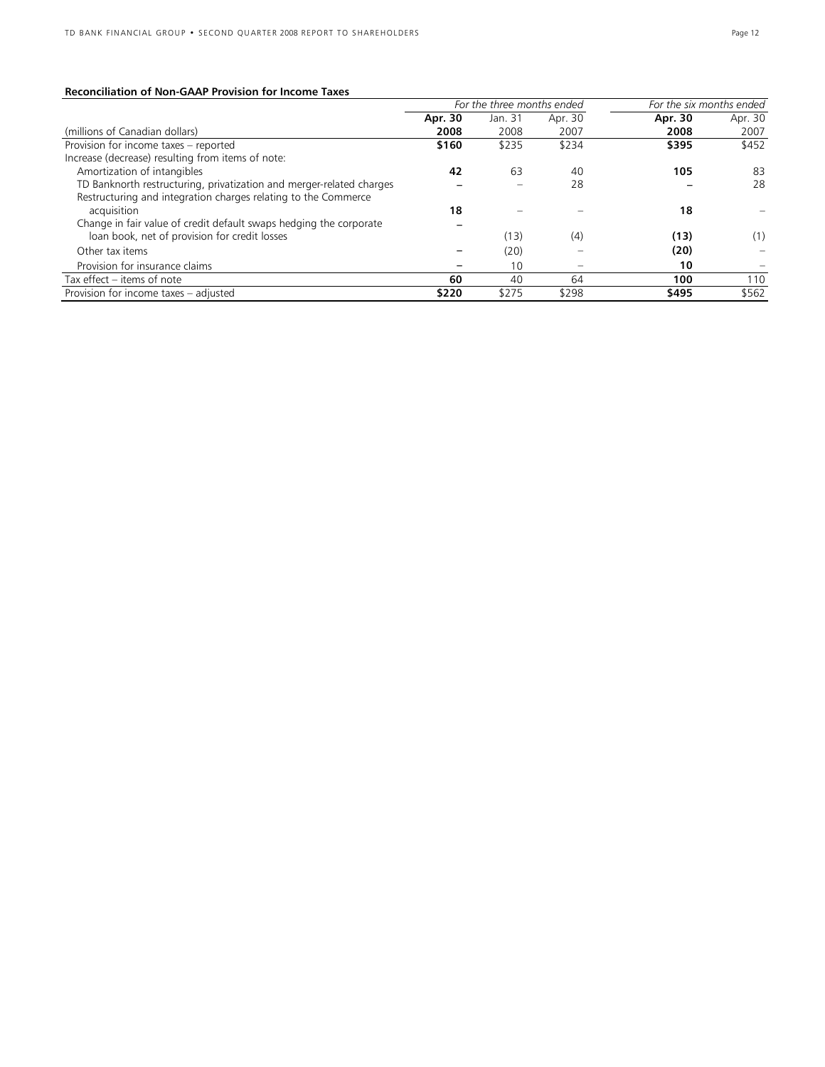**Reconciliation of Non-GAAP Provision for Income Taxes**

| | *For the three months ended* | | | *For the six months ended* | |
|---|---|---|---|---|---|
| | **Apr. 30** | Jan. 31 | Apr. 30 | **Apr. 30** | Apr. 30 |
| (millions of Canadian dollars) | **2008** | 2008 | 2007 | **2008** | 2007 |
| Provision for income taxes – reported | **$160** | $235 | $234 | **$395** | $452 |
| Increase (decrease) resulting from items of note: | | | | | |
| Amortization of intangibles | **42** | 63 | 40 | **105** | 83 |
| TD Banknorth restructuring, privatization and merger-related charges | **–** | – | 28 | **–** | 28 |
| Restructuring and integration charges relating to the Commerce acquisition | **18** | – | – | **18** | – |
| Change in fair value of credit default swaps hedging the corporate loan book, net of provision for credit losses | **–** | (13) | (4) | **(13)** | (1) |
| Other tax items | **–** | (20) | – | **(20)** | – |
| Provision for insurance claims | **–** | 10 | – | **10** | – |
| Tax effect – items of note | **60** | 40 | 64 | **100** | 110 |
| Provision for income taxes – adjusted | **$220** | $275 | $298 | **$495** | $562 |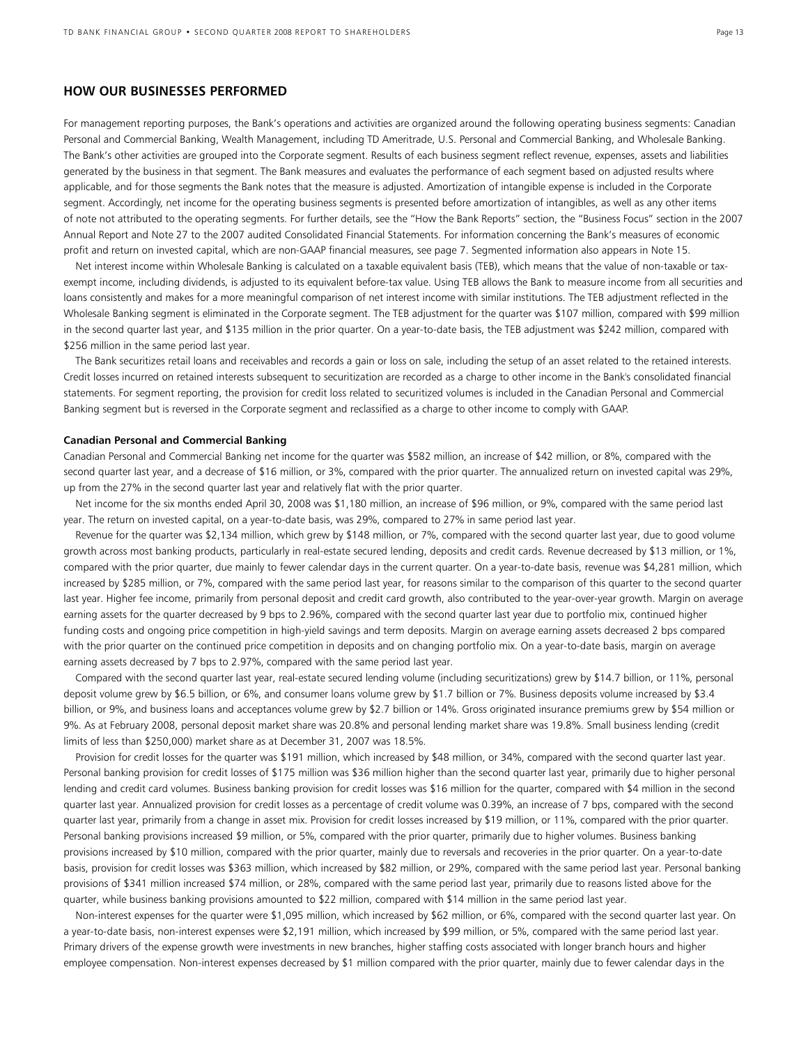## HOW OUR BUSINESSES PERFORMED

For management reporting purposes, the Bank's operations and activities are organized around the following operating business segments: Canadian Personal and Commercial Banking, Wealth Management, including TD Ameritrade, U.S. Personal and Commercial Banking, and Wholesale Banking. The Bank's other activities are grouped into the Corporate segment. Results of each business segment reflect revenue, expenses, assets and liabilities generated by the business in that segment. The Bank measures and evaluates the performance of each segment based on adjusted results where applicable, and for those segments the Bank notes that the measure is adjusted. Amortization of intangible expense is included in the Corporate segment. Accordingly, net income for the operating business segments is presented before amortization of intangibles, as well as any other items of note not attributed to the operating segments. For further details, see the "How the Bank Reports" section, the "Business Focus" section in the 2007 Annual Report and Note 27 to the 2007 audited Consolidated Financial Statements. For information concerning the Bank's measures of economic profit and return on invested capital, which are non-GAAP financial measures, see page 7. Segmented information also appears in Note 15.

Net interest income within Wholesale Banking is calculated on a taxable equivalent basis (TEB), which means that the value of non-taxable or tax-exempt income, including dividends, is adjusted to its equivalent before-tax value. Using TEB allows the Bank to measure income from all securities and loans consistently and makes for a more meaningful comparison of net interest income with similar institutions. The TEB adjustment reflected in the Wholesale Banking segment is eliminated in the Corporate segment. The TEB adjustment for the quarter was $107 million, compared with $99 million in the second quarter last year, and $135 million in the prior quarter. On a year-to-date basis, the TEB adjustment was $242 million, compared with $256 million in the same period last year.

The Bank securitizes retail loans and receivables and records a gain or loss on sale, including the setup of an asset related to the retained interests. Credit losses incurred on retained interests subsequent to securitization are recorded as a charge to other income in the Bank's consolidated financial statements. For segment reporting, the provision for credit loss related to securitized volumes is included in the Canadian Personal and Commercial Banking segment but is reversed in the Corporate segment and reclassified as a charge to other income to comply with GAAP.

### Canadian Personal and Commercial Banking

Canadian Personal and Commercial Banking net income for the quarter was $582 million, an increase of $42 million, or 8%, compared with the second quarter last year, and a decrease of $16 million, or 3%, compared with the prior quarter. The annualized return on invested capital was 29%, up from the 27% in the second quarter last year and relatively flat with the prior quarter.

Net income for the six months ended April 30, 2008 was $1,180 million, an increase of $96 million, or 9%, compared with the same period last year. The return on invested capital, on a year-to-date basis, was 29%, compared to 27% in same period last year.

Revenue for the quarter was $2,134 million, which grew by $148 million, or 7%, compared with the second quarter last year, due to good volume growth across most banking products, particularly in real-estate secured lending, deposits and credit cards. Revenue decreased by $13 million, or 1%, compared with the prior quarter, due mainly to fewer calendar days in the current quarter. On a year-to-date basis, revenue was $4,281 million, which increased by $285 million, or 7%, compared with the same period last year, for reasons similar to the comparison of this quarter to the second quarter last year. Higher fee income, primarily from personal deposit and credit card growth, also contributed to the year-over-year growth. Margin on average earning assets for the quarter decreased by 9 bps to 2.96%, compared with the second quarter last year due to portfolio mix, continued higher funding costs and ongoing price competition in high-yield savings and term deposits. Margin on average earning assets decreased 2 bps compared with the prior quarter on the continued price competition in deposits and on changing portfolio mix. On a year-to-date basis, margin on average earning assets decreased by 7 bps to 2.97%, compared with the same period last year.

Compared with the second quarter last year, real-estate secured lending volume (including securitizations) grew by $14.7 billion, or 11%, personal deposit volume grew by $6.5 billion, or 6%, and consumer loans volume grew by $1.7 billion or 7%. Business deposits volume increased by $3.4 billion, or 9%, and business loans and acceptances volume grew by $2.7 billion or 14%. Gross originated insurance premiums grew by $54 million or 9%. As at February 2008, personal deposit market share was 20.8% and personal lending market share was 19.8%. Small business lending (credit limits of less than $250,000) market share as at December 31, 2007 was 18.5%.

Provision for credit losses for the quarter was $191 million, which increased by $48 million, or 34%, compared with the second quarter last year. Personal banking provision for credit losses of $175 million was $36 million higher than the second quarter last year, primarily due to higher personal lending and credit card volumes. Business banking provision for credit losses was $16 million for the quarter, compared with $4 million in the second quarter last year. Annualized provision for credit losses as a percentage of credit volume was 0.39%, an increase of 7 bps, compared with the second quarter last year, primarily from a change in asset mix. Provision for credit losses increased by $19 million, or 11%, compared with the prior quarter. Personal banking provisions increased $9 million, or 5%, compared with the prior quarter, primarily due to higher volumes. Business banking provisions increased by $10 million, compared with the prior quarter, mainly due to reversals and recoveries in the prior quarter. On a year-to-date basis, provision for credit losses was $363 million, which increased by $82 million, or 29%, compared with the same period last year. Personal banking provisions of $341 million increased $74 million, or 28%, compared with the same period last year, primarily due to reasons listed above for the quarter, while business banking provisions amounted to $22 million, compared with $14 million in the same period last year.

Non-interest expenses for the quarter were $1,095 million, which increased by $62 million, or 6%, compared with the second quarter last year. On a year-to-date basis, non-interest expenses were $2,191 million, which increased by $99 million, or 5%, compared with the same period last year. Primary drivers of the expense growth were investments in new branches, higher staffing costs associated with longer branch hours and higher employee compensation. Non-interest expenses decreased by $1 million compared with the prior quarter, mainly due to fewer calendar days in the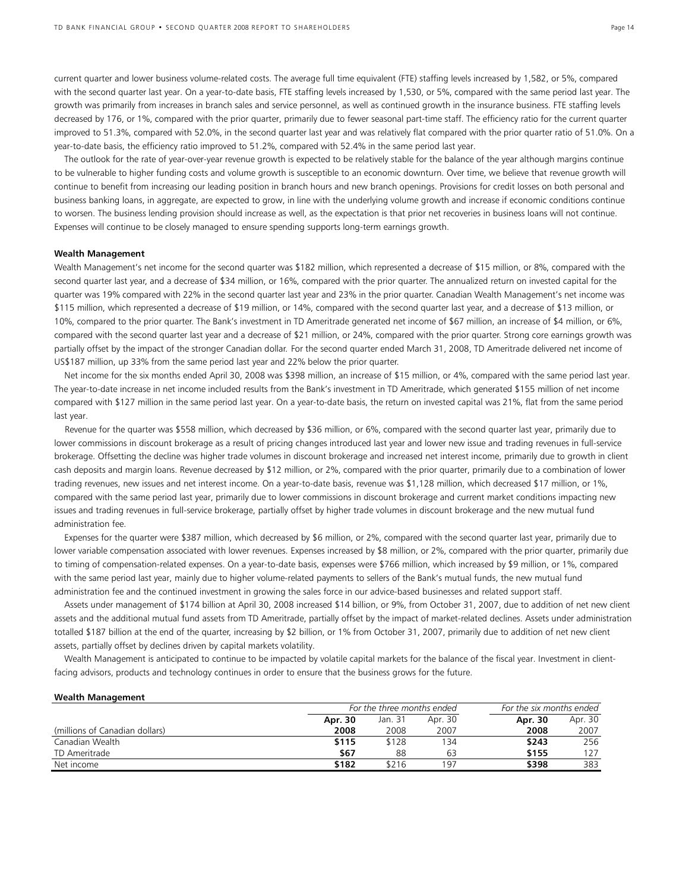current quarter and lower business volume-related costs. The average full time equivalent (FTE) staffing levels increased by 1,582, or 5%, compared with the second quarter last year. On a year-to-date basis, FTE staffing levels increased by 1,530, or 5%, compared with the same period last year. The growth was primarily from increases in branch sales and service personnel, as well as continued growth in the insurance business. FTE staffing levels decreased by 176, or 1%, compared with the prior quarter, primarily due to fewer seasonal part-time staff. The efficiency ratio for the current quarter improved to 51.3%, compared with 52.0%, in the second quarter last year and was relatively flat compared with the prior quarter ratio of 51.0%. On a year-to-date basis, the efficiency ratio improved to 51.2%, compared with 52.4% in the same period last year.

The outlook for the rate of year-over-year revenue growth is expected to be relatively stable for the balance of the year although margins continue to be vulnerable to higher funding costs and volume growth is susceptible to an economic downturn. Over time, we believe that revenue growth will continue to benefit from increasing our leading position in branch hours and new branch openings. Provisions for credit losses on both personal and business banking loans, in aggregate, are expected to grow, in line with the underlying volume growth and increase if economic conditions continue to worsen. The business lending provision should increase as well, as the expectation is that prior net recoveries in business loans will not continue. Expenses will continue to be closely managed to ensure spending supports long-term earnings growth.

**Wealth Management**

Wealth Management's net income for the second quarter was $182 million, which represented a decrease of $15 million, or 8%, compared with the second quarter last year, and a decrease of $34 million, or 16%, compared with the prior quarter. The annualized return on invested capital for the quarter was 19% compared with 22% in the second quarter last year and 23% in the prior quarter. Canadian Wealth Management's net income was $115 million, which represented a decrease of $19 million, or 14%, compared with the second quarter last year, and a decrease of $13 million, or 10%, compared to the prior quarter. The Bank's investment in TD Ameritrade generated net income of $67 million, an increase of $4 million, or 6%, compared with the second quarter last year and a decrease of $21 million, or 24%, compared with the prior quarter. Strong core earnings growth was partially offset by the impact of the stronger Canadian dollar. For the second quarter ended March 31, 2008, TD Ameritrade delivered net income of US$187 million, up 33% from the same period last year and 22% below the prior quarter.

Net income for the six months ended April 30, 2008 was $398 million, an increase of $15 million, or 4%, compared with the same period last year. The year-to-date increase in net income included results from the Bank's investment in TD Ameritrade, which generated $155 million of net income compared with $127 million in the same period last year. On a year-to-date basis, the return on invested capital was 21%, flat from the same period last year.

Revenue for the quarter was $558 million, which decreased by $36 million, or 6%, compared with the second quarter last year, primarily due to lower commissions in discount brokerage as a result of pricing changes introduced last year and lower new issue and trading revenues in full-service brokerage. Offsetting the decline was higher trade volumes in discount brokerage and increased net interest income, primarily due to growth in client cash deposits and margin loans. Revenue decreased by $12 million, or 2%, compared with the prior quarter, primarily due to a combination of lower trading revenues, new issues and net interest income. On a year-to-date basis, revenue was $1,128 million, which decreased $17 million, or 1%, compared with the same period last year, primarily due to lower commissions in discount brokerage and current market conditions impacting new issues and trading revenues in full-service brokerage, partially offset by higher trade volumes in discount brokerage and the new mutual fund administration fee.

Expenses for the quarter were $387 million, which decreased by $6 million, or 2%, compared with the second quarter last year, primarily due to lower variable compensation associated with lower revenues. Expenses increased by $8 million, or 2%, compared with the prior quarter, primarily due to timing of compensation-related expenses. On a year-to-date basis, expenses were $766 million, which increased by $9 million, or 1%, compared with the same period last year, mainly due to higher volume-related payments to sellers of the Bank's mutual funds, the new mutual fund administration fee and the continued investment in growing the sales force in our advice-based businesses and related support staff.

Assets under management of $174 billion at April 30, 2008 increased $14 billion, or 9%, from October 31, 2007, due to addition of net new client assets and the additional mutual fund assets from TD Ameritrade, partially offset by the impact of market-related declines. Assets under administration totalled $187 billion at the end of the quarter, increasing by $2 billion, or 1% from October 31, 2007, primarily due to addition of net new client assets, partially offset by declines driven by capital markets volatility.

Wealth Management is anticipated to continue to be impacted by volatile capital markets for the balance of the fiscal year. Investment in client-facing advisors, products and technology continues in order to ensure that the business grows for the future.

**Wealth Management**

| | *For the three months ended* | | | *For the six months ended* | |
|---|---|---|---|---|---|
| (millions of Canadian dollars) | **Apr. 30 2008** | Jan. 31 2008 | Apr. 30 2007 | **Apr. 30 2008** | Apr. 30 2007 |
| Canadian Wealth | **$115** | $128 | 134 | **$243** | 256 |
| TD Ameritrade | **$67** | 88 | 63 | **$155** | 127 |
| Net income | **$182** | $216 | 197 | **$398** | 383 |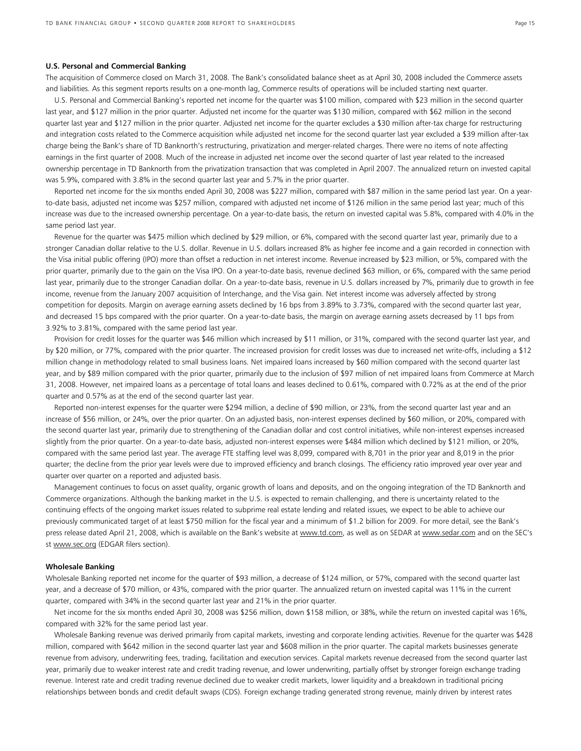### U.S. Personal and Commercial Banking

The acquisition of Commerce closed on March 31, 2008. The Bank's consolidated balance sheet as at April 30, 2008 included the Commerce assets and liabilities. As this segment reports results on a one-month lag, Commerce results of operations will be included starting next quarter.

U.S. Personal and Commercial Banking's reported net income for the quarter was $100 million, compared with $23 million in the second quarter last year, and $127 million in the prior quarter. Adjusted net income for the quarter was $130 million, compared with $62 million in the second quarter last year and $127 million in the prior quarter. Adjusted net income for the quarter excludes a $30 million after-tax charge for restructuring and integration costs related to the Commerce acquisition while adjusted net income for the second quarter last year excluded a $39 million after-tax charge being the Bank's share of TD Banknorth's restructuring, privatization and merger-related charges. There were no items of note affecting earnings in the first quarter of 2008. Much of the increase in adjusted net income over the second quarter of last year related to the increased ownership percentage in TD Banknorth from the privatization transaction that was completed in April 2007. The annualized return on invested capital was 5.9%, compared with 3.8% in the second quarter last year and 5.7% in the prior quarter.

Reported net income for the six months ended April 30, 2008 was $227 million, compared with $87 million in the same period last year. On a year-to-date basis, adjusted net income was $257 million, compared with adjusted net income of $126 million in the same period last year; much of this increase was due to the increased ownership percentage. On a year-to-date basis, the return on invested capital was 5.8%, compared with 4.0% in the same period last year.

Revenue for the quarter was $475 million which declined by $29 million, or 6%, compared with the second quarter last year, primarily due to a stronger Canadian dollar relative to the U.S. dollar. Revenue in U.S. dollars increased 8% as higher fee income and a gain recorded in connection with the Visa initial public offering (IPO) more than offset a reduction in net interest income. Revenue increased by $23 million, or 5%, compared with the prior quarter, primarily due to the gain on the Visa IPO. On a year-to-date basis, revenue declined $63 million, or 6%, compared with the same period last year, primarily due to the stronger Canadian dollar. On a year-to-date basis, revenue in U.S. dollars increased by 7%, primarily due to growth in fee income, revenue from the January 2007 acquisition of Interchange, and the Visa gain. Net interest income was adversely affected by strong competition for deposits. Margin on average earning assets declined by 16 bps from 3.89% to 3.73%, compared with the second quarter last year, and decreased 15 bps compared with the prior quarter. On a year-to-date basis, the margin on average earning assets decreased by 11 bps from 3.92% to 3.81%, compared with the same period last year.

Provision for credit losses for the quarter was $46 million which increased by $11 million, or 31%, compared with the second quarter last year, and by $20 million, or 77%, compared with the prior quarter. The increased provision for credit losses was due to increased net write-offs, including a $12 million change in methodology related to small business loans. Net impaired loans increased by $60 million compared with the second quarter last year, and by $89 million compared with the prior quarter, primarily due to the inclusion of $97 million of net impaired loans from Commerce at March 31, 2008. However, net impaired loans as a percentage of total loans and leases declined to 0.61%, compared with 0.72% as at the end of the prior quarter and 0.57% as at the end of the second quarter last year.

Reported non-interest expenses for the quarter were $294 million, a decline of $90 million, or 23%, from the second quarter last year and an increase of $56 million, or 24%, over the prior quarter. On an adjusted basis, non-interest expenses declined by $60 million, or 20%, compared with the second quarter last year, primarily due to strengthening of the Canadian dollar and cost control initiatives, while non-interest expenses increased slightly from the prior quarter. On a year-to-date basis, adjusted non-interest expenses were $484 million which declined by $121 million, or 20%, compared with the same period last year. The average FTE staffing level was 8,099, compared with 8,701 in the prior year and 8,019 in the prior quarter; the decline from the prior year levels were due to improved efficiency and branch closings. The efficiency ratio improved year over year and quarter over quarter on a reported and adjusted basis.

Management continues to focus on asset quality, organic growth of loans and deposits, and on the ongoing integration of the TD Banknorth and Commerce organizations. Although the banking market in the U.S. is expected to remain challenging, and there is uncertainty related to the continuing effects of the ongoing market issues related to subprime real estate lending and related issues, we expect to be able to achieve our previously communicated target of at least $750 million for the fiscal year and a minimum of $1.2 billion for 2009. For more detail, see the Bank's press release dated April 21, 2008, which is available on the Bank's website at www.td.com, as well as on SEDAR at www.sedar.com and on the SEC's st www.sec.org (EDGAR filers section).

### Wholesale Banking

Wholesale Banking reported net income for the quarter of $93 million, a decrease of $124 million, or 57%, compared with the second quarter last year, and a decrease of $70 million, or 43%, compared with the prior quarter. The annualized return on invested capital was 11% in the current quarter, compared with 34% in the second quarter last year and 21% in the prior quarter.

Net income for the six months ended April 30, 2008 was $256 million, down $158 million, or 38%, while the return on invested capital was 16%, compared with 32% for the same period last year.

Wholesale Banking revenue was derived primarily from capital markets, investing and corporate lending activities. Revenue for the quarter was $428 million, compared with $642 million in the second quarter last year and $608 million in the prior quarter. The capital markets businesses generate revenue from advisory, underwriting fees, trading, facilitation and execution services. Capital markets revenue decreased from the second quarter last year, primarily due to weaker interest rate and credit trading revenue, and lower underwriting, partially offset by stronger foreign exchange trading revenue. Interest rate and credit trading revenue declined due to weaker credit markets, lower liquidity and a breakdown in traditional pricing relationships between bonds and credit default swaps (CDS). Foreign exchange trading generated strong revenue, mainly driven by interest rates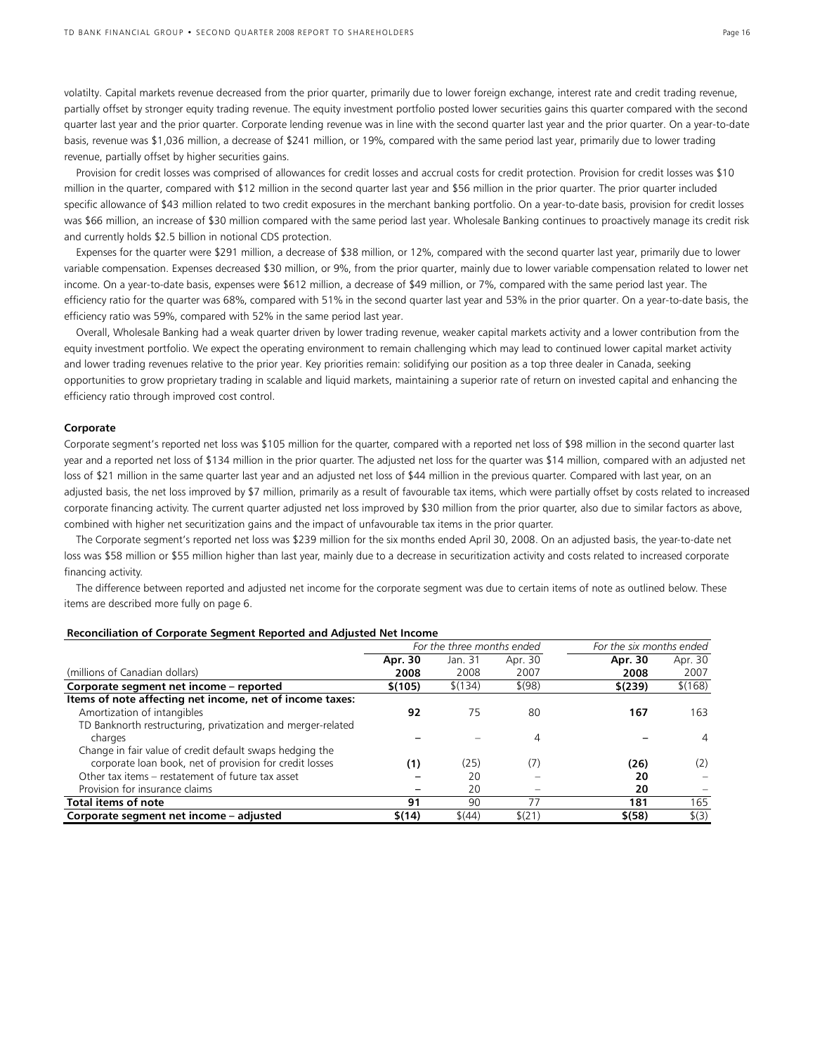volatilty. Capital markets revenue decreased from the prior quarter, primarily due to lower foreign exchange, interest rate and credit trading revenue, partially offset by stronger equity trading revenue. The equity investment portfolio posted lower securities gains this quarter compared with the second quarter last year and the prior quarter. Corporate lending revenue was in line with the second quarter last year and the prior quarter. On a year-to-date basis, revenue was $1,036 million, a decrease of $241 million, or 19%, compared with the same period last year, primarily due to lower trading revenue, partially offset by higher securities gains.

Provision for credit losses was comprised of allowances for credit losses and accrual costs for credit protection. Provision for credit losses was $10 million in the quarter, compared with $12 million in the second quarter last year and $56 million in the prior quarter. The prior quarter included specific allowance of $43 million related to two credit exposures in the merchant banking portfolio. On a year-to-date basis, provision for credit losses was $66 million, an increase of $30 million compared with the same period last year. Wholesale Banking continues to proactively manage its credit risk and currently holds $2.5 billion in notional CDS protection.

Expenses for the quarter were $291 million, a decrease of $38 million, or 12%, compared with the second quarter last year, primarily due to lower variable compensation. Expenses decreased $30 million, or 9%, from the prior quarter, mainly due to lower variable compensation related to lower net income. On a year-to-date basis, expenses were $612 million, a decrease of $49 million, or 7%, compared with the same period last year. The efficiency ratio for the quarter was 68%, compared with 51% in the second quarter last year and 53% in the prior quarter. On a year-to-date basis, the efficiency ratio was 59%, compared with 52% in the same period last year.

Overall, Wholesale Banking had a weak quarter driven by lower trading revenue, weaker capital markets activity and a lower contribution from the equity investment portfolio. We expect the operating environment to remain challenging which may lead to continued lower capital market activity and lower trading revenues relative to the prior year. Key priorities remain: solidifying our position as a top three dealer in Canada, seeking opportunities to grow proprietary trading in scalable and liquid markets, maintaining a superior rate of return on invested capital and enhancing the efficiency ratio through improved cost control.

### Corporate

Corporate segment's reported net loss was $105 million for the quarter, compared with a reported net loss of $98 million in the second quarter last year and a reported net loss of $134 million in the prior quarter. The adjusted net loss for the quarter was $14 million, compared with an adjusted net loss of $21 million in the same quarter last year and an adjusted net loss of $44 million in the previous quarter. Compared with last year, on an adjusted basis, the net loss improved by $7 million, primarily as a result of favourable tax items, which were partially offset by costs related to increased corporate financing activity. The current quarter adjusted net loss improved by $30 million from the prior quarter, also due to similar factors as above, combined with higher net securitization gains and the impact of unfavourable tax items in the prior quarter.

The Corporate segment's reported net loss was $239 million for the six months ended April 30, 2008. On an adjusted basis, the year-to-date net loss was $58 million or $55 million higher than last year, mainly due to a decrease in securitization activity and costs related to increased corporate financing activity.

The difference between reported and adjusted net income for the corporate segment was due to certain items of note as outlined below. These items are described more fully on page 6.

**Reconciliation of Corporate Segment Reported and Adjusted Net Income**

| | *For the three months ended* | | | *For the six months ended* | |
|---|---|---|---|---|---|
| (millions of Canadian dollars) | **Apr. 30 2008** | Jan. 31 2008 | Apr. 30 2007 | **Apr. 30 2008** | Apr. 30 2007 |
| **Corporate segment net income – reported** | **$(105)** | $(134) | $(98) | **$(239)** | $(168) |
| **Items of note affecting net income, net of income taxes:** | | | | | |
| Amortization of intangibles | **92** | 75 | 80 | **167** | 163 |
| TD Banknorth restructuring, privatization and merger-related charges | **–** | – | 4 | **–** | 4 |
| Change in fair value of credit default swaps hedging the corporate loan book, net of provision for credit losses | **(1)** | (25) | (7) | **(26)** | (2) |
| Other tax items – restatement of future tax asset | **–** | 20 | – | **20** | – |
| Provision for insurance claims | **–** | 20 | – | **20** | – |
| **Total items of note** | **91** | 90 | 77 | **181** | 165 |
| **Corporate segment net income – adjusted** | **$(14)** | $(44) | $(21) | **$(58)** | $(3) |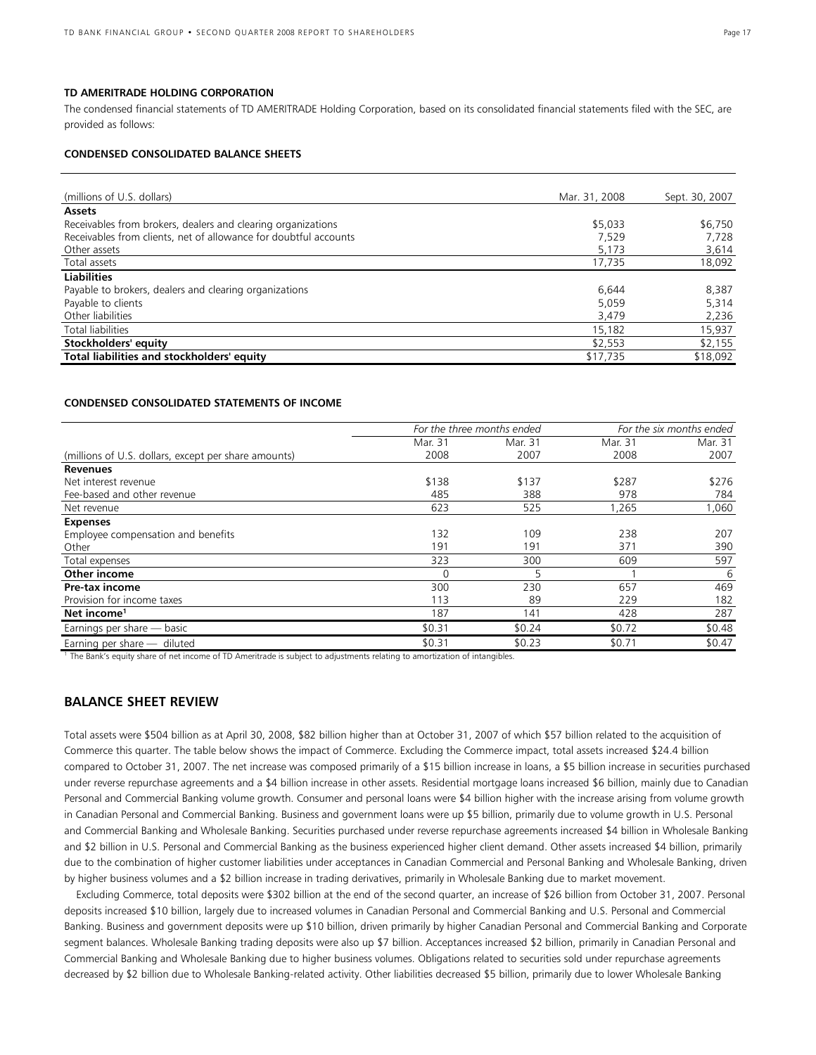#### TD AMERITRADE HOLDING CORPORATION

The condensed financial statements of TD AMERITRADE Holding Corporation, based on its consolidated financial statements filed with the SEC, are provided as follows:

#### CONDENSED CONSOLIDATED BALANCE SHEETS

| (millions of U.S. dollars) | Mar. 31, 2008 | Sept. 30, 2007 |
|---|---|---|
| **Assets** | | |
| Receivables from brokers, dealers and clearing organizations | $5,033 | $6,750 |
| Receivables from clients, net of allowance for doubtful accounts | 7,529 | 7,728 |
| Other assets | 5,173 | 3,614 |
| Total assets | 17,735 | 18,092 |
| **Liabilities** | | |
| Payable to brokers, dealers and clearing organizations | 6,644 | 8,387 |
| Payable to clients | 5,059 | 5,314 |
| Other liabilities | 3,479 | 2,236 |
| Total liabilities | 15,182 | 15,937 |
| **Stockholders' equity** | $2,553 | $2,155 |
| **Total liabilities and stockholders' equity** | $17,735 | $18,092 |

#### CONDENSED CONSOLIDATED STATEMENTS OF INCOME

| | *For the three months ended* | | *For the six months ended* | |
|---|---|---|---|---|
| (millions of U.S. dollars, except per share amounts) | Mar. 31 2008 | Mar. 31 2007 | Mar. 31 2008 | Mar. 31 2007 |
| **Revenues** | | | | |
| Net interest revenue | $138 | $137 | $287 | $276 |
| Fee-based and other revenue | 485 | 388 | 978 | 784 |
| Net revenue | 623 | 525 | 1,265 | 1,060 |
| **Expenses** | | | | |
| Employee compensation and benefits | 132 | 109 | 238 | 207 |
| Other | 191 | 191 | 371 | 390 |
| Total expenses | 323 | 300 | 609 | 597 |
| **Other income** | 0 | 5 | 1 | 6 |
| **Pre-tax income** | 300 | 230 | 657 | 469 |
| Provision for income taxes | 113 | 89 | 229 | 182 |
| **Net income**[1] | 187 | 141 | 428 | 287 |
| Earnings per share — basic | $0.31 | $0.24 | $0.72 | $0.48 |
| Earning per share — diluted | $0.31 | $0.23 | $0.71 | $0.47 |

[1] The Bank's equity share of net income of TD Ameritrade is subject to adjustments relating to amortization of intangibles.

## BALANCE SHEET REVIEW

Total assets were $504 billion as at April 30, 2008, $82 billion higher than at October 31, 2007 of which $57 billion related to the acquisition of Commerce this quarter. The table below shows the impact of Commerce. Excluding the Commerce impact, total assets increased $24.4 billion compared to October 31, 2007. The net increase was composed primarily of a $15 billion increase in loans, a $5 billion increase in securities purchased under reverse repurchase agreements and a $4 billion increase in other assets. Residential mortgage loans increased $6 billion, mainly due to Canadian Personal and Commercial Banking volume growth. Consumer and personal loans were $4 billion higher with the increase arising from volume growth in Canadian Personal and Commercial Banking. Business and government loans were up $5 billion, primarily due to volume growth in U.S. Personal and Commercial Banking and Wholesale Banking. Securities purchased under reverse repurchase agreements increased $4 billion in Wholesale Banking and $2 billion in U.S. Personal and Commercial Banking as the business experienced higher client demand. Other assets increased $4 billion, primarily due to the combination of higher customer liabilities under acceptances in Canadian Commercial and Personal Banking and Wholesale Banking, driven by higher business volumes and a $2 billion increase in trading derivatives, primarily in Wholesale Banking due to market movement.

Excluding Commerce, total deposits were $302 billion at the end of the second quarter, an increase of $26 billion from October 31, 2007. Personal deposits increased $10 billion, largely due to increased volumes in Canadian Personal and Commercial Banking and U.S. Personal and Commercial Banking. Business and government deposits were up $10 billion, driven primarily by higher Canadian Personal and Commercial Banking and Corporate segment balances. Wholesale Banking trading deposits were also up $7 billion. Acceptances increased $2 billion, primarily in Canadian Personal and Commercial Banking and Wholesale Banking due to higher business volumes. Obligations related to securities sold under repurchase agreements decreased by $2 billion due to Wholesale Banking-related activity. Other liabilities decreased $5 billion, primarily due to lower Wholesale Banking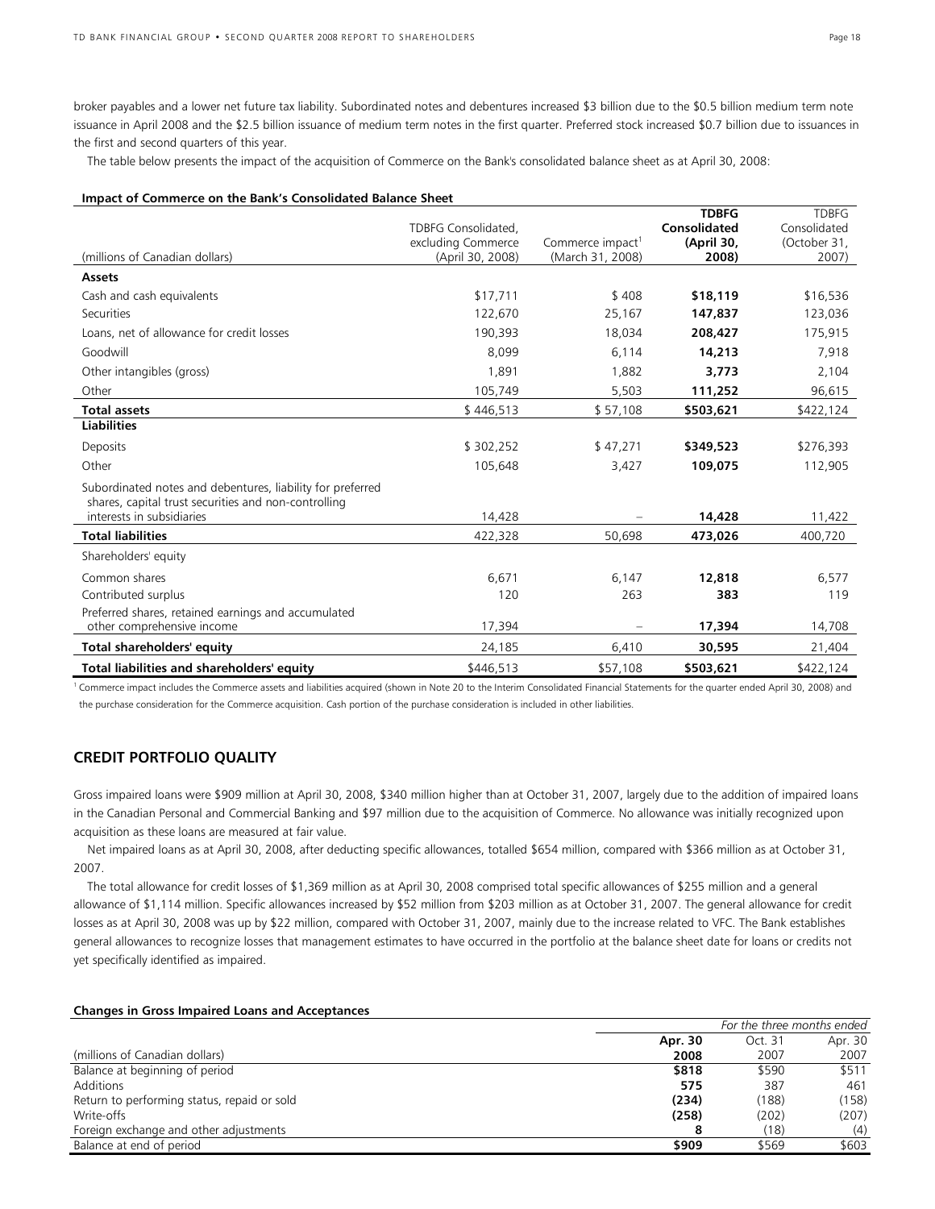broker payables and a lower net future tax liability. Subordinated notes and debentures increased $3 billion due to the $0.5 billion medium term note issuance in April 2008 and the $2.5 billion issuance of medium term notes in the first quarter. Preferred stock increased $0.7 billion due to issuances in the first and second quarters of this year.

The table below presents the impact of the acquisition of Commerce on the Bank's consolidated balance sheet as at April 30, 2008:

**Impact of Commerce on the Bank's Consolidated Balance Sheet**

| (millions of Canadian dollars) | TDBFG Consolidated, excluding Commerce (April 30, 2008) | Commerce impact[1] (March 31, 2008) | **TDBFG Consolidated (April 30, 2008)** | TDBFG Consolidated (October 31, 2007) |
|---|---|---|---|---|
| **Assets** | | | | |
| Cash and cash equivalents | $17,711 | $ 408 | **$18,119** | $16,536 |
| Securities | 122,670 | 25,167 | **147,837** | 123,036 |
| Loans, net of allowance for credit losses | 190,393 | 18,034 | **208,427** | 175,915 |
| Goodwill | 8,099 | 6,114 | **14,213** | 7,918 |
| Other intangibles (gross) | 1,891 | 1,882 | **3,773** | 2,104 |
| Other | 105,749 | 5,503 | **111,252** | 96,615 |
| **Total assets** | $ 446,513 | $ 57,108 | **$503,621** | $422,124 |
| **Liabilities** | | | | |
| Deposits | $ 302,252 | $ 47,271 | **$349,523** | $276,393 |
| Other | 105,648 | 3,427 | **109,075** | 112,905 |
| Subordinated notes and debentures, liability for preferred shares, capital trust securities and non-controlling interests in subsidiaries | 14,428 | – | **14,428** | 11,422 |
| **Total liabilities** | 422,328 | 50,698 | **473,026** | 400,720 |
| Shareholders' equity | | | | |
| Common shares | 6,671 | 6,147 | **12,818** | 6,577 |
| Contributed surplus | 120 | 263 | **383** | 119 |
| Preferred shares, retained earnings and accumulated other comprehensive income | 17,394 | – | **17,394** | 14,708 |
| **Total shareholders' equity** | 24,185 | 6,410 | **30,595** | 21,404 |
| **Total liabilities and shareholders' equity** | $446,513 | $57,108 | **$503,621** | $422,124 |

[1] Commerce impact includes the Commerce assets and liabilities acquired (shown in Note 20 to the Interim Consolidated Financial Statements for the quarter ended April 30, 2008) and the purchase consideration for the Commerce acquisition. Cash portion of the purchase consideration is included in other liabilities.

## CREDIT PORTFOLIO QUALITY

Gross impaired loans were $909 million at April 30, 2008, $340 million higher than at October 31, 2007, largely due to the addition of impaired loans in the Canadian Personal and Commercial Banking and $97 million due to the acquisition of Commerce. No allowance was initially recognized upon acquisition as these loans are measured at fair value.

Net impaired loans as at April 30, 2008, after deducting specific allowances, totalled $654 million, compared with $366 million as at October 31, 2007.

The total allowance for credit losses of $1,369 million as at April 30, 2008 comprised total specific allowances of $255 million and a general allowance of $1,114 million. Specific allowances increased by $52 million from $203 million as at October 31, 2007. The general allowance for credit losses as at April 30, 2008 was up by $22 million, compared with October 31, 2007, mainly due to the increase related to VFC. The Bank establishes general allowances to recognize losses that management estimates to have occurred in the portfolio at the balance sheet date for loans or credits not yet specifically identified as impaired.

**Changes in Gross Impaired Loans and Acceptances**

| | *For the three months ended* | | |
|---|---|---|---|
| (millions of Canadian dollars) | **Apr. 30 2008** | Oct. 31 2007 | Apr. 30 2007 |
| Balance at beginning of period | **$818** | $590 | $511 |
| Additions | **575** | 387 | 461 |
| Return to performing status, repaid or sold | **(234)** | (188) | (158) |
| Write-offs | **(258)** | (202) | (207) |
| Foreign exchange and other adjustments | **8** | (18) | (4) |
| Balance at end of period | **$909** | $569 | $603 |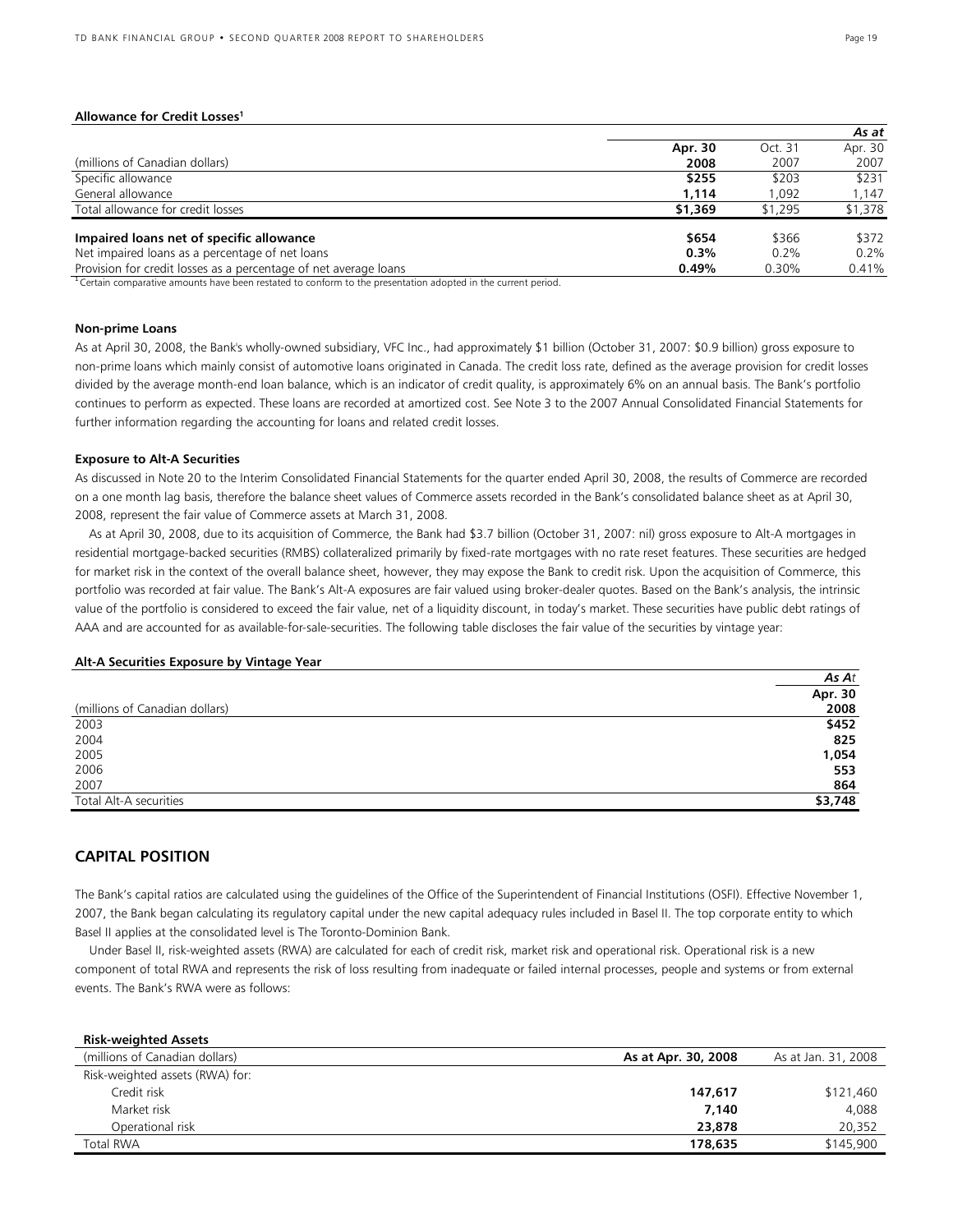**Allowance for Credit Losses**[1]

| | | | *As at* |
|---|---|---|---|
| (millions of Canadian dollars) | **Apr. 30 2008** | Oct. 31 2007 | Apr. 30 2007 |
| Specific allowance | **$255** | $203 | $231 |
| General allowance | **1,114** | 1,092 | 1,147 |
| Total allowance for credit losses | **$1,369** | $1,295 | $1,378 |
| **Impaired loans net of specific allowance** | **$654** | $366 | $372 |
| Net impaired loans as a percentage of net loans | **0.3%** | 0.2% | 0.2% |
| Provision for credit losses as a percentage of net average loans | **0.49%** | 0.30% | 0.41% |

[1] Certain comparative amounts have been restated to conform to the presentation adopted in the current period.

**Non-prime Loans**

As at April 30, 2008, the Bank's wholly-owned subsidiary, VFC Inc., had approximately $1 billion (October 31, 2007: $0.9 billion) gross exposure to non-prime loans which mainly consist of automotive loans originated in Canada. The credit loss rate, defined as the average provision for credit losses divided by the average month-end loan balance, which is an indicator of credit quality, is approximately 6% on an annual basis. The Bank's portfolio continues to perform as expected. These loans are recorded at amortized cost. See Note 3 to the 2007 Annual Consolidated Financial Statements for further information regarding the accounting for loans and related credit losses.

**Exposure to Alt-A Securities**

As discussed in Note 20 to the Interim Consolidated Financial Statements for the quarter ended April 30, 2008, the results of Commerce are recorded on a one month lag basis, therefore the balance sheet values of Commerce assets recorded in the Bank's consolidated balance sheet as at April 30, 2008, represent the fair value of Commerce assets at March 31, 2008.

As at April 30, 2008, due to its acquisition of Commerce, the Bank had $3.7 billion (October 31, 2007: nil) gross exposure to Alt-A mortgages in residential mortgage-backed securities (RMBS) collateralized primarily by fixed-rate mortgages with no rate reset features. These securities are hedged for market risk in the context of the overall balance sheet, however, they may expose the Bank to credit risk. Upon the acquisition of Commerce, this portfolio was recorded at fair value. The Bank's Alt-A exposures are fair valued using broker-dealer quotes. Based on the Bank's analysis, the intrinsic value of the portfolio is considered to exceed the fair value, net of a liquidity discount, in today's market. These securities have public debt ratings of AAA and are accounted for as available-for-sale-securities. The following table discloses the fair value of the securities by vintage year:

**Alt-A Securities Exposure by Vintage Year**

| | *As At* |
|---|---|
| (millions of Canadian dollars) | **Apr. 30 2008** |
| 2003 | **$452** |
| 2004 | **825** |
| 2005 | **1,054** |
| 2006 | **553** |
| 2007 | **864** |
| Total Alt-A securities | **$3,748** |

## CAPITAL POSITION

The Bank's capital ratios are calculated using the guidelines of the Office of the Superintendent of Financial Institutions (OSFI). Effective November 1, 2007, the Bank began calculating its regulatory capital under the new capital adequacy rules included in Basel II. The top corporate entity to which Basel II applies at the consolidated level is The Toronto-Dominion Bank.

Under Basel II, risk-weighted assets (RWA) are calculated for each of credit risk, market risk and operational risk. Operational risk is a new component of total RWA and represents the risk of loss resulting from inadequate or failed internal processes, people and systems or from external events. The Bank's RWA were as follows:

**Risk-weighted Assets**

| (millions of Canadian dollars) | **As at Apr. 30, 2008** | As at Jan. 31, 2008 |
|---|---|---|
| Risk-weighted assets (RWA) for: | | |
| Credit risk | **147,617** | $121,460 |
| Market risk | **7,140** | 4,088 |
| Operational risk | **23,878** | 20,352 |
| Total RWA | **178,635** | $145,900 |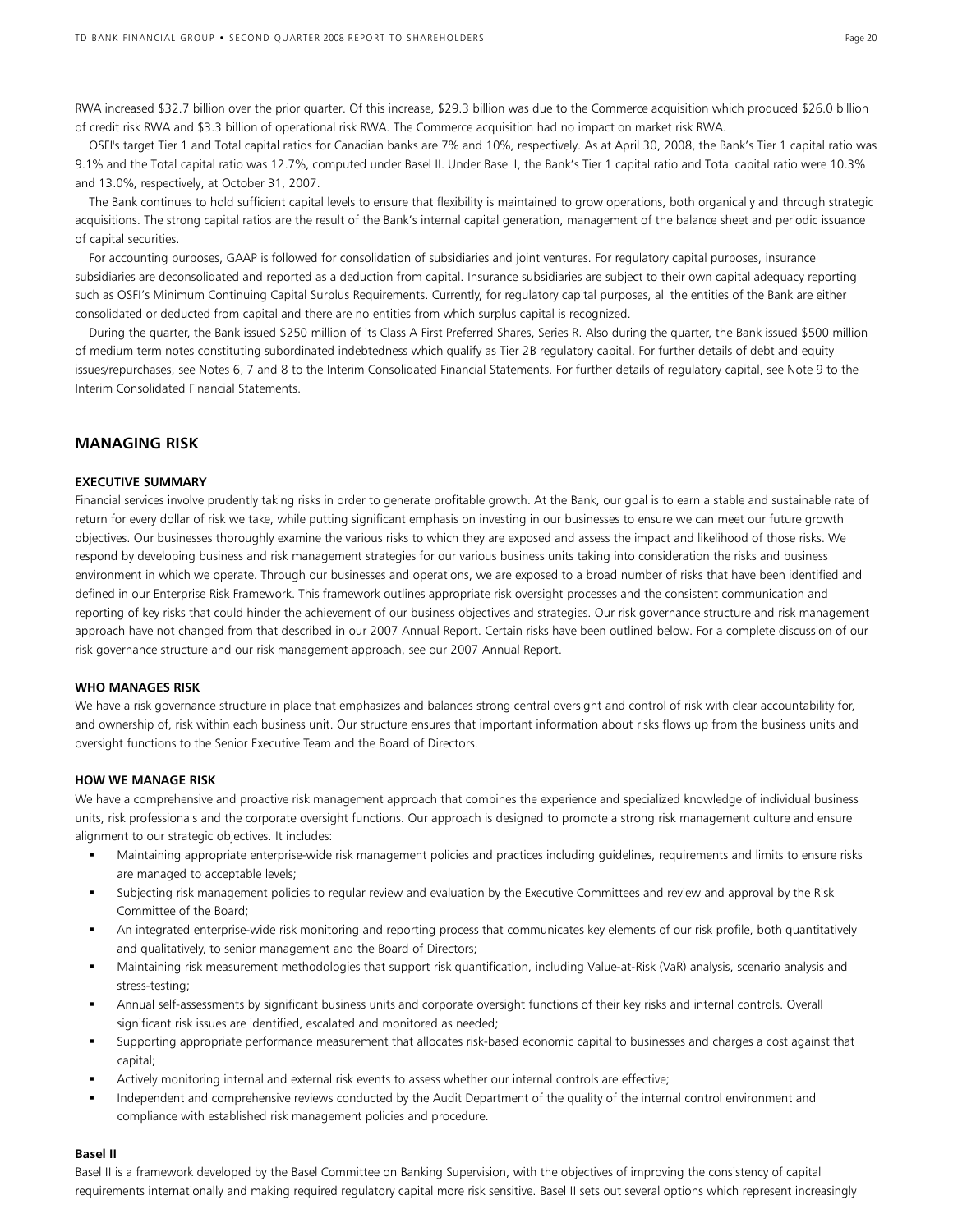RWA increased $32.7 billion over the prior quarter. Of this increase, $29.3 billion was due to the Commerce acquisition which produced $26.0 billion of credit risk RWA and $3.3 billion of operational risk RWA. The Commerce acquisition had no impact on market risk RWA.

OSFI's target Tier 1 and Total capital ratios for Canadian banks are 7% and 10%, respectively. As at April 30, 2008, the Bank's Tier 1 capital ratio was 9.1% and the Total capital ratio was 12.7%, computed under Basel II. Under Basel I, the Bank's Tier 1 capital ratio and Total capital ratio were 10.3% and 13.0%, respectively, at October 31, 2007.

The Bank continues to hold sufficient capital levels to ensure that flexibility is maintained to grow operations, both organically and through strategic acquisitions. The strong capital ratios are the result of the Bank's internal capital generation, management of the balance sheet and periodic issuance of capital securities.

For accounting purposes, GAAP is followed for consolidation of subsidiaries and joint ventures. For regulatory capital purposes, insurance subsidiaries are deconsolidated and reported as a deduction from capital. Insurance subsidiaries are subject to their own capital adequacy reporting such as OSFI's Minimum Continuing Capital Surplus Requirements. Currently, for regulatory capital purposes, all the entities of the Bank are either consolidated or deducted from capital and there are no entities from which surplus capital is recognized.

During the quarter, the Bank issued $250 million of its Class A First Preferred Shares, Series R. Also during the quarter, the Bank issued $500 million of medium term notes constituting subordinated indebtedness which qualify as Tier 2B regulatory capital. For further details of debt and equity issues/repurchases, see Notes 6, 7 and 8 to the Interim Consolidated Financial Statements. For further details of regulatory capital, see Note 9 to the Interim Consolidated Financial Statements.

## MANAGING RISK

### EXECUTIVE SUMMARY

Financial services involve prudently taking risks in order to generate profitable growth. At the Bank, our goal is to earn a stable and sustainable rate of return for every dollar of risk we take, while putting significant emphasis on investing in our businesses to ensure we can meet our future growth objectives. Our businesses thoroughly examine the various risks to which they are exposed and assess the impact and likelihood of those risks. We respond by developing business and risk management strategies for our various business units taking into consideration the risks and business environment in which we operate. Through our businesses and operations, we are exposed to a broad number of risks that have been identified and defined in our Enterprise Risk Framework. This framework outlines appropriate risk oversight processes and the consistent communication and reporting of key risks that could hinder the achievement of our business objectives and strategies. Our risk governance structure and risk management approach have not changed from that described in our 2007 Annual Report. Certain risks have been outlined below. For a complete discussion of our risk governance structure and our risk management approach, see our 2007 Annual Report.

### WHO MANAGES RISK

We have a risk governance structure in place that emphasizes and balances strong central oversight and control of risk with clear accountability for, and ownership of, risk within each business unit. Our structure ensures that important information about risks flows up from the business units and oversight functions to the Senior Executive Team and the Board of Directors.

### HOW WE MANAGE RISK

We have a comprehensive and proactive risk management approach that combines the experience and specialized knowledge of individual business units, risk professionals and the corporate oversight functions. Our approach is designed to promote a strong risk management culture and ensure alignment to our strategic objectives. It includes:

- Maintaining appropriate enterprise-wide risk management policies and practices including guidelines, requirements and limits to ensure risks are managed to acceptable levels;
- Subjecting risk management policies to regular review and evaluation by the Executive Committees and review and approval by the Risk Committee of the Board;
- An integrated enterprise-wide risk monitoring and reporting process that communicates key elements of our risk profile, both quantitatively and qualitatively, to senior management and the Board of Directors;
- Maintaining risk measurement methodologies that support risk quantification, including Value-at-Risk (VaR) analysis, scenario analysis and stress-testing;
- Annual self-assessments by significant business units and corporate oversight functions of their key risks and internal controls. Overall significant risk issues are identified, escalated and monitored as needed;
- Supporting appropriate performance measurement that allocates risk-based economic capital to businesses and charges a cost against that capital;
- Actively monitoring internal and external risk events to assess whether our internal controls are effective;
- Independent and comprehensive reviews conducted by the Audit Department of the quality of the internal control environment and compliance with established risk management policies and procedure.

#### Basel II

Basel II is a framework developed by the Basel Committee on Banking Supervision, with the objectives of improving the consistency of capital requirements internationally and making required regulatory capital more risk sensitive. Basel II sets out several options which represent increasingly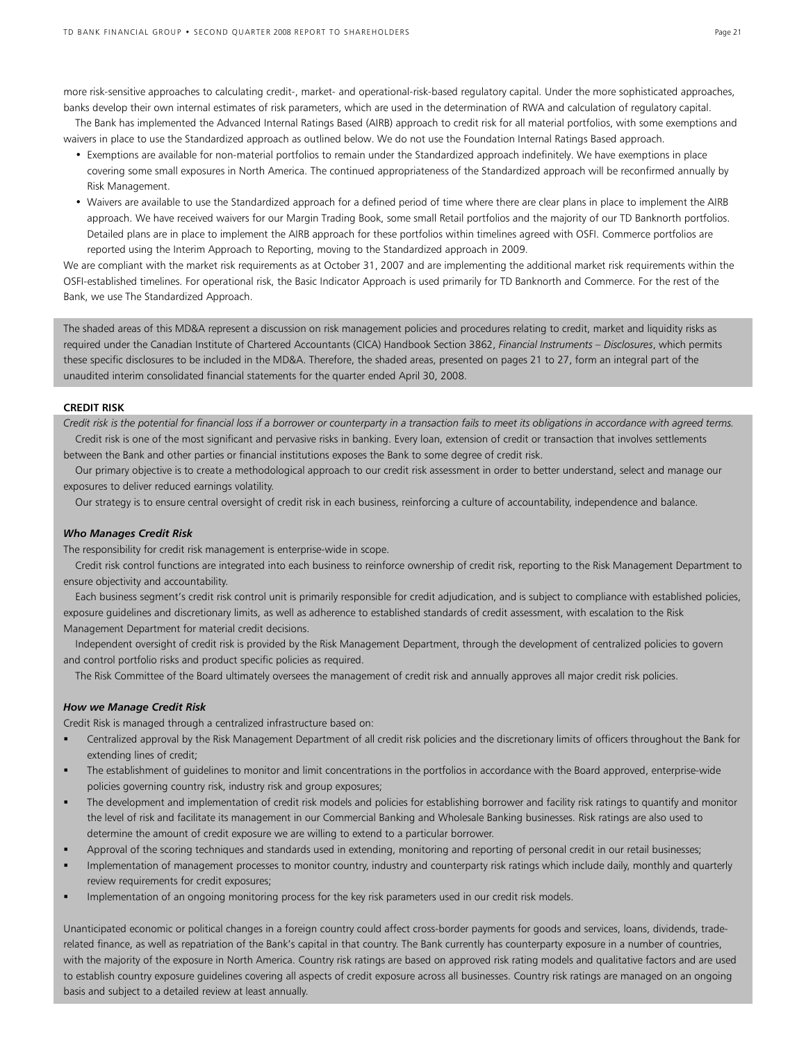more risk-sensitive approaches to calculating credit-, market- and operational-risk-based regulatory capital. Under the more sophisticated approaches, banks develop their own internal estimates of risk parameters, which are used in the determination of RWA and calculation of regulatory capital.

The Bank has implemented the Advanced Internal Ratings Based (AIRB) approach to credit risk for all material portfolios, with some exemptions and waivers in place to use the Standardized approach as outlined below. We do not use the Foundation Internal Ratings Based approach.

- Exemptions are available for non-material portfolios to remain under the Standardized approach indefinitely. We have exemptions in place covering some small exposures in North America. The continued appropriateness of the Standardized approach will be reconfirmed annually by Risk Management.
- Waivers are available to use the Standardized approach for a defined period of time where there are clear plans in place to implement the AIRB approach. We have received waivers for our Margin Trading Book, some small Retail portfolios and the majority of our TD Banknorth portfolios. Detailed plans are in place to implement the AIRB approach for these portfolios within timelines agreed with OSFI. Commerce portfolios are reported using the Interim Approach to Reporting, moving to the Standardized approach in 2009.

We are compliant with the market risk requirements as at October 31, 2007 and are implementing the additional market risk requirements within the OSFI-established timelines. For operational risk, the Basic Indicator Approach is used primarily for TD Banknorth and Commerce. For the rest of the Bank, we use The Standardized Approach.

The shaded areas of this MD&A represent a discussion on risk management policies and procedures relating to credit, market and liquidity risks as required under the Canadian Institute of Chartered Accountants (CICA) Handbook Section 3862, *Financial Instruments – Disclosures*, which permits these specific disclosures to be included in the MD&A. Therefore, the shaded areas, presented on pages 21 to 27, form an integral part of the unaudited interim consolidated financial statements for the quarter ended April 30, 2008.

**CREDIT RISK**

*Credit risk is the potential for financial loss if a borrower or counterparty in a transaction fails to meet its obligations in accordance with agreed terms.*

Credit risk is one of the most significant and pervasive risks in banking. Every loan, extension of credit or transaction that involves settlements between the Bank and other parties or financial institutions exposes the Bank to some degree of credit risk.

Our primary objective is to create a methodological approach to our credit risk assessment in order to better understand, select and manage our exposures to deliver reduced earnings volatility.

Our strategy is to ensure central oversight of credit risk in each business, reinforcing a culture of accountability, independence and balance.

***Who Manages Credit Risk***

The responsibility for credit risk management is enterprise-wide in scope.

Credit risk control functions are integrated into each business to reinforce ownership of credit risk, reporting to the Risk Management Department to ensure objectivity and accountability.

Each business segment's credit risk control unit is primarily responsible for credit adjudication, and is subject to compliance with established policies, exposure guidelines and discretionary limits, as well as adherence to established standards of credit assessment, with escalation to the Risk Management Department for material credit decisions.

Independent oversight of credit risk is provided by the Risk Management Department, through the development of centralized policies to govern and control portfolio risks and product specific policies as required.

The Risk Committee of the Board ultimately oversees the management of credit risk and annually approves all major credit risk policies.

***How we Manage Credit Risk***

Credit Risk is managed through a centralized infrastructure based on:

- Centralized approval by the Risk Management Department of all credit risk policies and the discretionary limits of officers throughout the Bank for extending lines of credit;
- The establishment of guidelines to monitor and limit concentrations in the portfolios in accordance with the Board approved, enterprise-wide policies governing country risk, industry risk and group exposures;
- The development and implementation of credit risk models and policies for establishing borrower and facility risk ratings to quantify and monitor the level of risk and facilitate its management in our Commercial Banking and Wholesale Banking businesses. Risk ratings are also used to determine the amount of credit exposure we are willing to extend to a particular borrower.
- Approval of the scoring techniques and standards used in extending, monitoring and reporting of personal credit in our retail businesses;
- Implementation of management processes to monitor country, industry and counterparty risk ratings which include daily, monthly and quarterly review requirements for credit exposures;
- Implementation of an ongoing monitoring process for the key risk parameters used in our credit risk models.

Unanticipated economic or political changes in a foreign country could affect cross-border payments for goods and services, loans, dividends, trade-related finance, as well as repatriation of the Bank's capital in that country. The Bank currently has counterparty exposure in a number of countries, with the majority of the exposure in North America. Country risk ratings are based on approved risk rating models and qualitative factors and are used to establish country exposure guidelines covering all aspects of credit exposure across all businesses. Country risk ratings are managed on an ongoing basis and subject to a detailed review at least annually.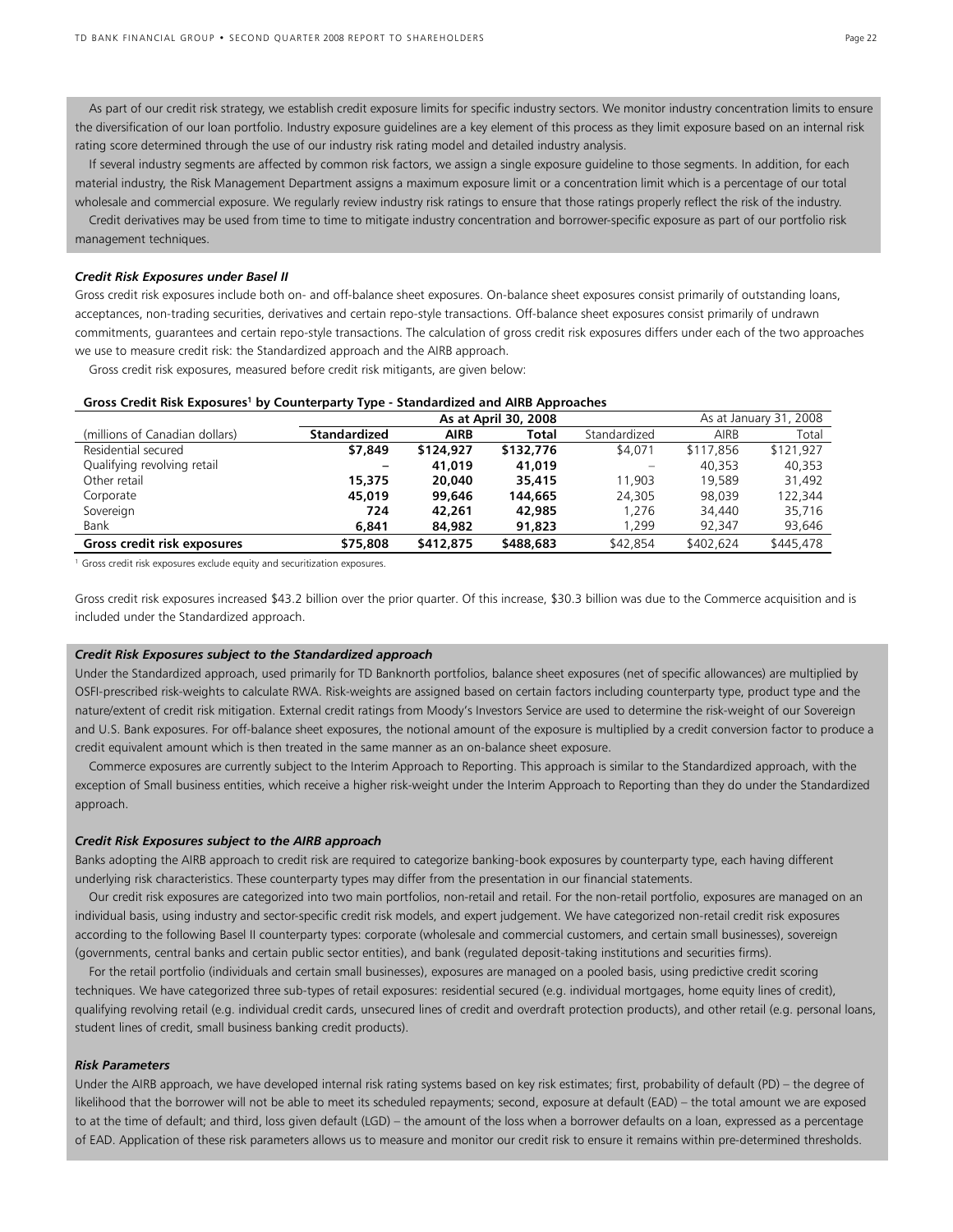As part of our credit risk strategy, we establish credit exposure limits for specific industry sectors. We monitor industry concentration limits to ensure the diversification of our loan portfolio. Industry exposure guidelines are a key element of this process as they limit exposure based on an internal risk rating score determined through the use of our industry risk rating model and detailed industry analysis.

If several industry segments are affected by common risk factors, we assign a single exposure guideline to those segments. In addition, for each material industry, the Risk Management Department assigns a maximum exposure limit or a concentration limit which is a percentage of our total wholesale and commercial exposure. We regularly review industry risk ratings to ensure that those ratings properly reflect the risk of the industry.

Credit derivatives may be used from time to time to mitigate industry concentration and borrower-specific exposure as part of our portfolio risk management techniques.

***Credit Risk Exposures under Basel II***

Gross credit risk exposures include both on- and off-balance sheet exposures. On-balance sheet exposures consist primarily of outstanding loans, acceptances, non-trading securities, derivatives and certain repo-style transactions. Off-balance sheet exposures consist primarily of undrawn commitments, guarantees and certain repo-style transactions. The calculation of gross credit risk exposures differs under each of the two approaches we use to measure credit risk: the Standardized approach and the AIRB approach.

Gross credit risk exposures, measured before credit risk mitigants, are given below:

**Gross Credit Risk Exposures[1] by Counterparty Type - Standardized and AIRB Approaches**

| | **As at April 30, 2008** | | | As at January 31, 2008 | | |
|---|---|---|---|---|---|---|
| (millions of Canadian dollars) | **Standardized** | **AIRB** | **Total** | Standardized | AIRB | Total |
| Residential secured | **$7,849** | **$124,927** | **$132,776** | $4,071 | $117,856 | $121,927 |
| Qualifying revolving retail | **–** | **41,019** | **41,019** | – | 40,353 | 40,353 |
| Other retail | **15,375** | **20,040** | **35,415** | 11,903 | 19,589 | 31,492 |
| Corporate | **45,019** | **99,646** | **144,665** | 24,305 | 98,039 | 122,344 |
| Sovereign | **724** | **42,261** | **42,985** | 1,276 | 34,440 | 35,716 |
| Bank | **6,841** | **84,982** | **91,823** | 1,299 | 92,347 | 93,646 |
| **Gross credit risk exposures** | **$75,808** | **$412,875** | **$488,683** | $42,854 | $402,624 | $445,478 |

[1] Gross credit risk exposures exclude equity and securitization exposures.

Gross credit risk exposures increased $43.2 billion over the prior quarter. Of this increase, $30.3 billion was due to the Commerce acquisition and is included under the Standardized approach.

***Credit Risk Exposures subject to the Standardized approach***

Under the Standardized approach, used primarily for TD Banknorth portfolios, balance sheet exposures (net of specific allowances) are multiplied by OSFI-prescribed risk-weights to calculate RWA. Risk-weights are assigned based on certain factors including counterparty type, product type and the nature/extent of credit risk mitigation. External credit ratings from Moody's Investors Service are used to determine the risk-weight of our Sovereign and U.S. Bank exposures. For off-balance sheet exposures, the notional amount of the exposure is multiplied by a credit conversion factor to produce a credit equivalent amount which is then treated in the same manner as an on-balance sheet exposure.

Commerce exposures are currently subject to the Interim Approach to Reporting. This approach is similar to the Standardized approach, with the exception of Small business entities, which receive a higher risk-weight under the Interim Approach to Reporting than they do under the Standardized approach.

***Credit Risk Exposures subject to the AIRB approach***

Banks adopting the AIRB approach to credit risk are required to categorize banking-book exposures by counterparty type, each having different underlying risk characteristics. These counterparty types may differ from the presentation in our financial statements.

Our credit risk exposures are categorized into two main portfolios, non-retail and retail. For the non-retail portfolio, exposures are managed on an individual basis, using industry and sector-specific credit risk models, and expert judgement. We have categorized non-retail credit risk exposures according to the following Basel II counterparty types: corporate (wholesale and commercial customers, and certain small businesses), sovereign (governments, central banks and certain public sector entities), and bank (regulated deposit-taking institutions and securities firms).

For the retail portfolio (individuals and certain small businesses), exposures are managed on a pooled basis, using predictive credit scoring techniques. We have categorized three sub-types of retail exposures: residential secured (e.g. individual mortgages, home equity lines of credit), qualifying revolving retail (e.g. individual credit cards, unsecured lines of credit and overdraft protection products), and other retail (e.g. personal loans, student lines of credit, small business banking credit products).

***Risk Parameters***

Under the AIRB approach, we have developed internal risk rating systems based on key risk estimates; first, probability of default (PD) – the degree of likelihood that the borrower will not be able to meet its scheduled repayments; second, exposure at default (EAD) – the total amount we are exposed to at the time of default; and third, loss given default (LGD) – the amount of the loss when a borrower defaults on a loan, expressed as a percentage of EAD. Application of these risk parameters allows us to measure and monitor our credit risk to ensure it remains within pre-determined thresholds.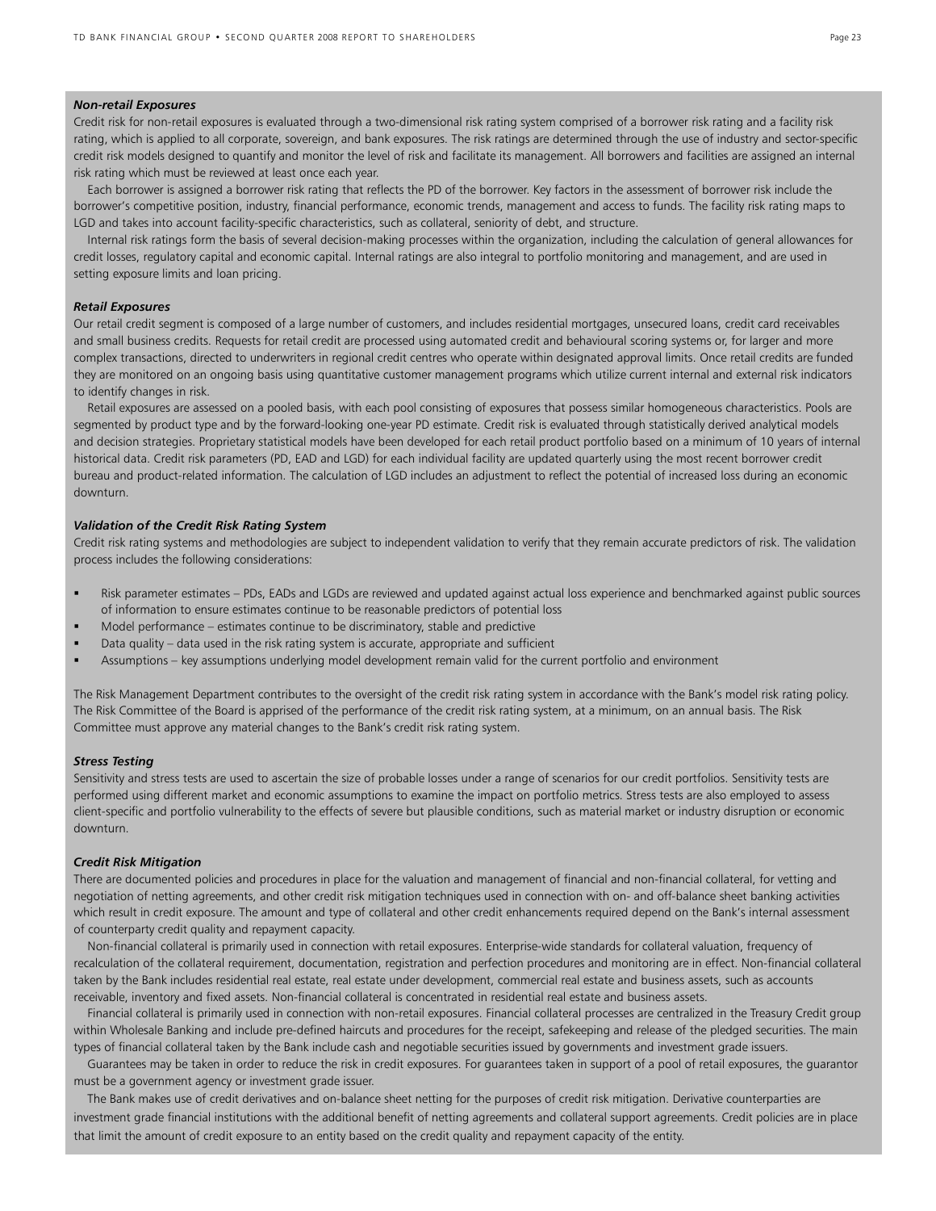### *Non-retail Exposures*

Credit risk for non-retail exposures is evaluated through a two-dimensional risk rating system comprised of a borrower risk rating and a facility risk rating, which is applied to all corporate, sovereign, and bank exposures. The risk ratings are determined through the use of industry and sector-specific credit risk models designed to quantify and monitor the level of risk and facilitate its management. All borrowers and facilities are assigned an internal risk rating which must be reviewed at least once each year.

Each borrower is assigned a borrower risk rating that reflects the PD of the borrower. Key factors in the assessment of borrower risk include the borrower's competitive position, industry, financial performance, economic trends, management and access to funds. The facility risk rating maps to LGD and takes into account facility-specific characteristics, such as collateral, seniority of debt, and structure.

Internal risk ratings form the basis of several decision-making processes within the organization, including the calculation of general allowances for credit losses, regulatory capital and economic capital. Internal ratings are also integral to portfolio monitoring and management, and are used in setting exposure limits and loan pricing.

### *Retail Exposures*

Our retail credit segment is composed of a large number of customers, and includes residential mortgages, unsecured loans, credit card receivables and small business credits. Requests for retail credit are processed using automated credit and behavioural scoring systems or, for larger and more complex transactions, directed to underwriters in regional credit centres who operate within designated approval limits. Once retail credits are funded they are monitored on an ongoing basis using quantitative customer management programs which utilize current internal and external risk indicators to identify changes in risk.

Retail exposures are assessed on a pooled basis, with each pool consisting of exposures that possess similar homogeneous characteristics. Pools are segmented by product type and by the forward-looking one-year PD estimate. Credit risk is evaluated through statistically derived analytical models and decision strategies. Proprietary statistical models have been developed for each retail product portfolio based on a minimum of 10 years of internal historical data. Credit risk parameters (PD, EAD and LGD) for each individual facility are updated quarterly using the most recent borrower credit bureau and product-related information. The calculation of LGD includes an adjustment to reflect the potential of increased loss during an economic downturn.

### *Validation of the Credit Risk Rating System*

Credit risk rating systems and methodologies are subject to independent validation to verify that they remain accurate predictors of risk. The validation process includes the following considerations:

- Risk parameter estimates – PDs, EADs and LGDs are reviewed and updated against actual loss experience and benchmarked against public sources of information to ensure estimates continue to be reasonable predictors of potential loss
- Model performance – estimates continue to be discriminatory, stable and predictive
- Data quality – data used in the risk rating system is accurate, appropriate and sufficient
- Assumptions – key assumptions underlying model development remain valid for the current portfolio and environment

The Risk Management Department contributes to the oversight of the credit risk rating system in accordance with the Bank's model risk rating policy. The Risk Committee of the Board is apprised of the performance of the credit risk rating system, at a minimum, on an annual basis. The Risk Committee must approve any material changes to the Bank's credit risk rating system.

### *Stress Testing*

Sensitivity and stress tests are used to ascertain the size of probable losses under a range of scenarios for our credit portfolios. Sensitivity tests are performed using different market and economic assumptions to examine the impact on portfolio metrics. Stress tests are also employed to assess client-specific and portfolio vulnerability to the effects of severe but plausible conditions, such as material market or industry disruption or economic downturn.

### *Credit Risk Mitigation*

There are documented policies and procedures in place for the valuation and management of financial and non-financial collateral, for vetting and negotiation of netting agreements, and other credit risk mitigation techniques used in connection with on- and off-balance sheet banking activities which result in credit exposure. The amount and type of collateral and other credit enhancements required depend on the Bank's internal assessment of counterparty credit quality and repayment capacity.

Non-financial collateral is primarily used in connection with retail exposures. Enterprise-wide standards for collateral valuation, frequency of recalculation of the collateral requirement, documentation, registration and perfection procedures and monitoring are in effect. Non-financial collateral taken by the Bank includes residential real estate, real estate under development, commercial real estate and business assets, such as accounts receivable, inventory and fixed assets. Non-financial collateral is concentrated in residential real estate and business assets.

Financial collateral is primarily used in connection with non-retail exposures. Financial collateral processes are centralized in the Treasury Credit group within Wholesale Banking and include pre-defined haircuts and procedures for the receipt, safekeeping and release of the pledged securities. The main types of financial collateral taken by the Bank include cash and negotiable securities issued by governments and investment grade issuers.

Guarantees may be taken in order to reduce the risk in credit exposures. For guarantees taken in support of a pool of retail exposures, the guarantor must be a government agency or investment grade issuer.

The Bank makes use of credit derivatives and on-balance sheet netting for the purposes of credit risk mitigation. Derivative counterparties are investment grade financial institutions with the additional benefit of netting agreements and collateral support agreements. Credit policies are in place that limit the amount of credit exposure to an entity based on the credit quality and repayment capacity of the entity.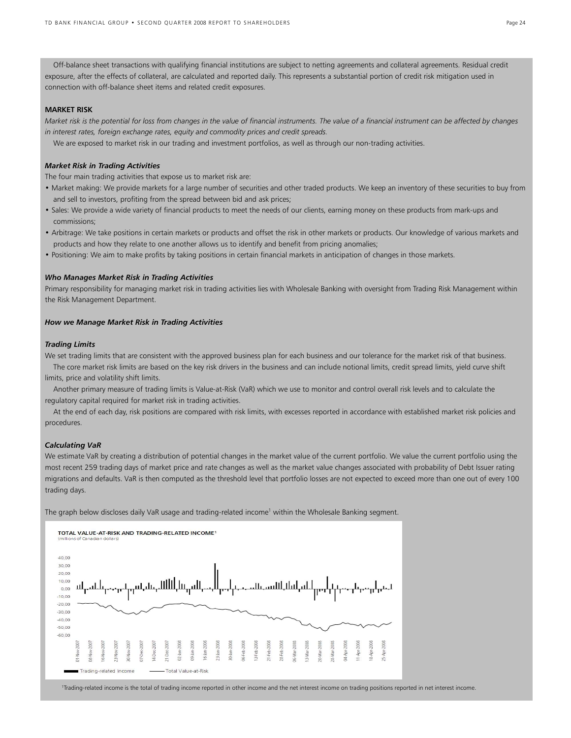Off-balance sheet transactions with qualifying financial institutions are subject to netting agreements and collateral agreements. Residual credit exposure, after the effects of collateral, are calculated and reported daily. This represents a substantial portion of credit risk mitigation used in connection with off-balance sheet items and related credit exposures.

## MARKET RISK

*Market risk is the potential for loss from changes in the value of financial instruments. The value of a financial instrument can be affected by changes in interest rates, foreign exchange rates, equity and commodity prices and credit spreads.*

We are exposed to market risk in our trading and investment portfolios, as well as through our non-trading activities.

### *Market Risk in Trading Activities*

The four main trading activities that expose us to market risk are:

- Market making: We provide markets for a large number of securities and other traded products. We keep an inventory of these securities to buy from and sell to investors, profiting from the spread between bid and ask prices;
- Sales: We provide a wide variety of financial products to meet the needs of our clients, earning money on these products from mark-ups and commissions;
- Arbitrage: We take positions in certain markets or products and offset the risk in other markets or products. Our knowledge of various markets and products and how they relate to one another allows us to identify and benefit from pricing anomalies;
- Positioning: We aim to make profits by taking positions in certain financial markets in anticipation of changes in those markets.

### *Who Manages Market Risk in Trading Activities*

Primary responsibility for managing market risk in trading activities lies with Wholesale Banking with oversight from Trading Risk Management within the Risk Management Department.

### *How we Manage Market Risk in Trading Activities*

### *Trading Limits*

We set trading limits that are consistent with the approved business plan for each business and our tolerance for the market risk of that business.

The core market risk limits are based on the key risk drivers in the business and can include notional limits, credit spread limits, yield curve shift limits, price and volatility shift limits.

Another primary measure of trading limits is Value-at-Risk (VaR) which we use to monitor and control overall risk levels and to calculate the regulatory capital required for market risk in trading activities.

At the end of each day, risk positions are compared with risk limits, with excesses reported in accordance with established market risk policies and procedures.

### *Calculating VaR*

We estimate VaR by creating a distribution of potential changes in the market value of the current portfolio. We value the current portfolio using the most recent 259 trading days of market price and rate changes as well as the market value changes associated with probability of Debt Issuer rating migrations and defaults. VaR is then computed as the threshold level that portfolio losses are not expected to exceed more than one out of every 100 trading days.

The graph below discloses daily VaR usage and trading-related income[1] within the Wholesale Banking segment.

**TOTAL VALUE-AT-RISK AND TRADING-RELATED INCOME[1]**
(millions of Canadian dollars)

Legend: Trading-related Income; Total Value-at-Risk

[1]Trading-related income is the total of trading income reported in other income and the net interest income on trading positions reported in net interest income.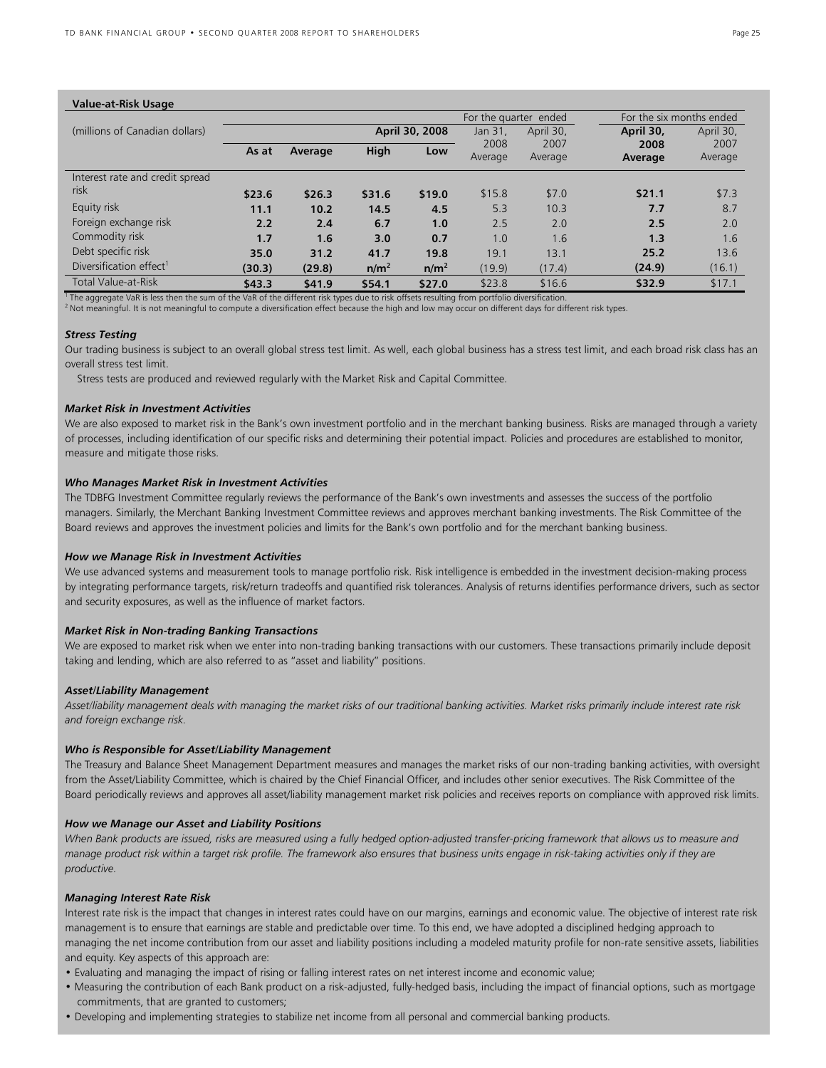**Value-at-Risk Usage**

| (millions of Canadian dollars) | | | | | For the quarter ended | | For the six months ended | |
|---|---|---|---|---|---|---|---|---|
| | April 30, 2008 | | | | Jan 31, 2008 | April 30, 2007 | April 30, 2008 | April 30, 2007 |
| | **As at** | **Average** | **High** | **Low** | Average | Average | **Average** | Average |
| Interest rate and credit spread risk | **$23.6** | **$26.3** | **$31.6** | **$19.0** | $15.8 | $7.0 | **$21.1** | $7.3 |
| Equity risk | **11.1** | **10.2** | **14.5** | **4.5** | 5.3 | 10.3 | **7.7** | 8.7 |
| Foreign exchange risk | **2.2** | **2.4** | **6.7** | **1.0** | 2.5 | 2.0 | **2.5** | 2.0 |
| Commodity risk | **1.7** | **1.6** | **3.0** | **0.7** | 1.0 | 1.6 | **1.3** | 1.6 |
| Debt specific risk | **35.0** | **31.2** | **41.7** | **19.8** | 19.1 | 13.1 | **25.2** | 13.6 |
| Diversification effect[1] | **(30.3)** | **(29.8)** | **n/m[2]** | **n/m[2]** | (19.9) | (17.4) | **(24.9)** | (16.1) |
| Total Value-at-Risk | **$43.3** | **$41.9** | **$54.1** | **$27.0** | $23.8 | $16.6 | **$32.9** | $17.1 |

[1] The aggregate VaR is less then the sum of the VaR of the different risk types due to risk offsets resulting from portfolio diversification.
[2] Not meaningful. It is not meaningful to compute a diversification effect because the high and low may occur on different days for different risk types.

***Stress Testing***

Our trading business is subject to an overall global stress test limit. As well, each global business has a stress test limit, and each broad risk class has an overall stress test limit.

Stress tests are produced and reviewed regularly with the Market Risk and Capital Committee.

***Market Risk in Investment Activities***

We are also exposed to market risk in the Bank's own investment portfolio and in the merchant banking business. Risks are managed through a variety of processes, including identification of our specific risks and determining their potential impact. Policies and procedures are established to monitor, measure and mitigate those risks.

***Who Manages Market Risk in Investment Activities***

The TDBFG Investment Committee regularly reviews the performance of the Bank's own investments and assesses the success of the portfolio managers. Similarly, the Merchant Banking Investment Committee reviews and approves merchant banking investments. The Risk Committee of the Board reviews and approves the investment policies and limits for the Bank's own portfolio and for the merchant banking business.

***How we Manage Risk in Investment Activities***

We use advanced systems and measurement tools to manage portfolio risk. Risk intelligence is embedded in the investment decision-making process by integrating performance targets, risk/return tradeoffs and quantified risk tolerances. Analysis of returns identifies performance drivers, such as sector and security exposures, as well as the influence of market factors.

***Market Risk in Non-trading Banking Transactions***

We are exposed to market risk when we enter into non-trading banking transactions with our customers. These transactions primarily include deposit taking and lending, which are also referred to as "asset and liability" positions.

***Asset/Liability Management***

*Asset/liability management deals with managing the market risks of our traditional banking activities. Market risks primarily include interest rate risk and foreign exchange risk.*

***Who is Responsible for Asset/Liability Management***

The Treasury and Balance Sheet Management Department measures and manages the market risks of our non-trading banking activities, with oversight from the Asset/Liability Committee, which is chaired by the Chief Financial Officer, and includes other senior executives. The Risk Committee of the Board periodically reviews and approves all asset/liability management market risk policies and receives reports on compliance with approved risk limits.

***How we Manage our Asset and Liability Positions***

*When Bank products are issued, risks are measured using a fully hedged option-adjusted transfer-pricing framework that allows us to measure and manage product risk within a target risk profile. The framework also ensures that business units engage in risk-taking activities only if they are productive.*

***Managing Interest Rate Risk***

Interest rate risk is the impact that changes in interest rates could have on our margins, earnings and economic value. The objective of interest rate risk management is to ensure that earnings are stable and predictable over time. To this end, we have adopted a disciplined hedging approach to managing the net income contribution from our asset and liability positions including a modeled maturity profile for non-rate sensitive assets, liabilities and equity. Key aspects of this approach are:

- Evaluating and managing the impact of rising or falling interest rates on net interest income and economic value;
- Measuring the contribution of each Bank product on a risk-adjusted, fully-hedged basis, including the impact of financial options, such as mortgage commitments, that are granted to customers;
- Developing and implementing strategies to stabilize net income from all personal and commercial banking products.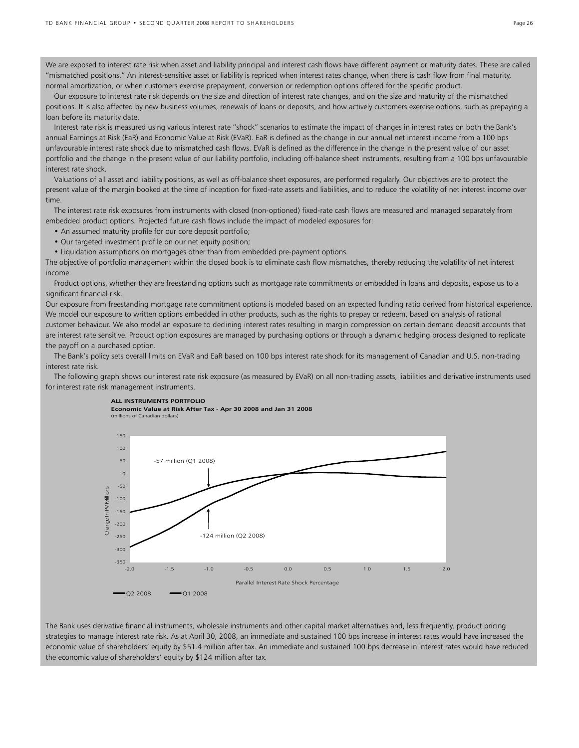We are exposed to interest rate risk when asset and liability principal and interest cash flows have different payment or maturity dates. These are called "mismatched positions." An interest-sensitive asset or liability is repriced when interest rates change, when there is cash flow from final maturity, normal amortization, or when customers exercise prepayment, conversion or redemption options offered for the specific product.

Our exposure to interest rate risk depends on the size and direction of interest rate changes, and on the size and maturity of the mismatched positions. It is also affected by new business volumes, renewals of loans or deposits, and how actively customers exercise options, such as prepaying a loan before its maturity date.

Interest rate risk is measured using various interest rate "shock" scenarios to estimate the impact of changes in interest rates on both the Bank's annual Earnings at Risk (EaR) and Economic Value at Risk (EVaR). EaR is defined as the change in our annual net interest income from a 100 bps unfavourable interest rate shock due to mismatched cash flows. EVaR is defined as the difference in the change in the present value of our asset portfolio and the change in the present value of our liability portfolio, including off-balance sheet instruments, resulting from a 100 bps unfavourable interest rate shock.

Valuations of all asset and liability positions, as well as off-balance sheet exposures, are performed regularly. Our objectives are to protect the present value of the margin booked at the time of inception for fixed-rate assets and liabilities, and to reduce the volatility of net interest income over time.

The interest rate risk exposures from instruments with closed (non-optioned) fixed-rate cash flows are measured and managed separately from embedded product options. Projected future cash flows include the impact of modeled exposures for:

- An assumed maturity profile for our core deposit portfolio;
- Our targeted investment profile on our net equity position;
- Liquidation assumptions on mortgages other than from embedded pre-payment options.

The objective of portfolio management within the closed book is to eliminate cash flow mismatches, thereby reducing the volatility of net interest income.

Product options, whether they are freestanding options such as mortgage rate commitments or embedded in loans and deposits, expose us to a significant financial risk.

Our exposure from freestanding mortgage rate commitment options is modeled based on an expected funding ratio derived from historical experience. We model our exposure to written options embedded in other products, such as the rights to prepay or redeem, based on analysis of rational customer behaviour. We also model an exposure to declining interest rates resulting in margin compression on certain demand deposit accounts that are interest rate sensitive. Product option exposures are managed by purchasing options or through a dynamic hedging process designed to replicate the payoff on a purchased option.

The Bank's policy sets overall limits on EVaR and EaR based on 100 bps interest rate shock for its management of Canadian and U.S. non-trading interest rate risk.

The following graph shows our interest rate risk exposure (as measured by EVaR) on all non-trading assets, liabilities and derivative instruments used for interest rate risk management instruments.

**ALL INSTRUMENTS PORTFOLIO**
**Economic Value at Risk After Tax - Apr 30 2008 and Jan 31 2008**
(millions of Canadian dollars)

The Bank uses derivative financial instruments, wholesale instruments and other capital market alternatives and, less frequently, product pricing strategies to manage interest rate risk. As at April 30, 2008, an immediate and sustained 100 bps increase in interest rates would have increased the economic value of shareholders' equity by $51.4 million after tax. An immediate and sustained 100 bps decrease in interest rates would have reduced the economic value of shareholders' equity by $124 million after tax.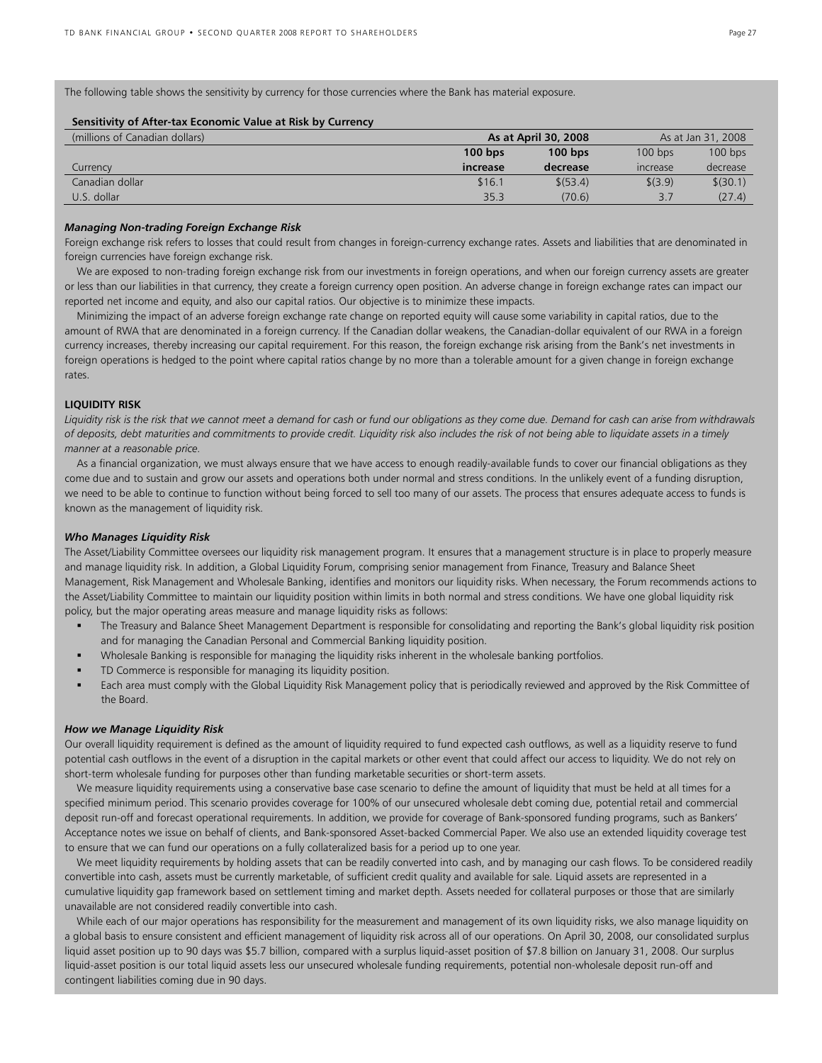The following table shows the sensitivity by currency for those currencies where the Bank has material exposure.

**Sensitivity of After-tax Economic Value at Risk by Currency**

| (millions of Canadian dollars) | **As at April 30, 2008** | | As at Jan 31, 2008 | |
|---|---|---|---|---|
| | **100 bps** | **100 bps** | 100 bps | 100 bps |
| Currency | **increase** | **decrease** | increase | decrease |
| Canadian dollar | $16.1 | $(53.4) | $(3.9) | $(30.1) |
| U.S. dollar | 35.3 | (70.6) | 3.7 | (27.4) |

### *Managing Non-trading Foreign Exchange Risk*

Foreign exchange risk refers to losses that could result from changes in foreign-currency exchange rates. Assets and liabilities that are denominated in foreign currencies have foreign exchange risk.

We are exposed to non-trading foreign exchange risk from our investments in foreign operations, and when our foreign currency assets are greater or less than our liabilities in that currency, they create a foreign currency open position. An adverse change in foreign exchange rates can impact our reported net income and equity, and also our capital ratios. Our objective is to minimize these impacts.

Minimizing the impact of an adverse foreign exchange rate change on reported equity will cause some variability in capital ratios, due to the amount of RWA that are denominated in a foreign currency. If the Canadian dollar weakens, the Canadian-dollar equivalent of our RWA in a foreign currency increases, thereby increasing our capital requirement. For this reason, the foreign exchange risk arising from the Bank's net investments in foreign operations is hedged to the point where capital ratios change by no more than a tolerable amount for a given change in foreign exchange rates.

## LIQUIDITY RISK

*Liquidity risk is the risk that we cannot meet a demand for cash or fund our obligations as they come due. Demand for cash can arise from withdrawals of deposits, debt maturities and commitments to provide credit. Liquidity risk also includes the risk of not being able to liquidate assets in a timely manner at a reasonable price.*

As a financial organization, we must always ensure that we have access to enough readily-available funds to cover our financial obligations as they come due and to sustain and grow our assets and operations both under normal and stress conditions. In the unlikely event of a funding disruption, we need to be able to continue to function without being forced to sell too many of our assets. The process that ensures adequate access to funds is known as the management of liquidity risk.

### *Who Manages Liquidity Risk*

The Asset/Liability Committee oversees our liquidity risk management program. It ensures that a management structure is in place to properly measure and manage liquidity risk. In addition, a Global Liquidity Forum, comprising senior management from Finance, Treasury and Balance Sheet Management, Risk Management and Wholesale Banking, identifies and monitors our liquidity risks. When necessary, the Forum recommends actions to the Asset/Liability Committee to maintain our liquidity position within limits in both normal and stress conditions. We have one global liquidity risk policy, but the major operating areas measure and manage liquidity risks as follows:

- The Treasury and Balance Sheet Management Department is responsible for consolidating and reporting the Bank's global liquidity risk position and for managing the Canadian Personal and Commercial Banking liquidity position.
- Wholesale Banking is responsible for managing the liquidity risks inherent in the wholesale banking portfolios.
- TD Commerce is responsible for managing its liquidity position.
- Each area must comply with the Global Liquidity Risk Management policy that is periodically reviewed and approved by the Risk Committee of the Board.

### *How we Manage Liquidity Risk*

Our overall liquidity requirement is defined as the amount of liquidity required to fund expected cash outflows, as well as a liquidity reserve to fund potential cash outflows in the event of a disruption in the capital markets or other event that could affect our access to liquidity. We do not rely on short-term wholesale funding for purposes other than funding marketable securities or short-term assets.

We measure liquidity requirements using a conservative base case scenario to define the amount of liquidity that must be held at all times for a specified minimum period. This scenario provides coverage for 100% of our unsecured wholesale debt coming due, potential retail and commercial deposit run-off and forecast operational requirements. In addition, we provide for coverage of Bank-sponsored funding programs, such as Bankers' Acceptance notes we issue on behalf of clients, and Bank-sponsored Asset-backed Commercial Paper. We also use an extended liquidity coverage test to ensure that we can fund our operations on a fully collateralized basis for a period up to one year.

We meet liquidity requirements by holding assets that can be readily converted into cash, and by managing our cash flows. To be considered readily convertible into cash, assets must be currently marketable, of sufficient credit quality and available for sale. Liquid assets are represented in a cumulative liquidity gap framework based on settlement timing and market depth. Assets needed for collateral purposes or those that are similarly unavailable are not considered readily convertible into cash.

While each of our major operations has responsibility for the measurement and management of its own liquidity risks, we also manage liquidity on a global basis to ensure consistent and efficient management of liquidity risk across all of our operations. On April 30, 2008, our consolidated surplus liquid asset position up to 90 days was $5.7 billion, compared with a surplus liquid-asset position of $7.8 billion on January 31, 2008. Our surplus liquid-asset position is our total liquid assets less our unsecured wholesale funding requirements, potential non-wholesale deposit run-off and contingent liabilities coming due in 90 days.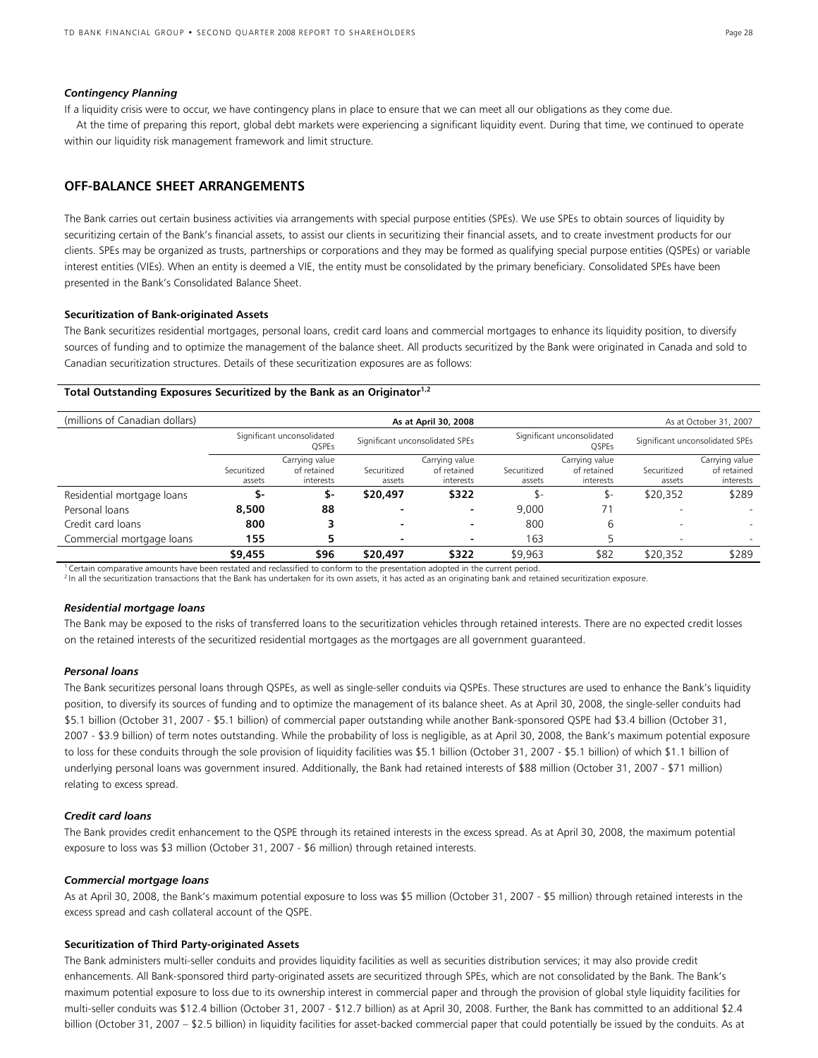#### *Contingency Planning*

If a liquidity crisis were to occur, we have contingency plans in place to ensure that we can meet all our obligations as they come due.

At the time of preparing this report, global debt markets were experiencing a significant liquidity event. During that time, we continued to operate within our liquidity risk management framework and limit structure.

## OFF-BALANCE SHEET ARRANGEMENTS

The Bank carries out certain business activities via arrangements with special purpose entities (SPEs). We use SPEs to obtain sources of liquidity by securitizing certain of the Bank's financial assets, to assist our clients in securitizing their financial assets, and to create investment products for our clients. SPEs may be organized as trusts, partnerships or corporations and they may be formed as qualifying special purpose entities (QSPEs) or variable interest entities (VIEs). When an entity is deemed a VIE, the entity must be consolidated by the primary beneficiary. Consolidated SPEs have been presented in the Bank's Consolidated Balance Sheet.

#### Securitization of Bank-originated Assets

The Bank securitizes residential mortgages, personal loans, credit card loans and commercial mortgages to enhance its liquidity position, to diversify sources of funding and to optimize the management of the balance sheet. All products securitized by the Bank were originated in Canada and sold to Canadian securitization structures. Details of these securitization exposures are as follows:

**Total Outstanding Exposures Securitized by the Bank as an Originator[1,2]**

| (millions of Canadian dollars) | **As at April 30, 2008** | | | | As at October 31, 2007 | | | |
|---|---|---|---|---|---|---|---|---|
| | Significant unconsolidated QSPEs | | Significant unconsolidated SPEs | | Significant unconsolidated QSPEs | | Significant unconsolidated SPEs | |
| | Securitized assets | Carrying value of retained interests | Securitized assets | Carrying value of retained interests | Securitized assets | Carrying value of retained interests | Securitized assets | Carrying value of retained interests |
| Residential mortgage loans | **$-** | **$-** | **$20,497** | **$322** | $- | $- | $20,352 | $289 |
| Personal loans | **8,500** | **88** | **-** | **-** | 9,000 | 71 | - | - |
| Credit card loans | **800** | **3** | **-** | **-** | 800 | 6 | - | - |
| Commercial mortgage loans | **155** | **5** | **-** | **-** | 163 | 5 | - | - |
| | **$9,455** | **$96** | **$20,497** | **$322** | $9,963 | $82 | $20,352 | $289 |

[1] Certain comparative amounts have been restated and reclassified to conform to the presentation adopted in the current period.
[2] In all the securitization transactions that the Bank has undertaken for its own assets, it has acted as an originating bank and retained securitization exposure.

#### *Residential mortgage loans*

The Bank may be exposed to the risks of transferred loans to the securitization vehicles through retained interests. There are no expected credit losses on the retained interests of the securitized residential mortgages as the mortgages are all government guaranteed.

#### *Personal loans*

The Bank securitizes personal loans through QSPEs, as well as single-seller conduits via QSPEs. These structures are used to enhance the Bank's liquidity position, to diversify its sources of funding and to optimize the management of its balance sheet. As at April 30, 2008, the single-seller conduits had $5.1 billion (October 31, 2007 - $5.1 billion) of commercial paper outstanding while another Bank-sponsored QSPE had $3.4 billion (October 31, 2007 - $3.9 billion) of term notes outstanding. While the probability of loss is negligible, as at April 30, 2008, the Bank's maximum potential exposure to loss for these conduits through the sole provision of liquidity facilities was $5.1 billion (October 31, 2007 - $5.1 billion) of which $1.1 billion of underlying personal loans was government insured. Additionally, the Bank had retained interests of $88 million (October 31, 2007 - $71 million) relating to excess spread.

#### *Credit card loans*

The Bank provides credit enhancement to the QSPE through its retained interests in the excess spread. As at April 30, 2008, the maximum potential exposure to loss was $3 million (October 31, 2007 - $6 million) through retained interests.

#### *Commercial mortgage loans*

As at April 30, 2008, the Bank's maximum potential exposure to loss was $5 million (October 31, 2007 - $5 million) through retained interests in the excess spread and cash collateral account of the QSPE.

#### Securitization of Third Party-originated Assets

The Bank administers multi-seller conduits and provides liquidity facilities as well as securities distribution services; it may also provide credit enhancements. All Bank-sponsored third party-originated assets are securitized through SPEs, which are not consolidated by the Bank. The Bank's maximum potential exposure to loss due to its ownership interest in commercial paper and through the provision of global style liquidity facilities for multi-seller conduits was $12.4 billion (October 31, 2007 - $12.7 billion) as at April 30, 2008. Further, the Bank has committed to an additional $2.4 billion (October 31, 2007 – $2.5 billion) in liquidity facilities for asset-backed commercial paper that could potentially be issued by the conduits. As at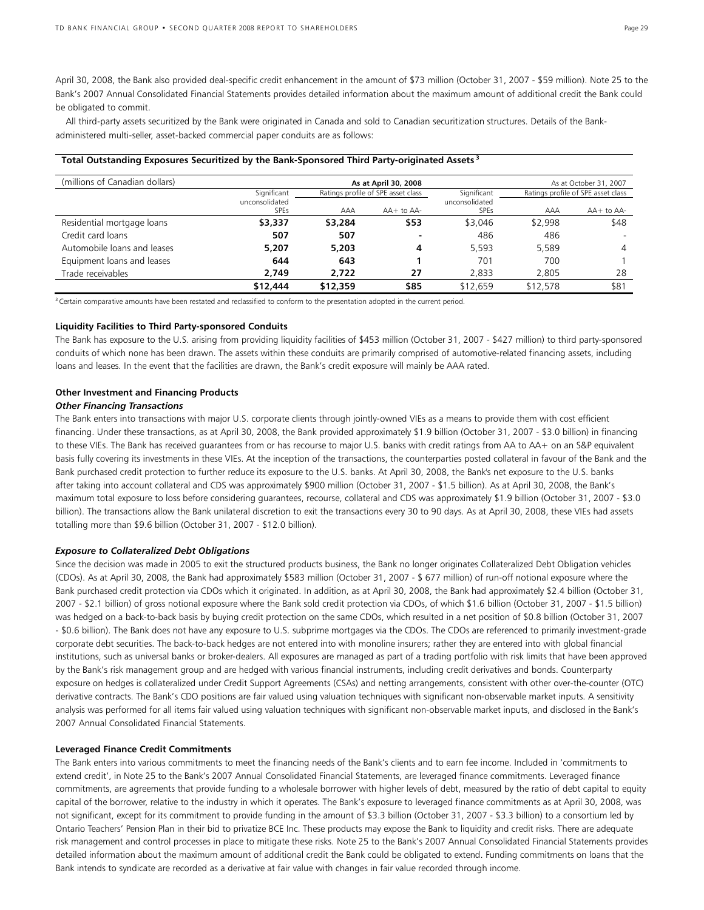April 30, 2008, the Bank also provided deal-specific credit enhancement in the amount of $73 million (October 31, 2007 - $59 million). Note 25 to the Bank's 2007 Annual Consolidated Financial Statements provides detailed information about the maximum amount of additional credit the Bank could be obligated to commit.

All third-party assets securitized by the Bank were originated in Canada and sold to Canadian securitization structures. Details of the Bank-administered multi-seller, asset-backed commercial paper conduits are as follows:

**Total Outstanding Exposures Securitized by the Bank-Sponsored Third Party-originated Assets [3]**

| (millions of Canadian dollars) | As at April 30, 2008 | | | As at October 31, 2007 | | |
|---|---|---|---|---|---|---|
| | Significant unconsolidated SPEs | Ratings profile of SPE asset class | | Significant unconsolidated SPEs | Ratings profile of SPE asset class | |
| | | AAA | AA+ to AA- | | AAA | AA+ to AA- |
| Residential mortgage loans | **$3,337** | **$3,284** | **$53** | $3,046 | $2,998 | $48 |
| Credit card loans | **507** | **507** | **-** | 486 | 486 | - |
| Automobile loans and leases | **5,207** | **5,203** | **4** | 5,593 | 5,589 | 4 |
| Equipment loans and leases | **644** | **643** | **1** | 701 | 700 | 1 |
| Trade receivables | **2,749** | **2,722** | **27** | 2,833 | 2,805 | 28 |
| | **$12,444** | **$12,359** | **$85** | $12,659 | $12,578 | $81 |

[3] Certain comparative amounts have been restated and reclassified to conform to the presentation adopted in the current period.

**Liquidity Facilities to Third Party-sponsored Conduits**

The Bank has exposure to the U.S. arising from providing liquidity facilities of $453 million (October 31, 2007 - $427 million) to third party-sponsored conduits of which none has been drawn. The assets within these conduits are primarily comprised of automotive-related financing assets, including loans and leases. In the event that the facilities are drawn, the Bank's credit exposure will mainly be AAA rated.

**Other Investment and Financing Products**

***Other Financing Transactions***

The Bank enters into transactions with major U.S. corporate clients through jointly-owned VIEs as a means to provide them with cost efficient financing. Under these transactions, as at April 30, 2008, the Bank provided approximately $1.9 billion (October 31, 2007 - $3.0 billion) in financing to these VIEs. The Bank has received guarantees from or has recourse to major U.S. banks with credit ratings from AA to AA+ on an S&P equivalent basis fully covering its investments in these VIEs. At the inception of the transactions, the counterparties posted collateral in favour of the Bank and the Bank purchased credit protection to further reduce its exposure to the U.S. banks. At April 30, 2008, the Bank's net exposure to the U.S. banks after taking into account collateral and CDS was approximately $900 million (October 31, 2007 - $1.5 billion). As at April 30, 2008, the Bank's maximum total exposure to loss before considering guarantees, recourse, collateral and CDS was approximately $1.9 billion (October 31, 2007 - $3.0 billion). The transactions allow the Bank unilateral discretion to exit the transactions every 30 to 90 days. As at April 30, 2008, these VIEs had assets totalling more than $9.6 billion (October 31, 2007 - $12.0 billion).

***Exposure to Collateralized Debt Obligations***

Since the decision was made in 2005 to exit the structured products business, the Bank no longer originates Collateralized Debt Obligation vehicles (CDOs). As at April 30, 2008, the Bank had approximately $583 million (October 31, 2007 - $ 677 million) of run-off notional exposure where the Bank purchased credit protection via CDOs which it originated. In addition, as at April 30, 2008, the Bank had approximately $2.4 billion (October 31, 2007 - $2.1 billion) of gross notional exposure where the Bank sold credit protection via CDOs, of which $1.6 billion (October 31, 2007 - $1.5 billion) was hedged on a back-to-back basis by buying credit protection on the same CDOs, which resulted in a net position of $0.8 billion (October 31, 2007 - $0.6 billion). The Bank does not have any exposure to U.S. subprime mortgages via the CDOs. The CDOs are referenced to primarily investment-grade corporate debt securities. The back-to-back hedges are not entered into with monoline insurers; rather they are entered into with global financial institutions, such as universal banks or broker-dealers. All exposures are managed as part of a trading portfolio with risk limits that have been approved by the Bank's risk management group and are hedged with various financial instruments, including credit derivatives and bonds. Counterparty exposure on hedges is collateralized under Credit Support Agreements (CSAs) and netting arrangements, consistent with other over-the-counter (OTC) derivative contracts. The Bank's CDO positions are fair valued using valuation techniques with significant non-observable market inputs. A sensitivity analysis was performed for all items fair valued using valuation techniques with significant non-observable market inputs, and disclosed in the Bank's 2007 Annual Consolidated Financial Statements.

**Leveraged Finance Credit Commitments**

The Bank enters into various commitments to meet the financing needs of the Bank's clients and to earn fee income. Included in 'commitments to extend credit', in Note 25 to the Bank's 2007 Annual Consolidated Financial Statements, are leveraged finance commitments. Leveraged finance commitments, are agreements that provide funding to a wholesale borrower with higher levels of debt, measured by the ratio of debt capital to equity capital of the borrower, relative to the industry in which it operates. The Bank's exposure to leveraged finance commitments as at April 30, 2008, was not significant, except for its commitment to provide funding in the amount of $3.3 billion (October 31, 2007 - $3.3 billion) to a consortium led by Ontario Teachers' Pension Plan in their bid to privatize BCE Inc. These products may expose the Bank to liquidity and credit risks. There are adequate risk management and control processes in place to mitigate these risks. Note 25 to the Bank's 2007 Annual Consolidated Financial Statements provides detailed information about the maximum amount of additional credit the Bank could be obligated to extend. Funding commitments on loans that the Bank intends to syndicate are recorded as a derivative at fair value with changes in fair value recorded through income.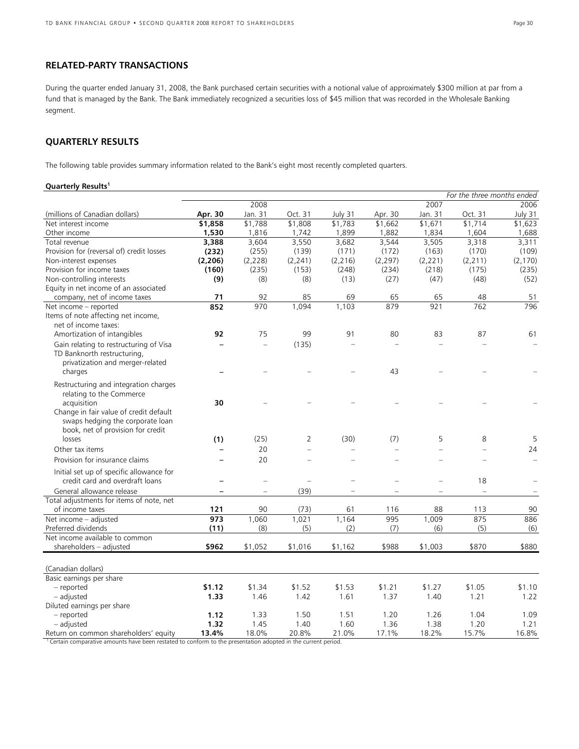## RELATED-PARTY TRANSACTIONS

During the quarter ended January 31, 2008, the Bank purchased certain securities with a notional value of approximately $300 million at par from a fund that is managed by the Bank. The Bank immediately recognized a securities loss of $45 million that was recorded in the Wholesale Banking segment.

## QUARTERLY RESULTS

The following table provides summary information related to the Bank's eight most recently completed quarters.

**Quarterly Results**[1]

| | | | | | | | | *For the three months ended* |
|---|---|---|---|---|---|---|---|---|
| | | 2008 | | | | 2007 | | 2006 |
| (millions of Canadian dollars) | **Apr. 30** | Jan. 31 | Oct. 31 | July 31 | Apr. 30 | Jan. 31 | Oct. 31 | July 31 |
| Net interest income | **$1,858** | $1,788 | $1,808 | $1,783 | $1,662 | $1,671 | $1,714 | $1,623 |
| Other income | **1,530** | 1,816 | 1,742 | 1,899 | 1,882 | 1,834 | 1,604 | 1,688 |
| Total revenue | **3,388** | 3,604 | 3,550 | 3,682 | 3,544 | 3,505 | 3,318 | 3,311 |
| Provision for (reversal of) credit losses | **(232)** | (255) | (139) | (171) | (172) | (163) | (170) | (109) |
| Non-interest expenses | **(2,206)** | (2,228) | (2,241) | (2,216) | (2,297) | (2,221) | (2,211) | (2,170) |
| Provision for income taxes | **(160)** | (235) | (153) | (248) | (234) | (218) | (175) | (235) |
| Non-controlling interests | **(9)** | (8) | (8) | (13) | (27) | (47) | (48) | (52) |
| Equity in net income of an associated company, net of income taxes | **71** | 92 | 85 | 69 | 65 | 65 | 48 | 51 |
| Net income – reported | **852** | 970 | 1,094 | 1,103 | 879 | 921 | 762 | 796 |
| Items of note affecting net income, net of income taxes: | | | | | | | | |
| Amortization of intangibles | **92** | 75 | 99 | 91 | 80 | 83 | 87 | 61 |
| Gain relating to restructuring of Visa | **–** | – | (135) | – | – | – | – | – |
| TD Banknorth restructuring, privatization and merger-related charges | **–** | – | – | – | 43 | – | – | – |
| Restructuring and integration charges relating to the Commerce acquisition | **30** | – | – | – | – | – | – | – |
| Change in fair value of credit default swaps hedging the corporate loan book, net of provision for credit losses | **(1)** | (25) | 2 | (30) | (7) | 5 | 8 | 5 |
| Other tax items | **–** | 20 | – | – | – | – | – | 24 |
| Provision for insurance claims | **–** | 20 | – | – | – | – | – | – |
| Initial set up of specific allowance for credit card and overdraft loans | **–** | – | – | – | – | – | 18 | – |
| General allowance release | **–** | – | (39) | – | – | – | – | – |
| Total adjustments for items of note, net of income taxes | **121** | 90 | (73) | 61 | 116 | 88 | 113 | 90 |
| Net income – adjusted | **973** | 1,060 | 1,021 | 1,164 | 995 | 1,009 | 875 | 886 |
| Preferred dividends | **(11)** | (8) | (5) | (2) | (7) | (6) | (5) | (6) |
| Net income available to common shareholders – adjusted | **$962** | $1,052 | $1,016 | $1,162 | $988 | $1,003 | $870 | $880 |
| | | | | | | | | |
| (Canadian dollars) | | | | | | | | |
| Basic earnings per share | | | | | | | | |
| – reported | **$1.12** | $1.34 | $1.52 | $1.53 | $1.21 | $1.27 | $1.05 | $1.10 |
| – adjusted | **1.33** | 1.46 | 1.42 | 1.61 | 1.37 | 1.40 | 1.21 | 1.22 |
| Diluted earnings per share | | | | | | | | |
| – reported | **1.12** | 1.33 | 1.50 | 1.51 | 1.20 | 1.26 | 1.04 | 1.09 |
| – adjusted | **1.32** | 1.45 | 1.40 | 1.60 | 1.36 | 1.38 | 1.20 | 1.21 |
| Return on common shareholders' equity | **13.4%** | 18.0% | 20.8% | 21.0% | 17.1% | 18.2% | 15.7% | 16.8% |

[1] Certain comparative amounts have been restated to conform to the presentation adopted in the current period.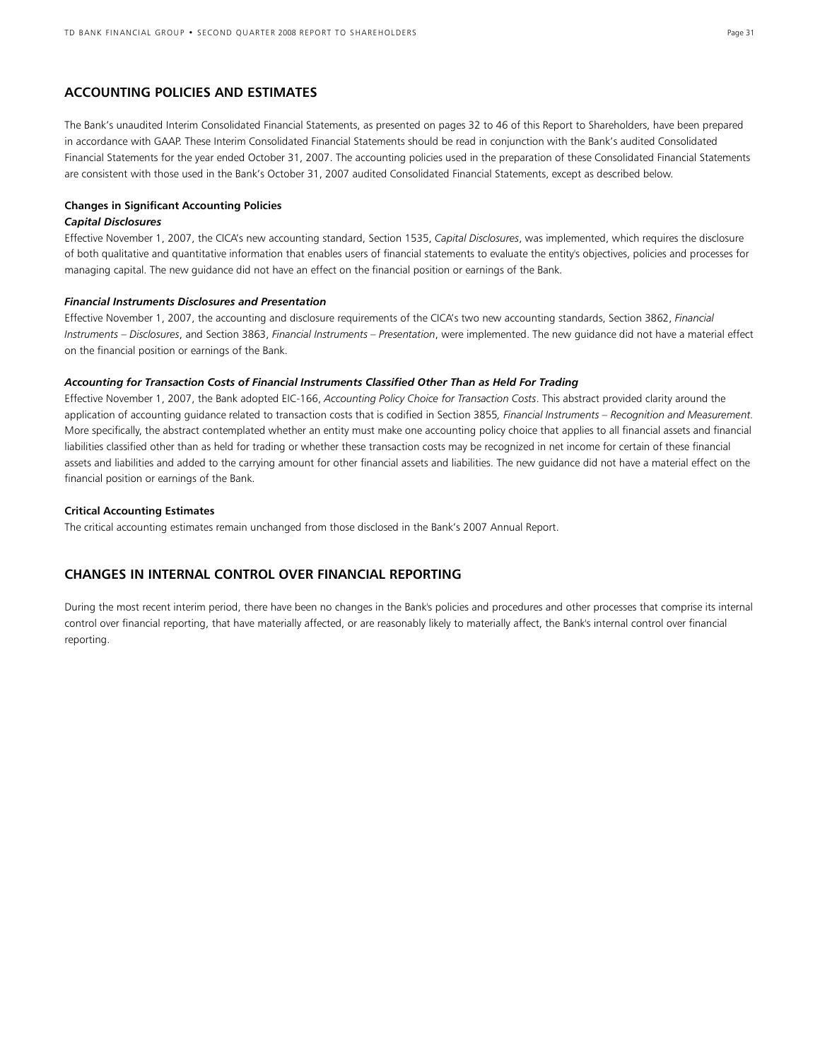## ACCOUNTING POLICIES AND ESTIMATES

The Bank's unaudited Interim Consolidated Financial Statements, as presented on pages 32 to 46 of this Report to Shareholders, have been prepared in accordance with GAAP. These Interim Consolidated Financial Statements should be read in conjunction with the Bank's audited Consolidated Financial Statements for the year ended October 31, 2007. The accounting policies used in the preparation of these Consolidated Financial Statements are consistent with those used in the Bank's October 31, 2007 audited Consolidated Financial Statements, except as described below.

**Changes in Significant Accounting Policies**

***Capital Disclosures***

Effective November 1, 2007, the CICA's new accounting standard, Section 1535, *Capital Disclosures*, was implemented, which requires the disclosure of both qualitative and quantitative information that enables users of financial statements to evaluate the entity's objectives, policies and processes for managing capital. The new guidance did not have an effect on the financial position or earnings of the Bank.

***Financial Instruments Disclosures and Presentation***

Effective November 1, 2007, the accounting and disclosure requirements of the CICA's two new accounting standards, Section 3862, *Financial Instruments – Disclosures*, and Section 3863, *Financial Instruments – Presentation*, were implemented. The new guidance did not have a material effect on the financial position or earnings of the Bank.

***Accounting for Transaction Costs of Financial Instruments Classified Other Than as Held For Trading***

Effective November 1, 2007, the Bank adopted EIC-166, *Accounting Policy Choice for Transaction Costs*. This abstract provided clarity around the application of accounting guidance related to transaction costs that is codified in Section 3855*, Financial Instruments – Recognition and Measurement.* More specifically, the abstract contemplated whether an entity must make one accounting policy choice that applies to all financial assets and financial liabilities classified other than as held for trading or whether these transaction costs may be recognized in net income for certain of these financial assets and liabilities and added to the carrying amount for other financial assets and liabilities. The new guidance did not have a material effect on the financial position or earnings of the Bank.

**Critical Accounting Estimates**

The critical accounting estimates remain unchanged from those disclosed in the Bank's 2007 Annual Report.

## CHANGES IN INTERNAL CONTROL OVER FINANCIAL REPORTING

During the most recent interim period, there have been no changes in the Bank's policies and procedures and other processes that comprise its internal control over financial reporting, that have materially affected, or are reasonably likely to materially affect, the Bank's internal control over financial reporting.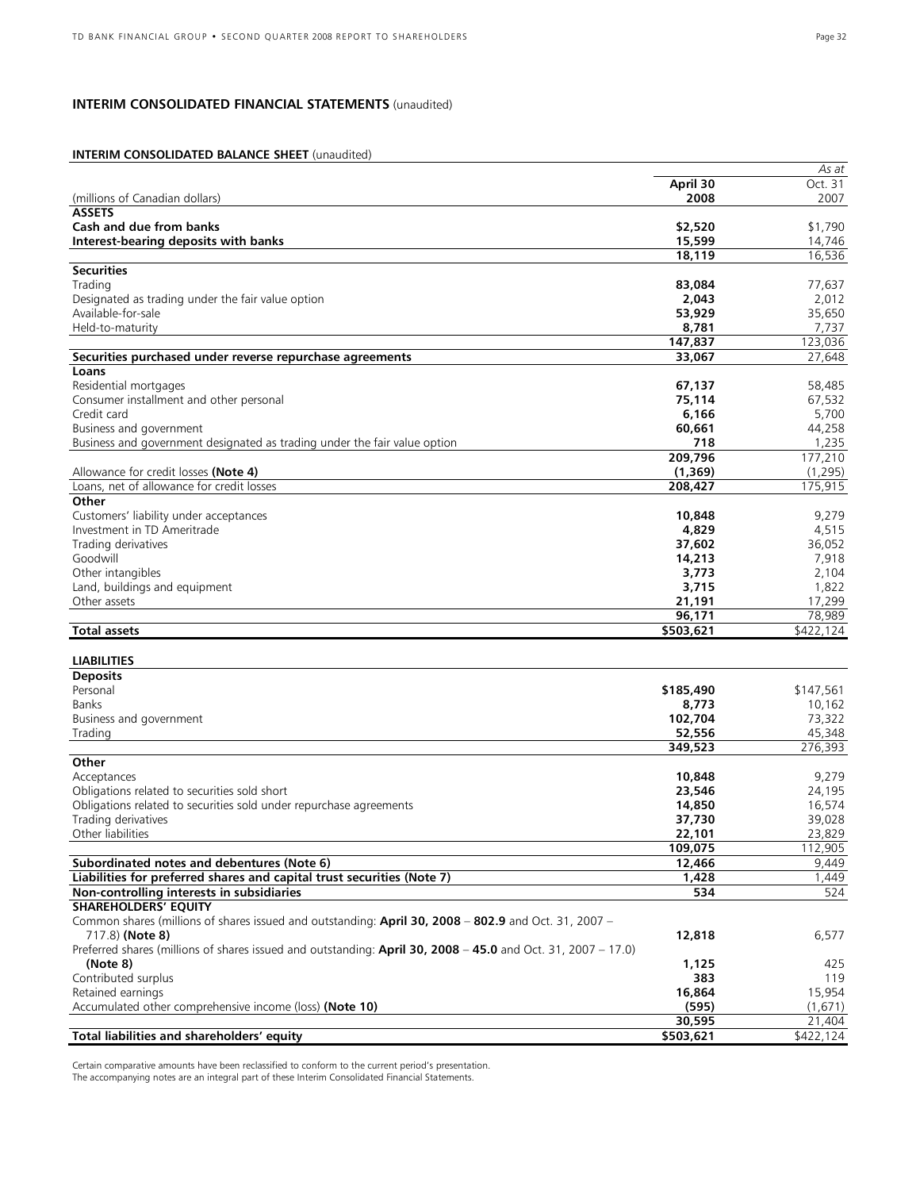## INTERIM CONSOLIDATED FINANCIAL STATEMENTS (unaudited)

### INTERIM CONSOLIDATED BALANCE SHEET (unaudited)

| (millions of Canadian dollars) | April 30 2008 | *As at* Oct. 31 2007 |
|---|---|---|
| **ASSETS** | | |
| **Cash and due from banks** | **$2,520** | $1,790 |
| **Interest-bearing deposits with banks** | **15,599** | 14,746 |
| | **18,119** | 16,536 |
| **Securities** | | |
| Trading | **83,084** | 77,637 |
| Designated as trading under the fair value option | **2,043** | 2,012 |
| Available-for-sale | **53,929** | 35,650 |
| Held-to-maturity | **8,781** | 7,737 |
| | **147,837** | 123,036 |
| **Securities purchased under reverse repurchase agreements** | **33,067** | 27,648 |
| **Loans** | | |
| Residential mortgages | **67,137** | 58,485 |
| Consumer installment and other personal | **75,114** | 67,532 |
| Credit card | **6,166** | 5,700 |
| Business and government | **60,661** | 44,258 |
| Business and government designated as trading under the fair value option | **718** | 1,235 |
| | **209,796** | 177,210 |
| Allowance for credit losses **(Note 4)** | **(1,369)** | (1,295) |
| Loans, net of allowance for credit losses | **208,427** | 175,915 |
| **Other** | | |
| Customers' liability under acceptances | **10,848** | 9,279 |
| Investment in TD Ameritrade | **4,829** | 4,515 |
| Trading derivatives | **37,602** | 36,052 |
| Goodwill | **14,213** | 7,918 |
| Other intangibles | **3,773** | 2,104 |
| Land, buildings and equipment | **3,715** | 1,822 |
| Other assets | **21,191** | 17,299 |
| | **96,171** | 78,989 |
| **Total assets** | **$503,621** | $422,124 |
| **LIABILITIES** | | |
| **Deposits** | | |
| Personal | **$185,490** | $147,561 |
| Banks | **8,773** | 10,162 |
| Business and government | **102,704** | 73,322 |
| Trading | **52,556** | 45,348 |
| | **349,523** | 276,393 |
| **Other** | | |
| Acceptances | **10,848** | 9,279 |
| Obligations related to securities sold short | **23,546** | 24,195 |
| Obligations related to securities sold under repurchase agreements | **14,850** | 16,574 |
| Trading derivatives | **37,730** | 39,028 |
| Other liabilities | **22,101** | 23,829 |
| | **109,075** | 112,905 |
| **Subordinated notes and debentures (Note 6)** | **12,466** | 9,449 |
| **Liabilities for preferred shares and capital trust securities (Note 7)** | **1,428** | 1,449 |
| **Non-controlling interests in subsidiaries** | **534** | 524 |
| **SHAREHOLDERS' EQUITY** | | |
| Common shares (millions of shares issued and outstanding: **April 30, 2008** – **802.9** and Oct. 31, 2007 – 717.8) **(Note 8)** | **12,818** | 6,577 |
| Preferred shares (millions of shares issued and outstanding: **April 30, 2008** – **45.0** and Oct. 31, 2007 – 17.0) **(Note 8)** | **1,125** | 425 |
| Contributed surplus | **383** | 119 |
| Retained earnings | **16,864** | 15,954 |
| Accumulated other comprehensive income (loss) **(Note 10)** | **(595)** | (1,671) |
| | **30,595** | 21,404 |
| **Total liabilities and shareholders' equity** | **$503,621** | $422,124 |

Certain comparative amounts have been reclassified to conform to the current period's presentation.
The accompanying notes are an integral part of these Interim Consolidated Financial Statements.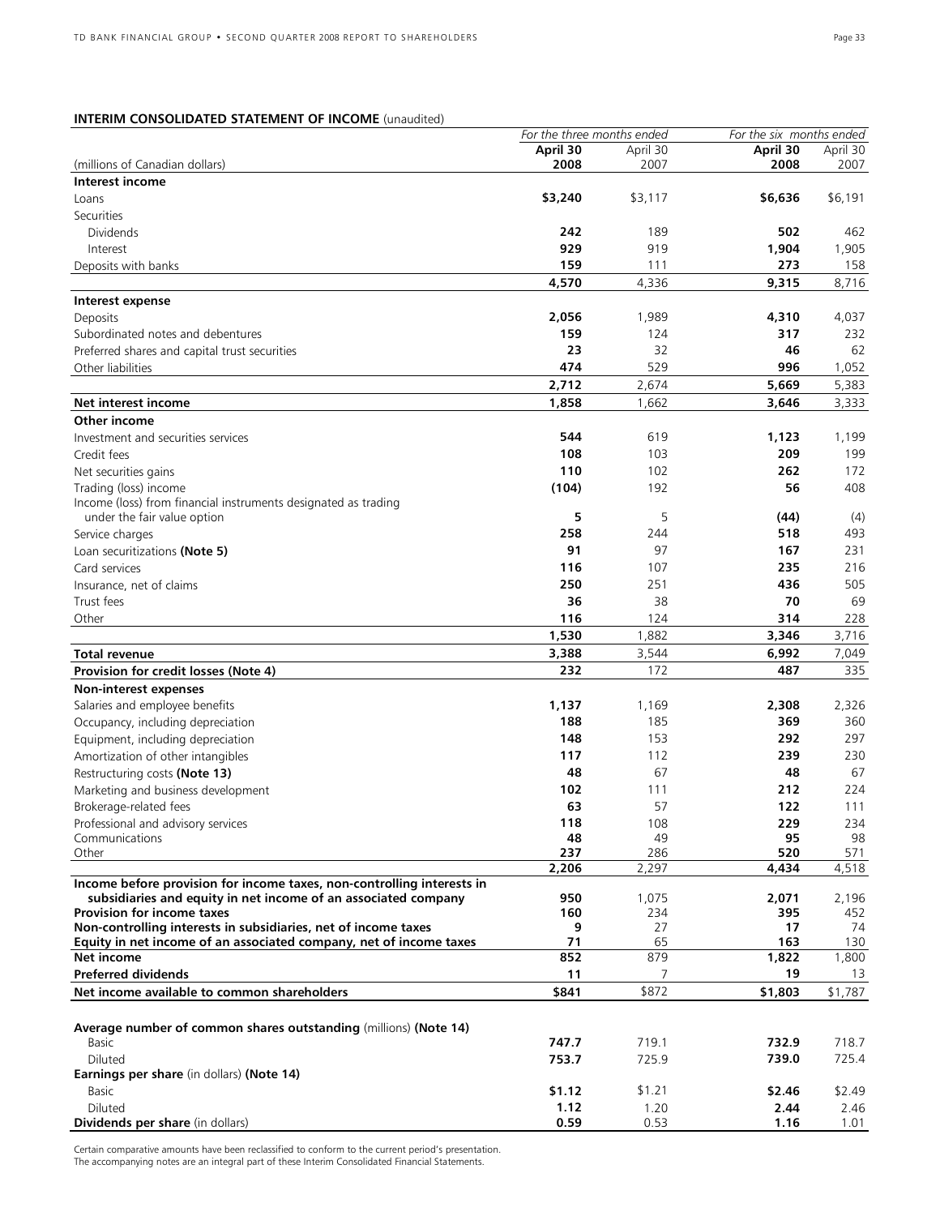**INTERIM CONSOLIDATED STATEMENT OF INCOME** (unaudited)

| (millions of Canadian dollars) | *For the three months ended* April 30 2008 | April 30 2007 | *For the six months ended* April 30 2008 | April 30 2007 |
|---|---|---|---|---|
| **Interest income** | | | | |
| Loans | **$3,240** | $3,117 | **$6,636** | $6,191 |
| Securities | | | | |
| Dividends | **242** | 189 | **502** | 462 |
| Interest | **929** | 919 | **1,904** | 1,905 |
| Deposits with banks | **159** | 111 | **273** | 158 |
| | **4,570** | 4,336 | **9,315** | 8,716 |
| **Interest expense** | | | | |
| Deposits | **2,056** | 1,989 | **4,310** | 4,037 |
| Subordinated notes and debentures | **159** | 124 | **317** | 232 |
| Preferred shares and capital trust securities | **23** | 32 | **46** | 62 |
| Other liabilities | **474** | 529 | **996** | 1,052 |
| | **2,712** | 2,674 | **5,669** | 5,383 |
| **Net interest income** | **1,858** | 1,662 | **3,646** | 3,333 |
| **Other income** | | | | |
| Investment and securities services | **544** | 619 | **1,123** | 1,199 |
| Credit fees | **108** | 103 | **209** | 199 |
| Net securities gains | **110** | 102 | **262** | 172 |
| Trading (loss) income | **(104)** | 192 | **56** | 408 |
| Income (loss) from financial instruments designated as trading under the fair value option | **5** | 5 | **(44)** | (4) |
| Service charges | **258** | 244 | **518** | 493 |
| Loan securitizations **(Note 5)** | **91** | 97 | **167** | 231 |
| Card services | **116** | 107 | **235** | 216 |
| Insurance, net of claims | **250** | 251 | **436** | 505 |
| Trust fees | **36** | 38 | **70** | 69 |
| Other | **116** | 124 | **314** | 228 |
| | **1,530** | 1,882 | **3,346** | 3,716 |
| **Total revenue** | **3,388** | 3,544 | **6,992** | 7,049 |
| **Provision for credit losses (Note 4)** | **232** | 172 | **487** | 335 |
| **Non-interest expenses** | | | | |
| Salaries and employee benefits | **1,137** | 1,169 | **2,308** | 2,326 |
| Occupancy, including depreciation | **188** | 185 | **369** | 360 |
| Equipment, including depreciation | **148** | 153 | **292** | 297 |
| Amortization of other intangibles | **117** | 112 | **239** | 230 |
| Restructuring costs **(Note 13)** | **48** | 67 | **48** | 67 |
| Marketing and business development | **102** | 111 | **212** | 224 |
| Brokerage-related fees | **63** | 57 | **122** | 111 |
| Professional and advisory services | **118** | 108 | **229** | 234 |
| Communications | **48** | 49 | **95** | 98 |
| Other | **237** | 286 | **520** | 571 |
| | **2,206** | 2,297 | **4,434** | 4,518 |
| **Income before provision for income taxes, non-controlling interests in subsidiaries and equity in net income of an associated company** | **950** | 1,075 | **2,071** | 2,196 |
| **Provision for income taxes** | **160** | 234 | **395** | 452 |
| **Non-controlling interests in subsidiaries, net of income taxes** | **9** | 27 | **17** | 74 |
| **Equity in net income of an associated company, net of income taxes** | **71** | 65 | **163** | 130 |
| **Net income** | **852** | 879 | **1,822** | 1,800 |
| **Preferred dividends** | **11** | 7 | **19** | 13 |
| **Net income available to common shareholders** | **$841** | $872 | **$1,803** | $1,787 |
| | | | | |
| **Average number of common shares outstanding** (millions) **(Note 14)** | | | | |
| Basic | **747.7** | 719.1 | **732.9** | 718.7 |
| Diluted | **753.7** | 725.9 | **739.0** | 725.4 |
| **Earnings per share** (in dollars) **(Note 14)** | | | | |
| Basic | **$1.12** | $1.21 | **$2.46** | $2.49 |
| Diluted | **1.12** | 1.20 | **2.44** | 2.46 |
| **Dividends per share** (in dollars) | **0.59** | 0.53 | **1.16** | 1.01 |

Certain comparative amounts have been reclassified to conform to the current period's presentation.
The accompanying notes are an integral part of these Interim Consolidated Financial Statements.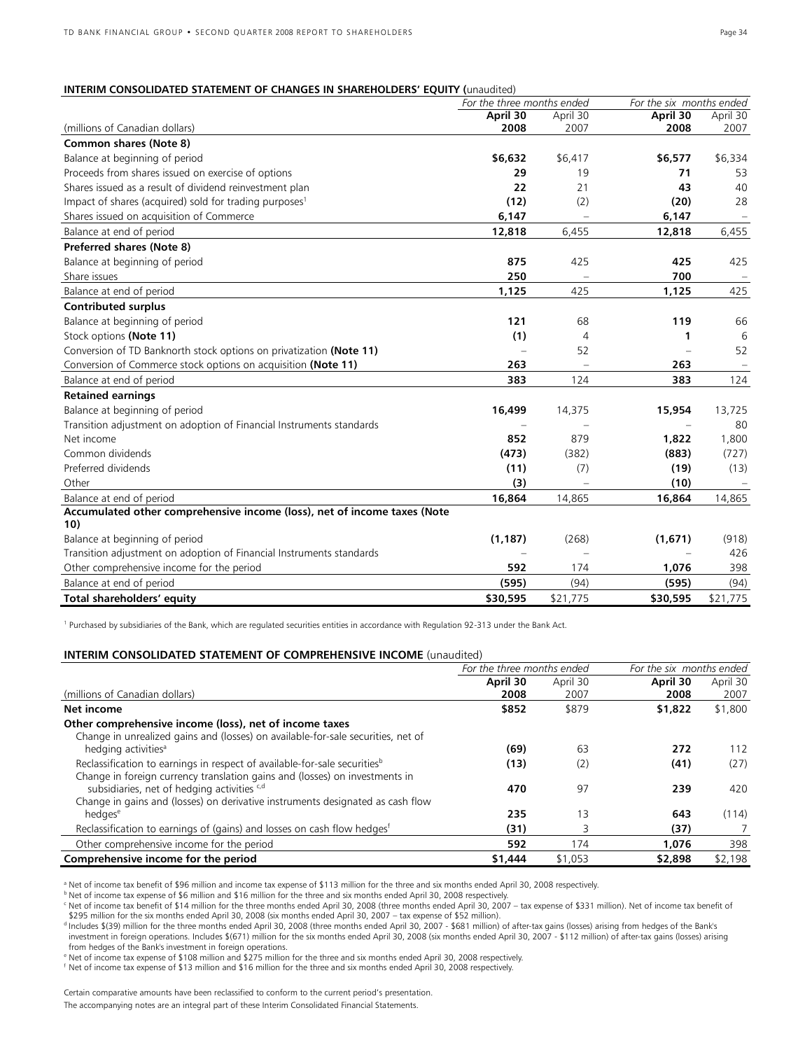## INTERIM CONSOLIDATED STATEMENT OF CHANGES IN SHAREHOLDERS' EQUITY (unaudited)

| (millions of Canadian dollars) | For the three months ended | | For the six months ended | |
|---|---|---|---|---|
| | **April 30 2008** | April 30 2007 | **April 30 2008** | April 30 2007 |
| **Common shares (Note 8)** | | | | |
| Balance at beginning of period | **$6,632** | $6,417 | **$6,577** | $6,334 |
| Proceeds from shares issued on exercise of options | **29** | 19 | **71** | 53 |
| Shares issued as a result of dividend reinvestment plan | **22** | 21 | **43** | 40 |
| Impact of shares (acquired) sold for trading purposes[1] | **(12)** | (2) | **(20)** | 28 |
| Shares issued on acquisition of Commerce | **6,147** | – | **6,147** | – |
| Balance at end of period | **12,818** | 6,455 | **12,818** | 6,455 |
| **Preferred shares (Note 8)** | | | | |
| Balance at beginning of period | **875** | 425 | **425** | 425 |
| Share issues | **250** | – | **700** | – |
| Balance at end of period | **1,125** | 425 | **1,125** | 425 |
| **Contributed surplus** | | | | |
| Balance at beginning of period | **121** | 68 | **119** | 66 |
| Stock options **(Note 11)** | **(1)** | 4 | **1** | 6 |
| Conversion of TD Banknorth stock options on privatization **(Note 11)** | – | 52 | – | 52 |
| Conversion of Commerce stock options on acquisition **(Note 11)** | **263** | – | **263** | – |
| Balance at end of period | **383** | 124 | **383** | 124 |
| **Retained earnings** | | | | |
| Balance at beginning of period | **16,499** | 14,375 | **15,954** | 13,725 |
| Transition adjustment on adoption of Financial Instruments standards | – | – | – | 80 |
| Net income | **852** | 879 | **1,822** | 1,800 |
| Common dividends | **(473)** | (382) | **(883)** | (727) |
| Preferred dividends | **(11)** | (7) | **(19)** | (13) |
| Other | **(3)** | – | **(10)** | – |
| Balance at end of period | **16,864** | 14,865 | **16,864** | 14,865 |
| **Accumulated other comprehensive income (loss), net of income taxes (Note 10)** | | | | |
| Balance at beginning of period | **(1,187)** | (268) | **(1,671)** | (918) |
| Transition adjustment on adoption of Financial Instruments standards | – | – | – | 426 |
| Other comprehensive income for the period | **592** | 174 | **1,076** | 398 |
| Balance at end of period | **(595)** | (94) | **(595)** | (94) |
| **Total shareholders' equity** | **$30,595** | $21,775 | **$30,595** | $21,775 |

[1] Purchased by subsidiaries of the Bank, which are regulated securities entities in accordance with Regulation 92-313 under the Bank Act.

## INTERIM CONSOLIDATED STATEMENT OF COMPREHENSIVE INCOME (unaudited)

| (millions of Canadian dollars) | For the three months ended | | For the six months ended | |
|---|---|---|---|---|
| | **April 30 2008** | April 30 2007 | **April 30 2008** | April 30 2007 |
| **Net income** | **$852** | $879 | **$1,822** | $1,800 |
| **Other comprehensive income (loss), net of income taxes** | | | | |
| Change in unrealized gains and (losses) on available-for-sale securities, net of hedging activities[a] | **(69)** | 63 | **272** | 112 |
| Reclassification to earnings in respect of available-for-sale securities[b] | **(13)** | (2) | **(41)** | (27) |
| Change in foreign currency translation gains and (losses) on investments in subsidiaries, net of hedging activities [c,d] | **470** | 97 | **239** | 420 |
| Change in gains and (losses) on derivative instruments designated as cash flow hedges[e] | **235** | 13 | **643** | (114) |
| Reclassification to earnings of (gains) and losses on cash flow hedges[f] | **(31)** | 3 | **(37)** | 7 |
| Other comprehensive income for the period | **592** | 174 | **1,076** | 398 |
| **Comprehensive income for the period** | **$1,444** | $1,053 | **$2,898** | $2,198 |

[a] Net of income tax benefit of $96 million and income tax expense of $113 million for the three and six months ended April 30, 2008 respectively.

[b] Net of income tax expense of $6 million and $16 million for the three and six months ended April 30, 2008 respectively.

[c] Net of income tax benefit of $14 million for the three months ended April 30, 2008 (three months ended April 30, 2007 – tax expense of $331 million). Net of income tax benefit of $295 million for the six months ended April 30, 2008 (six months ended April 30, 2007 – tax expense of $52 million).

[d] Includes $(39) million for the three months ended April 30, 2008 (three months ended April 30, 2007 - $681 million) of after-tax gains (losses) arising from hedges of the Bank's investment in foreign operations. Includes $(671) million for the six months ended April 30, 2008 (six months ended April 30, 2007 - $112 million) of after-tax gains (losses) arising from hedges of the Bank's investment in foreign operations.

[e] Net of income tax expense of $108 million and $275 million for the three and six months ended April 30, 2008 respectively.

[f] Net of income tax expense of $13 million and $16 million for the three and six months ended April 30, 2008 respectively.

Certain comparative amounts have been reclassified to conform to the current period's presentation.

The accompanying notes are an integral part of these Interim Consolidated Financial Statements.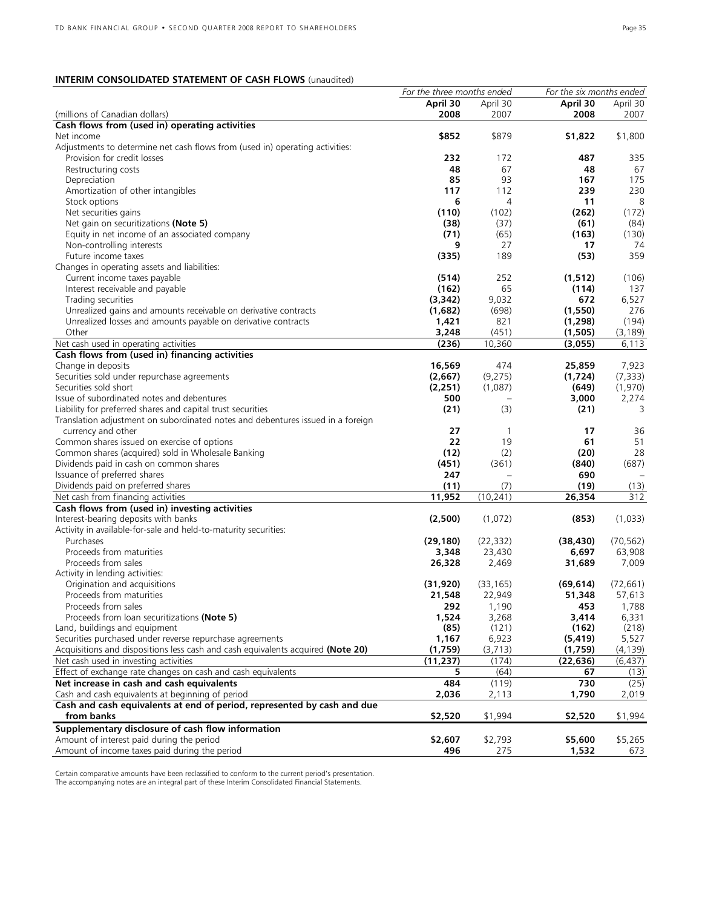## INTERIM CONSOLIDATED STATEMENT OF CASH FLOWS (unaudited)

| | *For the three months ended* | | *For the six months ended* | |
|---|---|---|---|---|
| | **April 30** | April 30 | **April 30** | April 30 |
| (millions of Canadian dollars) | **2008** | 2007 | **2008** | 2007 |
| **Cash flows from (used in) operating activities** | | | | |
| Net income | **$852** | $879 | **$1,822** | $1,800 |
| Adjustments to determine net cash flows from (used in) operating activities: | | | | |
| Provision for credit losses | **232** | 172 | **487** | 335 |
| Restructuring costs | **48** | 67 | **48** | 67 |
| Depreciation | **85** | 93 | **167** | 175 |
| Amortization of other intangibles | **117** | 112 | **239** | 230 |
| Stock options | **6** | 4 | **11** | 8 |
| Net securities gains | **(110)** | (102) | **(262)** | (172) |
| Net gain on securitizations **(Note 5)** | **(38)** | (37) | **(61)** | (84) |
| Equity in net income of an associated company | **(71)** | (65) | **(163)** | (130) |
| Non-controlling interests | **9** | 27 | **17** | 74 |
| Future income taxes | **(335)** | 189 | **(53)** | 359 |
| Changes in operating assets and liabilities: | | | | |
| Current income taxes payable | **(514)** | 252 | **(1,512)** | (106) |
| Interest receivable and payable | **(162)** | 65 | **(114)** | 137 |
| Trading securities | **(3,342)** | 9,032 | **672** | 6,527 |
| Unrealized gains and amounts receivable on derivative contracts | **(1,682)** | (698) | **(1,550)** | 276 |
| Unrealized losses and amounts payable on derivative contracts | **1,421** | 821 | **(1,298)** | (194) |
| Other | **3,248** | (451) | **(1,505)** | (3,189) |
| Net cash used in operating activities | **(236)** | 10,360 | **(3,055)** | 6,113 |
| **Cash flows from (used in) financing activities** | | | | |
| Change in deposits | **16,569** | 474 | **25,859** | 7,923 |
| Securities sold under repurchase agreements | **(2,667)** | (9,275) | **(1,724)** | (7,333) |
| Securities sold short | **(2,251)** | (1,087) | **(649)** | (1,970) |
| Issue of subordinated notes and debentures | **500** | – | **3,000** | 2,274 |
| Liability for preferred shares and capital trust securities | **(21)** | (3) | **(21)** | 3 |
| Translation adjustment on subordinated notes and debentures issued in a foreign currency and other | **27** | 1 | **17** | 36 |
| Common shares issued on exercise of options | **22** | 19 | **61** | 51 |
| Common shares (acquired) sold in Wholesale Banking | **(12)** | (2) | **(20)** | 28 |
| Dividends paid in cash on common shares | **(451)** | (361) | **(840)** | (687) |
| Issuance of preferred shares | **247** | – | **690** | – |
| Dividends paid on preferred shares | **(11)** | (7) | **(19)** | (13) |
| Net cash from financing activities | **11,952** | (10,241) | **26,354** | 312 |
| **Cash flows from (used in) investing activities** | | | | |
| Interest-bearing deposits with banks | **(2,500)** | (1,072) | **(853)** | (1,033) |
| Activity in available-for-sale and held-to-maturity securities: | | | | |
| Purchases | **(29,180)** | (22,332) | **(38,430)** | (70,562) |
| Proceeds from maturities | **3,348** | 23,430 | **6,697** | 63,908 |
| Proceeds from sales | **26,328** | 2,469 | **31,689** | 7,009 |
| Activity in lending activities: | | | | |
| Origination and acquisitions | **(31,920)** | (33,165) | **(69,614)** | (72,661) |
| Proceeds from maturities | **21,548** | 22,949 | **51,348** | 57,613 |
| Proceeds from sales | **292** | 1,190 | **453** | 1,788 |
| Proceeds from loan securitizations **(Note 5)** | **1,524** | 3,268 | **3,414** | 6,331 |
| Land, buildings and equipment | **(85)** | (121) | **(162)** | (218) |
| Securities purchased under reverse repurchase agreements | **1,167** | 6,923 | **(5,419)** | 5,527 |
| Acquisitions and dispositions less cash and cash equivalents acquired **(Note 20)** | **(1,759)** | (3,713) | **(1,759)** | (4,139) |
| Net cash used in investing activities | **(11,237)** | (174) | **(22,636)** | (6,437) |
| Effect of exchange rate changes on cash and cash equivalents | **5** | (64) | **67** | (13) |
| **Net increase in cash and cash equivalents** | **484** | (119) | **730** | (25) |
| Cash and cash equivalents at beginning of period | **2,036** | 2,113 | **1,790** | 2,019 |
| **Cash and cash equivalents at end of period, represented by cash and due from banks** | **$2,520** | $1,994 | **$2,520** | $1,994 |
| **Supplementary disclosure of cash flow information** | | | | |
| Amount of interest paid during the period | **$2,607** | $2,793 | **$5,600** | $5,265 |
| Amount of income taxes paid during the period | **496** | 275 | **1,532** | 673 |

Certain comparative amounts have been reclassified to conform to the current period's presentation.
The accompanying notes are an integral part of these Interim Consolidated Financial Statements.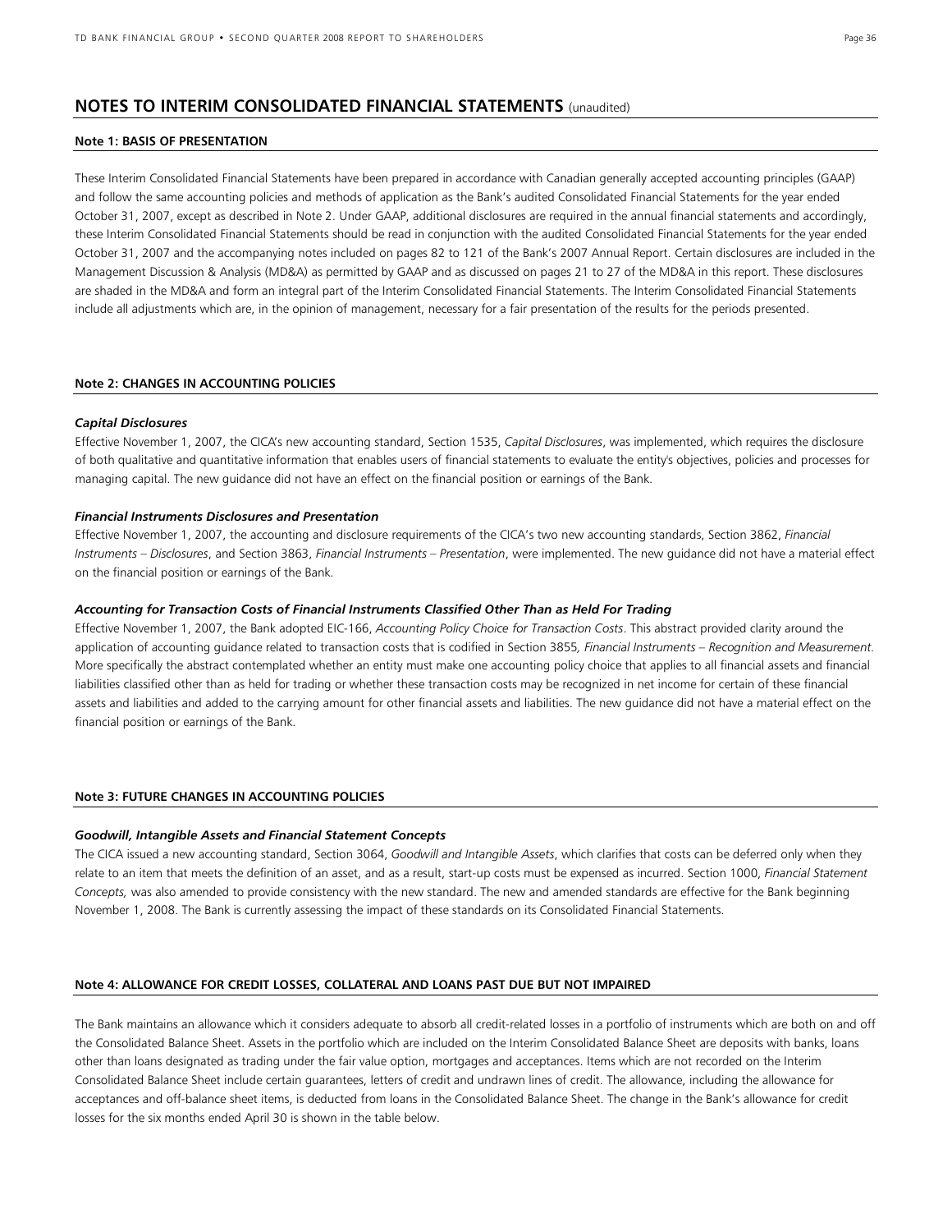# NOTES TO INTERIM CONSOLIDATED FINANCIAL STATEMENTS (unaudited)

## Note 1: BASIS OF PRESENTATION

These Interim Consolidated Financial Statements have been prepared in accordance with Canadian generally accepted accounting principles (GAAP) and follow the same accounting policies and methods of application as the Bank's audited Consolidated Financial Statements for the year ended October 31, 2007, except as described in Note 2. Under GAAP, additional disclosures are required in the annual financial statements and accordingly, these Interim Consolidated Financial Statements should be read in conjunction with the audited Consolidated Financial Statements for the year ended October 31, 2007 and the accompanying notes included on pages 82 to 121 of the Bank's 2007 Annual Report. Certain disclosures are included in the Management Discussion & Analysis (MD&A) as permitted by GAAP and as discussed on pages 21 to 27 of the MD&A in this report. These disclosures are shaded in the MD&A and form an integral part of the Interim Consolidated Financial Statements. The Interim Consolidated Financial Statements include all adjustments which are, in the opinion of management, necessary for a fair presentation of the results for the periods presented.

## Note 2: CHANGES IN ACCOUNTING POLICIES

### *Capital Disclosures*

Effective November 1, 2007, the CICA's new accounting standard, Section 1535, *Capital Disclosures*, was implemented, which requires the disclosure of both qualitative and quantitative information that enables users of financial statements to evaluate the entity's objectives, policies and processes for managing capital. The new guidance did not have an effect on the financial position or earnings of the Bank.

### *Financial Instruments Disclosures and Presentation*

Effective November 1, 2007, the accounting and disclosure requirements of the CICA's two new accounting standards, Section 3862, *Financial Instruments – Disclosures*, and Section 3863, *Financial Instruments – Presentation*, were implemented. The new guidance did not have a material effect on the financial position or earnings of the Bank.

### *Accounting for Transaction Costs of Financial Instruments Classified Other Than as Held For Trading*

Effective November 1, 2007, the Bank adopted EIC-166, *Accounting Policy Choice for Transaction Costs*. This abstract provided clarity around the application of accounting guidance related to transaction costs that is codified in Section 3855, *Financial Instruments – Recognition and Measurement*. More specifically the abstract contemplated whether an entity must make one accounting policy choice that applies to all financial assets and financial liabilities classified other than as held for trading or whether these transaction costs may be recognized in net income for certain of these financial assets and liabilities and added to the carrying amount for other financial assets and liabilities. The new guidance did not have a material effect on the financial position or earnings of the Bank.

## Note 3: FUTURE CHANGES IN ACCOUNTING POLICIES

### *Goodwill, Intangible Assets and Financial Statement Concepts*

The CICA issued a new accounting standard, Section 3064, *Goodwill and Intangible Assets*, which clarifies that costs can be deferred only when they relate to an item that meets the definition of an asset, and as a result, start-up costs must be expensed as incurred. Section 1000, *Financial Statement Concepts*, was also amended to provide consistency with the new standard. The new and amended standards are effective for the Bank beginning November 1, 2008. The Bank is currently assessing the impact of these standards on its Consolidated Financial Statements.

## Note 4: ALLOWANCE FOR CREDIT LOSSES, COLLATERAL AND LOANS PAST DUE BUT NOT IMPAIRED

The Bank maintains an allowance which it considers adequate to absorb all credit-related losses in a portfolio of instruments which are both on and off the Consolidated Balance Sheet. Assets in the portfolio which are included on the Interim Consolidated Balance Sheet are deposits with banks, loans other than loans designated as trading under the fair value option, mortgages and acceptances. Items which are not recorded on the Interim Consolidated Balance Sheet include certain guarantees, letters of credit and undrawn lines of credit. The allowance, including the allowance for acceptances and off-balance sheet items, is deducted from loans in the Consolidated Balance Sheet. The change in the Bank's allowance for credit losses for the six months ended April 30 is shown in the table below.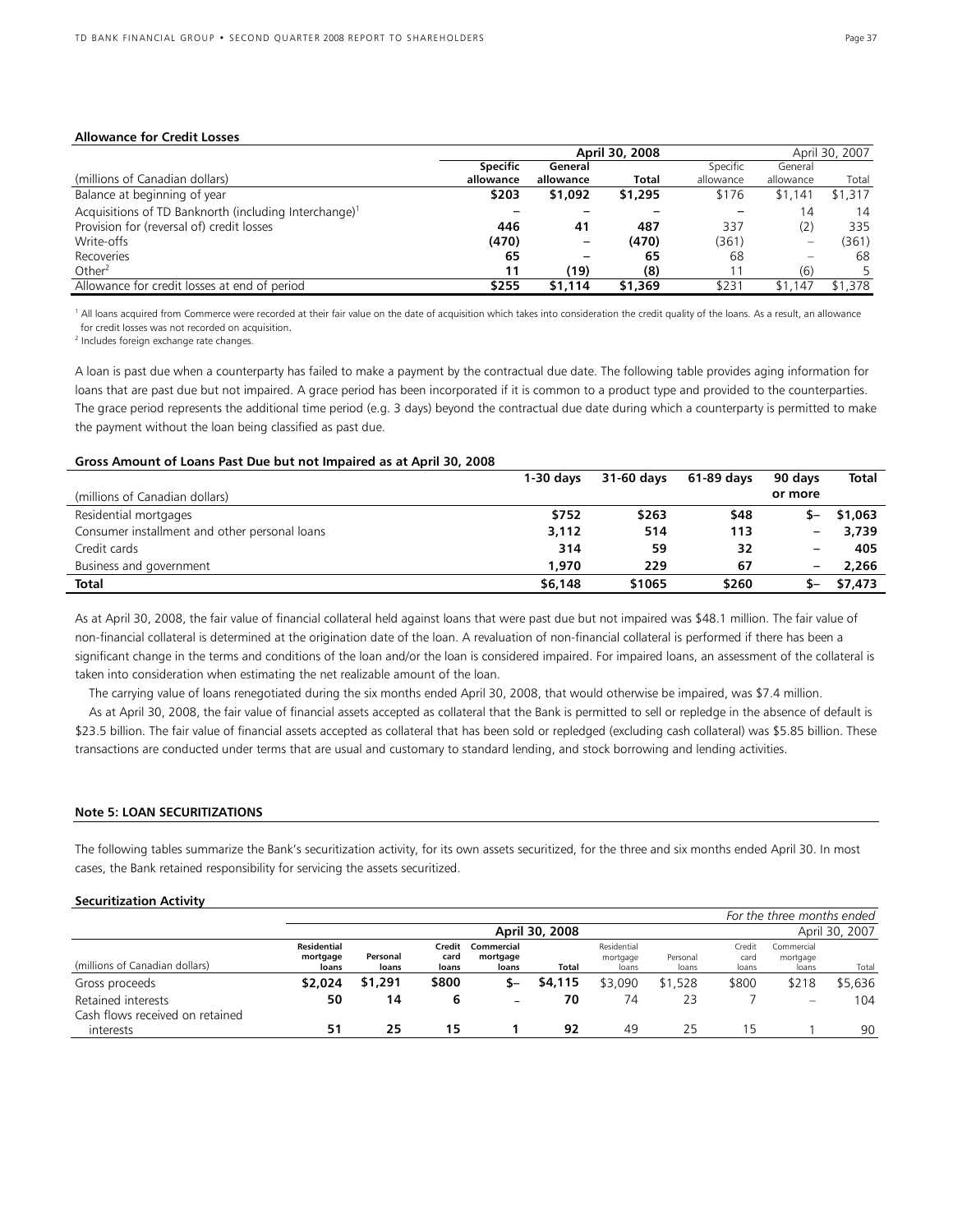**Allowance for Credit Losses**

| (millions of Canadian dollars) | April 30, 2008 | | | April 30, 2007 | | |
|---|---|---|---|---|---|---|
| | **Specific allowance** | **General allowance** | **Total** | Specific allowance | General allowance | Total |
| Balance at beginning of year | **$203** | **$1,092** | **$1,295** | $176 | $1,141 | $1,317 |
| Acquisitions of TD Banknorth (including Interchange)[1] | **–** | **–** | **–** | – | 14 | 14 |
| Provision for (reversal of) credit losses | **446** | **41** | **487** | 337 | (2) | 335 |
| Write-offs | **(470)** | **–** | **(470)** | (361) | – | (361) |
| Recoveries | **65** | **–** | **65** | 68 | – | 68 |
| Other[2] | **11** | **(19)** | **(8)** | 11 | (6) | 5 |
| Allowance for credit losses at end of period | **$255** | **$1,114** | **$1,369** | $231 | $1,147 | $1,378 |

[1] All loans acquired from Commerce were recorded at their fair value on the date of acquisition which takes into consideration the credit quality of the loans. As a result, an allowance for credit losses was not recorded on acquisition.
[2] Includes foreign exchange rate changes.

A loan is past due when a counterparty has failed to make a payment by the contractual due date. The following table provides aging information for loans that are past due but not impaired. A grace period has been incorporated if it is common to a product type and provided to the counterparties. The grace period represents the additional time period (e.g. 3 days) beyond the contractual due date during which a counterparty is permitted to make the payment without the loan being classified as past due.

**Gross Amount of Loans Past Due but not Impaired as at April 30, 2008**

| (millions of Canadian dollars) | **1-30 days** | **31-60 days** | **61-89 days** | **90 days or more** | **Total** |
|---|---|---|---|---|---|
| Residential mortgages | **$752** | **$263** | **$48** | **$–** | **$1,063** |
| Consumer installment and other personal loans | **3,112** | **514** | **113** | **–** | **3,739** |
| Credit cards | **314** | **59** | **32** | **–** | **405** |
| Business and government | **1,970** | **229** | **67** | **–** | **2,266** |
| **Total** | **$6,148** | **$1065** | **$260** | **$–** | **$7,473** |

As at April 30, 2008, the fair value of financial collateral held against loans that were past due but not impaired was $48.1 million. The fair value of non-financial collateral is determined at the origination date of the loan. A revaluation of non-financial collateral is performed if there has been a significant change in the terms and conditions of the loan and/or the loan is considered impaired. For impaired loans, an assessment of the collateral is taken into consideration when estimating the net realizable amount of the loan.

The carrying value of loans renegotiated during the six months ended April 30, 2008, that would otherwise be impaired, was $7.4 million.

As at April 30, 2008, the fair value of financial assets accepted as collateral that the Bank is permitted to sell or repledge in the absence of default is $23.5 billion. The fair value of financial assets accepted as collateral that has been sold or repledged (excluding cash collateral) was $5.85 billion. These transactions are conducted under terms that are usual and customary to standard lending, and stock borrowing and lending activities.

**Note 5: LOAN SECURITIZATIONS**

The following tables summarize the Bank's securitization activity, for its own assets securitized, for the three and six months ended April 30. In most cases, the Bank retained responsibility for servicing the assets securitized.

**Securitization Activity**

| | *For the three months ended* | | | | | | | | | |
|---|---|---|---|---|---|---|---|---|---|---|
| | **April 30, 2008** | | | | | April 30, 2007 | | | | |
| (millions of Canadian dollars) | **Residential mortgage loans** | **Personal loans** | **Credit card loans** | **Commercial mortgage loans** | **Total** | Residential mortgage loans | Personal loans | Credit card loans | Commercial mortgage loans | Total |
| Gross proceeds | **$2,024** | **$1,291** | **$800** | **$–** | **$4,115** | $3,090 | $1,528 | $800 | $218 | $5,636 |
| Retained interests | **50** | **14** | **6** | **–** | **70** | 74 | 23 | 7 | – | 104 |
| Cash flows received on retained interests | **51** | **25** | **15** | **1** | **92** | 49 | 25 | 15 | 1 | 90 |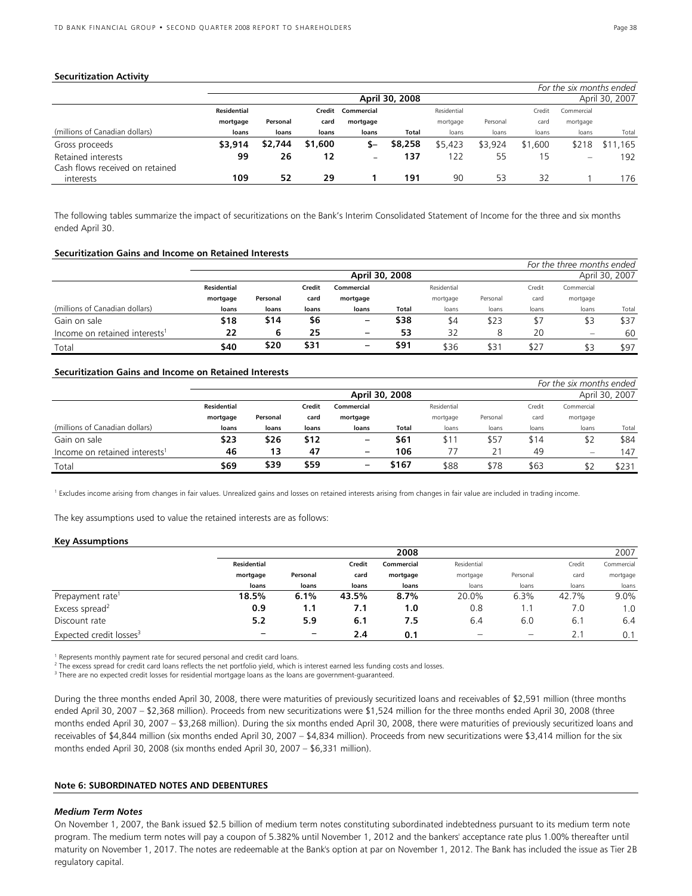**Securitization Activity**

| | | | | | | | | | | For the six months ended |
|---|---|---|---|---|---|---|---|---|---|---|
| | | | | | **April 30, 2008** | | | | | April 30, 2007 |
| (millions of Canadian dollars) | **Residential mortgage loans** | **Personal loans** | **Credit card loans** | **Commercial mortgage loans** | **Total** | Residential mortgage loans | Personal loans | Credit card loans | Commercial mortgage loans | Total |
| Gross proceeds | **$3,914** | **$2,744** | **$1,600** | **$–** | **$8,258** | $5,423 | $3,924 | $1,600 | $218 | $11,165 |
| Retained interests | **99** | **26** | **12** | **–** | **137** | 122 | 55 | 15 | – | 192 |
| Cash flows received on retained interests | **109** | **52** | **29** | **1** | **191** | 90 | 53 | 32 | 1 | 176 |

The following tables summarize the impact of securitizations on the Bank's Interim Consolidated Statement of Income for the three and six months ended April 30.

**Securitization Gains and Income on Retained Interests**

| | | | | | | | | | | For the three months ended |
|---|---|---|---|---|---|---|---|---|---|---|
| | | | | | **April 30, 2008** | | | | | April 30, 2007 |
| (millions of Canadian dollars) | **Residential mortgage loans** | **Personal loans** | **Credit card loans** | **Commercial mortgage loans** | **Total** | Residential mortgage loans | Personal loans | Credit card loans | Commercial mortgage loans | Total |
| Gain on sale | **$18** | **$14** | **$6** | **–** | **$38** | $4 | $23 | $7 | $3 | $37 |
| Income on retained interests[1] | **22** | **6** | **25** | **–** | **53** | 32 | 8 | 20 | – | 60 |
| Total | **$40** | **$20** | **$31** | **–** | **$91** | $36 | $31 | $27 | $3 | $97 |

**Securitization Gains and Income on Retained Interests**

| | | | | | | | | | | For the six months ended |
|---|---|---|---|---|---|---|---|---|---|---|
| | | | | | **April 30, 2008** | | | | | April 30, 2007 |
| (millions of Canadian dollars) | **Residential mortgage loans** | **Personal loans** | **Credit card loans** | **Commercial mortgage loans** | **Total** | Residential mortgage loans | Personal loans | Credit card loans | Commercial mortgage loans | Total |
| Gain on sale | **$23** | **$26** | **$12** | **–** | **$61** | $11 | $57 | $14 | $2 | $84 |
| Income on retained interests[1] | **46** | **13** | **47** | **–** | **106** | 77 | 21 | 49 | – | 147 |
| Total | **$69** | **$39** | **$59** | **–** | **$167** | $88 | $78 | $63 | $2 | $231 |

[1] Excludes income arising from changes in fair values. Unrealized gains and losses on retained interests arising from changes in fair value are included in trading income.

The key assumptions used to value the retained interests are as follows:

**Key Assumptions**

| | | | | **2008** | | | | 2007 |
|---|---|---|---|---|---|---|---|---|
| | **Residential mortgage loans** | **Personal loans** | **Credit card loans** | **Commercial mortgage loans** | Residential mortgage loans | Personal loans | Credit card loans | Commercial mortgage loans |
| Prepayment rate[1] | **18.5%** | **6.1%** | **43.5%** | **8.7%** | 20.0% | 6.3% | 42.7% | 9.0% |
| Excess spread[2] | **0.9** | **1.1** | **7.1** | **1.0** | 0.8 | 1.1 | 7.0 | 1.0 |
| Discount rate | **5.2** | **5.9** | **6.1** | **7.5** | 6.4 | 6.0 | 6.1 | 6.4 |
| Expected credit losses[3] | **–** | **–** | **2.4** | **0.1** | – | – | 2.1 | 0.1 |

[1] Represents monthly payment rate for secured personal and credit card loans.
[2] The excess spread for credit card loans reflects the net portfolio yield, which is interest earned less funding costs and losses.
[3] There are no expected credit losses for residential mortgage loans as the loans are government-guaranteed.

During the three months ended April 30, 2008, there were maturities of previously securitized loans and receivables of $2,591 million (three months ended April 30, 2007 – $2,368 million). Proceeds from new securitizations were $1,524 million for the three months ended April 30, 2008 (three months ended April 30, 2007 – $3,268 million). During the six months ended April 30, 2008, there were maturities of previously securitized loans and receivables of $4,844 million (six months ended April 30, 2007 – $4,834 million). Proceeds from new securitizations were $3,414 million for the six months ended April 30, 2008 (six months ended April 30, 2007 – $6,331 million).

## Note 6: SUBORDINATED NOTES AND DEBENTURES

### *Medium Term Notes*

On November 1, 2007, the Bank issued $2.5 billion of medium term notes constituting subordinated indebtedness pursuant to its medium term note program. The medium term notes will pay a coupon of 5.382% until November 1, 2012 and the bankers' acceptance rate plus 1.00% thereafter until maturity on November 1, 2017. The notes are redeemable at the Bank's option at par on November 1, 2012. The Bank has included the issue as Tier 2B regulatory capital.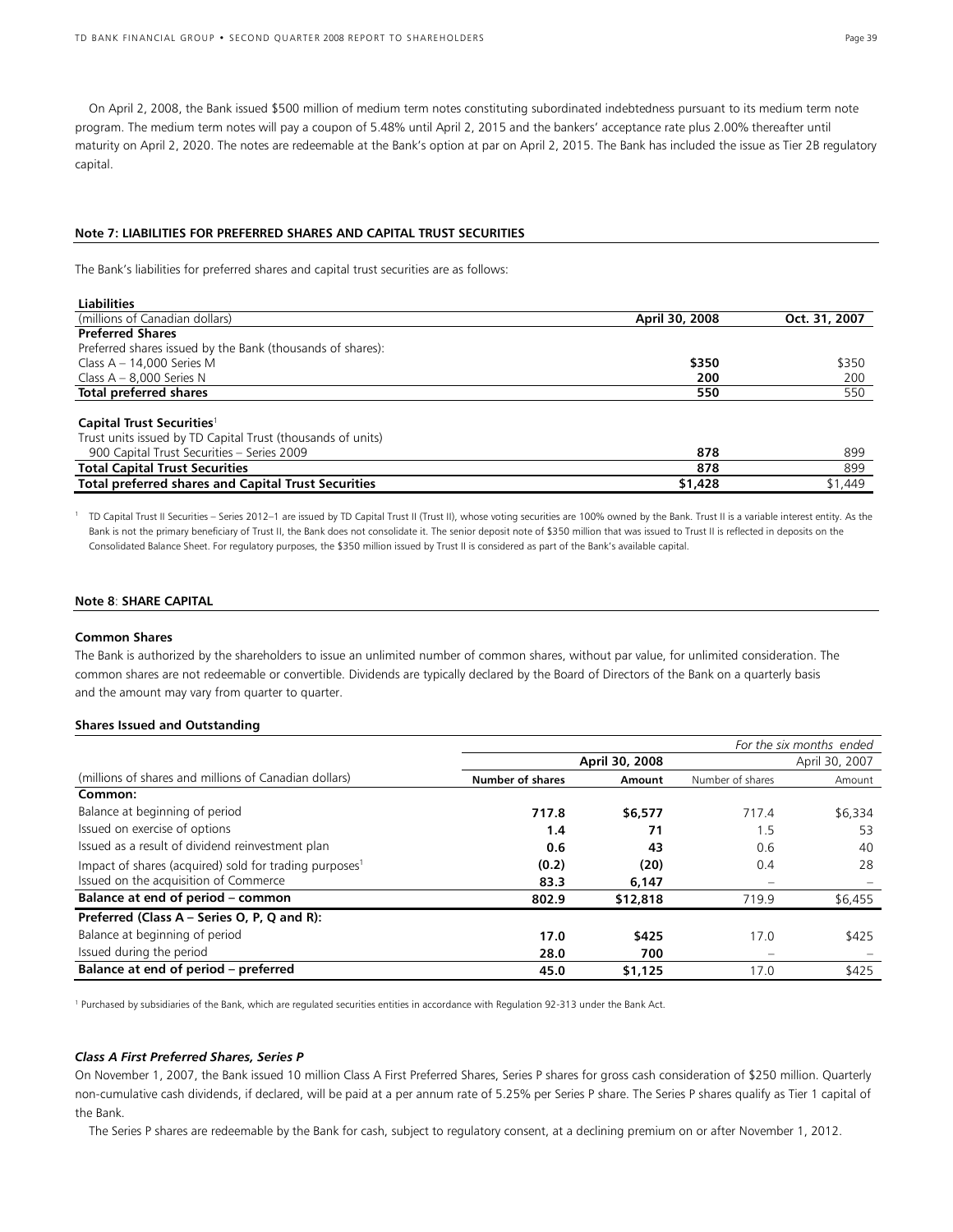On April 2, 2008, the Bank issued $500 million of medium term notes constituting subordinated indebtedness pursuant to its medium term note program. The medium term notes will pay a coupon of 5.48% until April 2, 2015 and the bankers' acceptance rate plus 2.00% thereafter until maturity on April 2, 2020. The notes are redeemable at the Bank's option at par on April 2, 2015. The Bank has included the issue as Tier 2B regulatory capital.

**Note 7: LIABILITIES FOR PREFERRED SHARES AND CAPITAL TRUST SECURITIES**

The Bank's liabilities for preferred shares and capital trust securities are as follows:

| **Liabilities** | | |
|---|---|---|
| (millions of Canadian dollars) | **April 30, 2008** | **Oct. 31, 2007** |
| **Preferred Shares** | | |
| Preferred shares issued by the Bank (thousands of shares): | | |
| Class A – 14,000 Series M | **$350** | $350 |
| Class A – 8,000 Series N | **200** | 200 |
| **Total preferred shares** | **550** | 550 |
| **Capital Trust Securities**[1] | | |
| Trust units issued by TD Capital Trust (thousands of units) | | |
| 900 Capital Trust Securities – Series 2009 | **878** | 899 |
| **Total Capital Trust Securities** | **878** | 899 |
| **Total preferred shares and Capital Trust Securities** | **$1,428** | $1,449 |

[1] TD Capital Trust II Securities – Series 2012–1 are issued by TD Capital Trust II (Trust II), whose voting securities are 100% owned by the Bank. Trust II is a variable interest entity. As the Bank is not the primary beneficiary of Trust II, the Bank does not consolidate it. The senior deposit note of $350 million that was issued to Trust II is reflected in deposits on the Consolidated Balance Sheet. For regulatory purposes, the $350 million issued by Trust II is considered as part of the Bank's available capital.

**Note 8**: **SHARE CAPITAL**

**Common Shares**

The Bank is authorized by the shareholders to issue an unlimited number of common shares, without par value, for unlimited consideration. The common shares are not redeemable or convertible. Dividends are typically declared by the Board of Directors of the Bank on a quarterly basis and the amount may vary from quarter to quarter.

**Shares Issued and Outstanding**

| | *For the six months ended* | | | |
|---|---|---|---|---|
| | **April 30, 2008** | | April 30, 2007 | |
| (millions of shares and millions of Canadian dollars) | **Number of shares** | **Amount** | Number of shares | Amount |
| **Common:** | | | | |
| Balance at beginning of period | **717.8** | **$6,577** | 717.4 | $6,334 |
| Issued on exercise of options | **1.4** | **71** | 1.5 | 53 |
| Issued as a result of dividend reinvestment plan | **0.6** | **43** | 0.6 | 40 |
| Impact of shares (acquired) sold for trading purposes[1] | **(0.2)** | **(20)** | 0.4 | 28 |
| Issued on the acquisition of Commerce | **83.3** | **6,147** | – | – |
| **Balance at end of period – common** | **802.9** | **$12,818** | 719.9 | $6,455 |
| **Preferred (Class A – Series O, P, Q and R):** | | | | |
| Balance at beginning of period | **17.0** | **$425** | 17.0 | $425 |
| Issued during the period | **28.0** | **700** | – | – |
| **Balance at end of period – preferred** | **45.0** | **$1,125** | 17.0 | $425 |

[1] Purchased by subsidiaries of the Bank, which are regulated securities entities in accordance with Regulation 92-313 under the Bank Act.

***Class A First Preferred Shares, Series P***

On November 1, 2007, the Bank issued 10 million Class A First Preferred Shares, Series P shares for gross cash consideration of $250 million. Quarterly non-cumulative cash dividends, if declared, will be paid at a per annum rate of 5.25% per Series P share. The Series P shares qualify as Tier 1 capital of the Bank.

The Series P shares are redeemable by the Bank for cash, subject to regulatory consent, at a declining premium on or after November 1, 2012.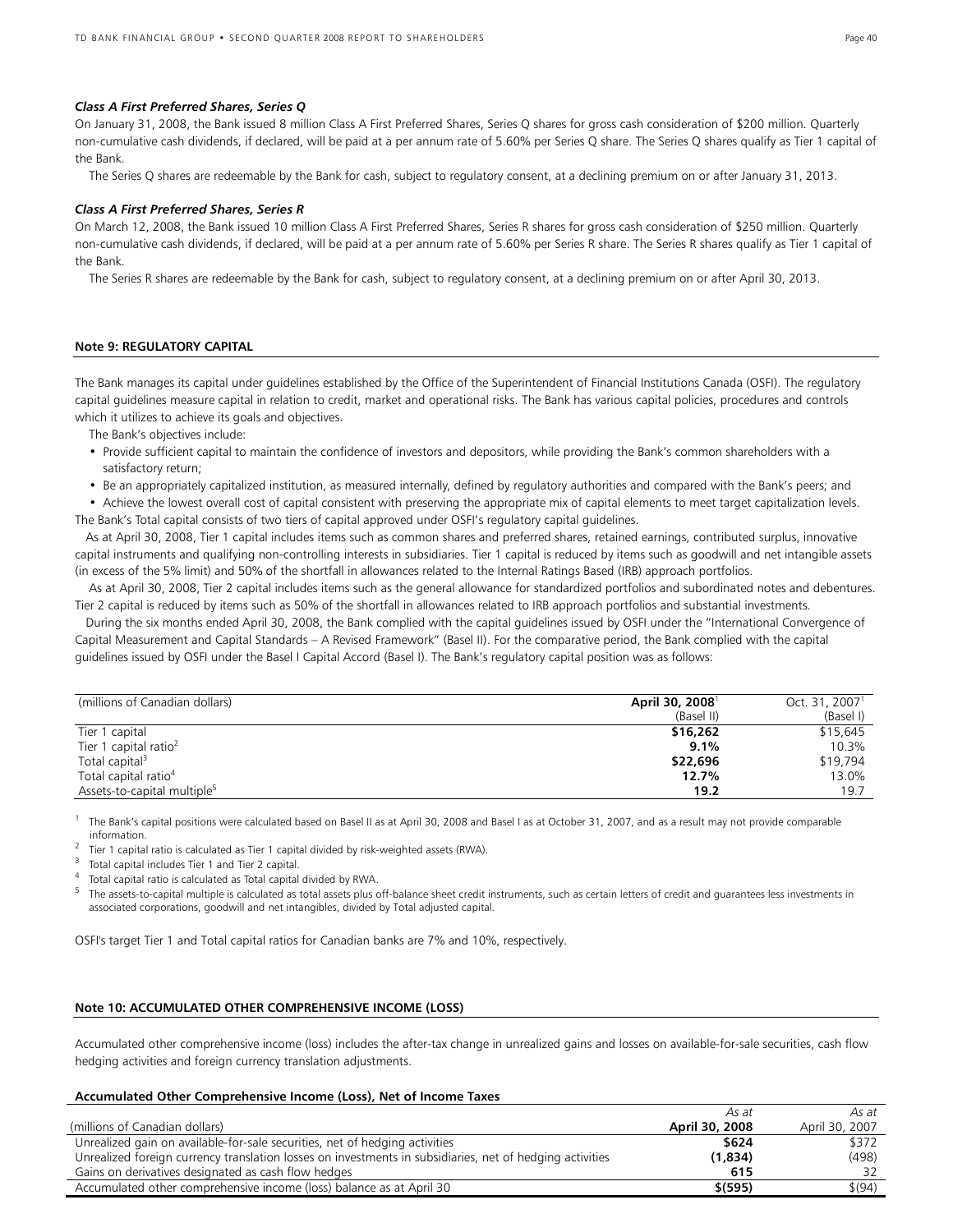### *Class A First Preferred Shares, Series Q*

On January 31, 2008, the Bank issued 8 million Class A First Preferred Shares, Series Q shares for gross cash consideration of $200 million. Quarterly non-cumulative cash dividends, if declared, will be paid at a per annum rate of 5.60% per Series Q share. The Series Q shares qualify as Tier 1 capital of the Bank.

The Series Q shares are redeemable by the Bank for cash, subject to regulatory consent, at a declining premium on or after January 31, 2013.

### *Class A First Preferred Shares, Series R*

On March 12, 2008, the Bank issued 10 million Class A First Preferred Shares, Series R shares for gross cash consideration of $250 million. Quarterly non-cumulative cash dividends, if declared, will be paid at a per annum rate of 5.60% per Series R share. The Series R shares qualify as Tier 1 capital of the Bank.

The Series R shares are redeemable by the Bank for cash, subject to regulatory consent, at a declining premium on or after April 30, 2013.

## Note 9: REGULATORY CAPITAL

The Bank manages its capital under guidelines established by the Office of the Superintendent of Financial Institutions Canada (OSFI). The regulatory capital guidelines measure capital in relation to credit, market and operational risks. The Bank has various capital policies, procedures and controls which it utilizes to achieve its goals and objectives.

The Bank's objectives include:

- Provide sufficient capital to maintain the confidence of investors and depositors, while providing the Bank's common shareholders with a satisfactory return;
- Be an appropriately capitalized institution, as measured internally, defined by regulatory authorities and compared with the Bank's peers; and
- Achieve the lowest overall cost of capital consistent with preserving the appropriate mix of capital elements to meet target capitalization levels.

The Bank's Total capital consists of two tiers of capital approved under OSFI's regulatory capital guidelines.

As at April 30, 2008, Tier 1 capital includes items such as common shares and preferred shares, retained earnings, contributed surplus, innovative capital instruments and qualifying non-controlling interests in subsidiaries. Tier 1 capital is reduced by items such as goodwill and net intangible assets (in excess of the 5% limit) and 50% of the shortfall in allowances related to the Internal Ratings Based (IRB) approach portfolios.

As at April 30, 2008, Tier 2 capital includes items such as the general allowance for standardized portfolios and subordinated notes and debentures. Tier 2 capital is reduced by items such as 50% of the shortfall in allowances related to IRB approach portfolios and substantial investments.

During the six months ended April 30, 2008, the Bank complied with the capital guidelines issued by OSFI under the "International Convergence of Capital Measurement and Capital Standards – A Revised Framework" (Basel II). For the comparative period, the Bank complied with the capital guidelines issued by OSFI under the Basel I Capital Accord (Basel I). The Bank's regulatory capital position was as follows:

| (millions of Canadian dollars) | **April 30, 2008**[1] (Basel II) | Oct. 31, 2007[1] (Basel I) |
|---|---|---|
| Tier 1 capital | **$16,262** | $15,645 |
| Tier 1 capital ratio[2] | **9.1%** | 10.3% |
| Total capital[3] | **$22,696** | $19,794 |
| Total capital ratio[4] | **12.7%** | 13.0% |
| Assets-to-capital multiple[5] | **19.2** | 19.7 |

[1] The Bank's capital positions were calculated based on Basel II as at April 30, 2008 and Basel I as at October 31, 2007, and as a result may not provide comparable information.

[2] Tier 1 capital ratio is calculated as Tier 1 capital divided by risk-weighted assets (RWA).

[3] Total capital includes Tier 1 and Tier 2 capital.

[4] Total capital ratio is calculated as Total capital divided by RWA.

[5] The assets-to-capital multiple is calculated as total assets plus off-balance sheet credit instruments, such as certain letters of credit and guarantees less investments in associated corporations, goodwill and net intangibles, divided by Total adjusted capital.

OSFI's target Tier 1 and Total capital ratios for Canadian banks are 7% and 10%, respectively.

## Note 10: ACCUMULATED OTHER COMPREHENSIVE INCOME (LOSS)

Accumulated other comprehensive income (loss) includes the after-tax change in unrealized gains and losses on available-for-sale securities, cash flow hedging activities and foreign currency translation adjustments.

**Accumulated Other Comprehensive Income (Loss), Net of Income Taxes**

| (millions of Canadian dollars) | *As at* **April 30, 2008** | *As at* April 30, 2007 |
|---|---|---|
| Unrealized gain on available-for-sale securities, net of hedging activities | **$624** | $372 |
| Unrealized foreign currency translation losses on investments in subsidiaries, net of hedging activities | **(1,834)** | (498) |
| Gains on derivatives designated as cash flow hedges | **615** | 32 |
| Accumulated other comprehensive income (loss) balance as at April 30 | **$(595)** | $(94) |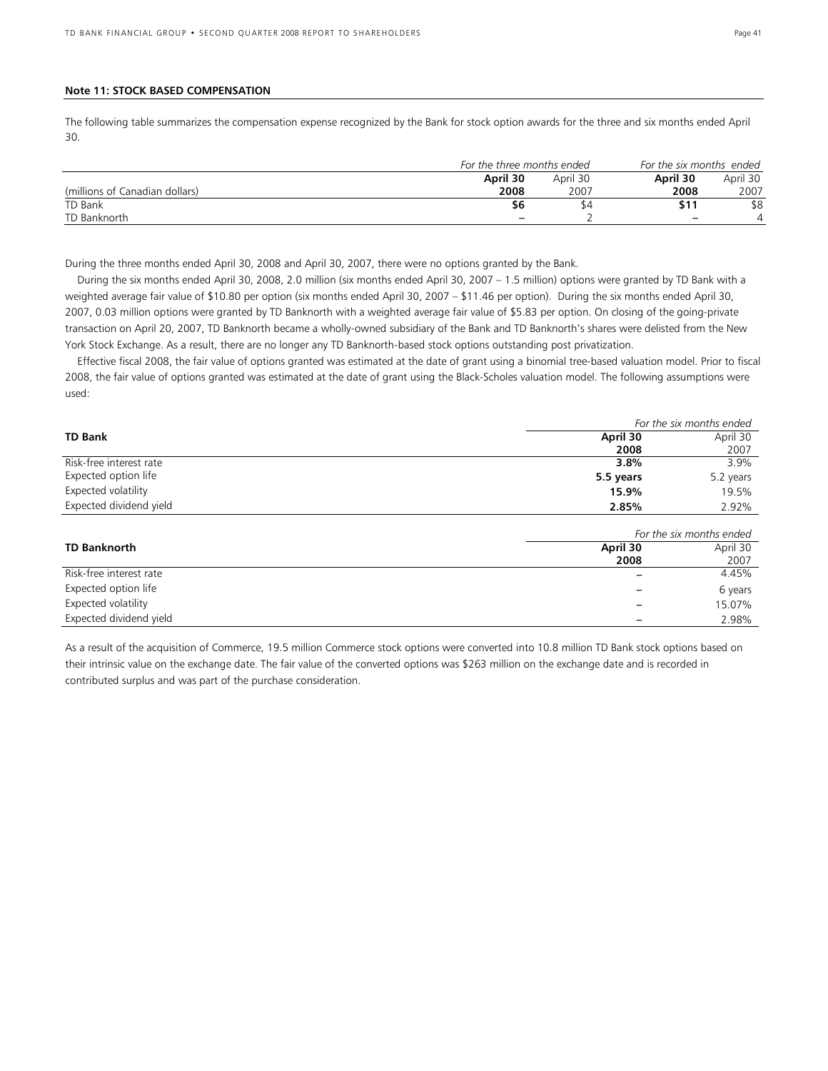## Note 11: STOCK BASED COMPENSATION

The following table summarizes the compensation expense recognized by the Bank for stock option awards for the three and six months ended April 30.

| | *For the three months ended* | | *For the six months ended* | |
|---|---|---|---|---|
| | **April 30** | April 30 | **April 30** | April 30 |
| (millions of Canadian dollars) | **2008** | 2007 | **2008** | 2007 |
| TD Bank | **$6** | $4 | **$11** | $8 |
| TD Banknorth | – | 2 | – | 4 |

During the three months ended April 30, 2008 and April 30, 2007, there were no options granted by the Bank.

During the six months ended April 30, 2008, 2.0 million (six months ended April 30, 2007 – 1.5 million) options were granted by TD Bank with a weighted average fair value of $10.80 per option (six months ended April 30, 2007 – $11.46 per option). During the six months ended April 30, 2007, 0.03 million options were granted by TD Banknorth with a weighted average fair value of $5.83 per option. On closing of the going-private transaction on April 20, 2007, TD Banknorth became a wholly-owned subsidiary of the Bank and TD Banknorth's shares were delisted from the New York Stock Exchange. As a result, there are no longer any TD Banknorth-based stock options outstanding post privatization.

Effective fiscal 2008, the fair value of options granted was estimated at the date of grant using a binomial tree-based valuation model. Prior to fiscal 2008, the fair value of options granted was estimated at the date of grant using the Black-Scholes valuation model. The following assumptions were used:

| | *For the six months ended* | |
|---|---|---|
| **TD Bank** | **April 30 2008** | April 30 2007 |
| Risk-free interest rate | **3.8%** | 3.9% |
| Expected option life | **5.5 years** | 5.2 years |
| Expected volatility | **15.9%** | 19.5% |
| Expected dividend yield | **2.85%** | 2.92% |

| | *For the six months ended* | |
|---|---|---|
| **TD Banknorth** | **April 30 2008** | April 30 2007 |
| Risk-free interest rate | – | 4.45% |
| Expected option life | – | 6 years |
| Expected volatility | – | 15.07% |
| Expected dividend yield | – | 2.98% |

As a result of the acquisition of Commerce, 19.5 million Commerce stock options were converted into 10.8 million TD Bank stock options based on their intrinsic value on the exchange date. The fair value of the converted options was $263 million on the exchange date and is recorded in contributed surplus and was part of the purchase consideration.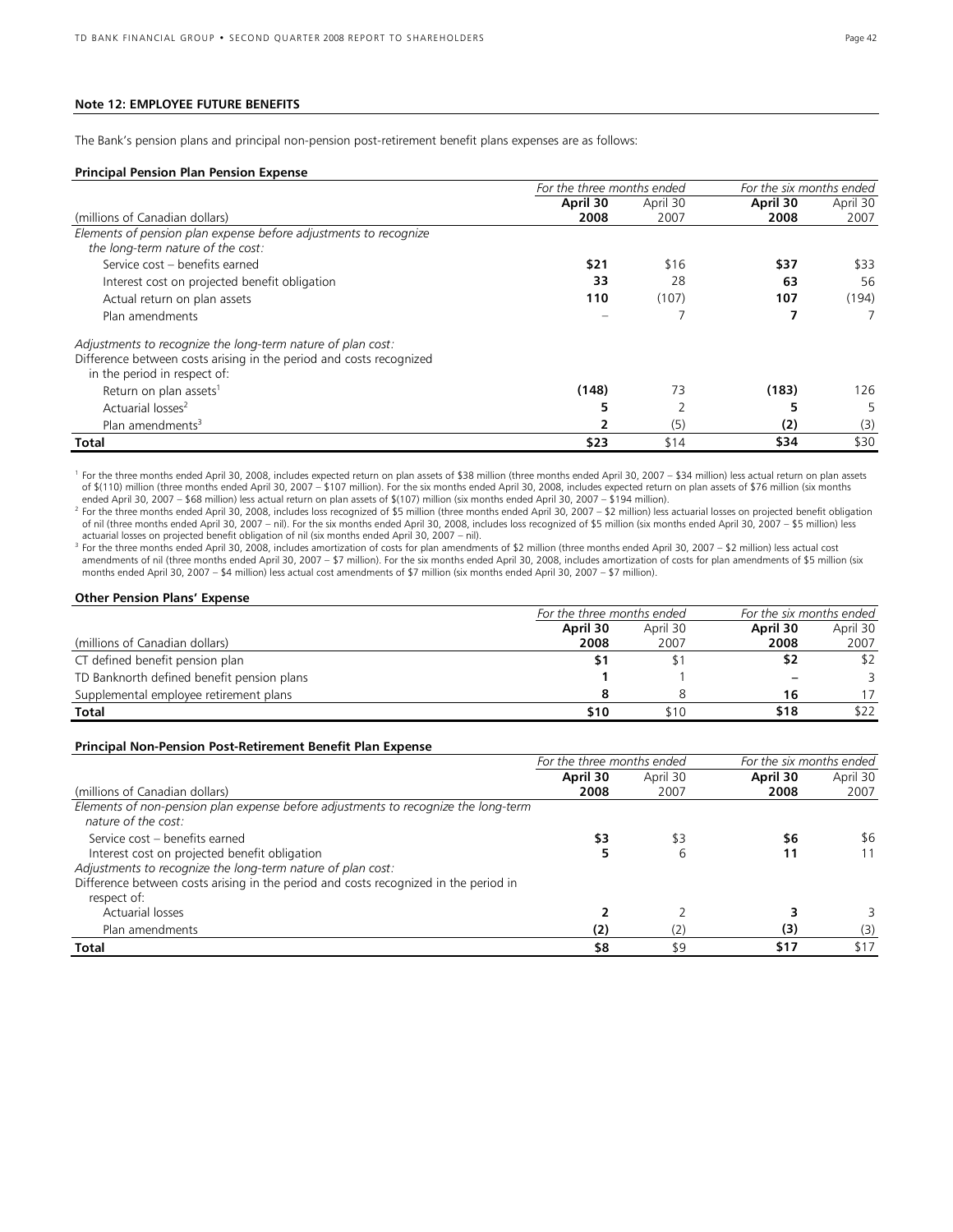### Note 12: EMPLOYEE FUTURE BENEFITS

The Bank's pension plans and principal non-pension post-retirement benefit plans expenses are as follows:

**Principal Pension Plan Pension Expense**

| | *For the three months ended* | | *For the six months ended* | |
|---|---|---|---|---|
| (millions of Canadian dollars) | **April 30 2008** | April 30 2007 | **April 30 2008** | April 30 2007 |
| *Elements of pension plan expense before adjustments to recognize the long-term nature of the cost:* | | | | |
| Service cost – benefits earned | **$21** | $16 | **$37** | $33 |
| Interest cost on projected benefit obligation | **33** | 28 | **63** | 56 |
| Actual return on plan assets | **110** | (107) | **107** | (194) |
| Plan amendments | **–** | 7 | **7** | 7 |
| *Adjustments to recognize the long-term nature of plan cost:* | | | | |
| Difference between costs arising in the period and costs recognized in the period in respect of: | | | | |
| Return on plan assets[1] | **(148)** | 73 | **(183)** | 126 |
| Actuarial losses[2] | **5** | 2 | **5** | 5 |
| Plan amendments[3] | **2** | (5) | **(2)** | (3) |
| **Total** | **$23** | $14 | **$34** | $30 |

[1] For the three months ended April 30, 2008, includes expected return on plan assets of $38 million (three months ended April 30, 2007 – $34 million) less actual return on plan assets of $(110) million (three months ended April 30, 2007 – $107 million). For the six months ended April 30, 2008, includes expected return on plan assets of $76 million (six months ended April 30, 2007 – $68 million) less actual return on plan assets of $(107) million (six months ended April 30, 2007 – $194 million).

[2] For the three months ended April 30, 2008, includes loss recognized of $5 million (three months ended April 30, 2007 – $2 million) less actuarial losses on projected benefit obligation of nil (three months ended April 30, 2007 – nil). For the six months ended April 30, 2008, includes loss recognized of $5 million (six months ended April 30, 2007 – $5 million) less actuarial losses on projected benefit obligation of nil (six months ended April 30, 2007 – nil).

[3] For the three months ended April 30, 2008, includes amortization of costs for plan amendments of $2 million (three months ended April 30, 2007 – $2 million) less actual cost amendments of nil (three months ended April 30, 2007 – $7 million). For the six months ended April 30, 2008, includes amortization of costs for plan amendments of $5 million (six months ended April 30, 2007 – $4 million) less actual cost amendments of $7 million (six months ended April 30, 2007 – $7 million).

**Other Pension Plans' Expense**

| | *For the three months ended* | | *For the six months ended* | |
|---|---|---|---|---|
| (millions of Canadian dollars) | **April 30 2008** | April 30 2007 | **April 30 2008** | April 30 2007 |
| CT defined benefit pension plan | **$1** | $1 | **$2** | $2 |
| TD Banknorth defined benefit pension plans | **1** | 1 | **–** | 3 |
| Supplemental employee retirement plans | **8** | 8 | **16** | 17 |
| **Total** | **$10** | $10 | **$18** | $22 |

**Principal Non-Pension Post-Retirement Benefit Plan Expense**

| | *For the three months ended* | | *For the six months ended* | |
|---|---|---|---|---|
| (millions of Canadian dollars) | **April 30 2008** | April 30 2007 | **April 30 2008** | April 30 2007 |
| *Elements of non-pension plan expense before adjustments to recognize the long-term nature of the cost:* | | | | |
| Service cost – benefits earned | **$3** | $3 | **$6** | $6 |
| Interest cost on projected benefit obligation | **5** | 6 | **11** | 11 |
| *Adjustments to recognize the long-term nature of plan cost:* | | | | |
| Difference between costs arising in the period and costs recognized in the period in respect of: | | | | |
| Actuarial losses | **2** | 2 | **3** | 3 |
| Plan amendments | **(2)** | (2) | **(3)** | (3) |
| **Total** | **$8** | $9 | **$17** | $17 |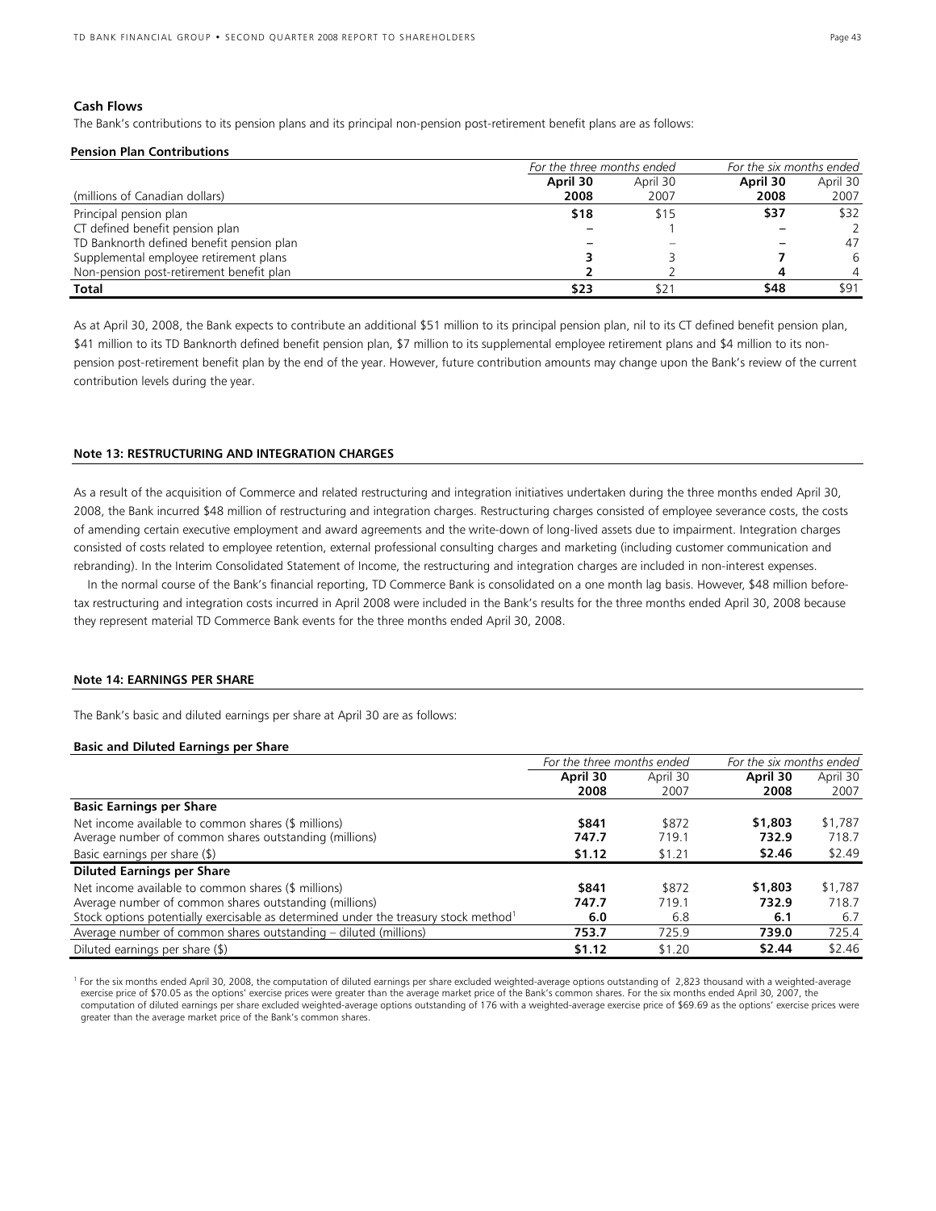### Cash Flows

The Bank's contributions to its pension plans and its principal non-pension post-retirement benefit plans are as follows:

**Pension Plan Contributions**

| (millions of Canadian dollars) | *For the three months ended* | | *For the six months ended* | |
|---|---|---|---|---|
| | **April 30 2008** | April 30 2007 | **April 30 2008** | April 30 2007 |
| Principal pension plan | **$18** | $15 | **$37** | $32 |
| CT defined benefit pension plan | **–** | 1 | **–** | 2 |
| TD Banknorth defined benefit pension plan | **–** | – | **–** | 47 |
| Supplemental employee retirement plans | **3** | 3 | **7** | 6 |
| Non-pension post-retirement benefit plan | **2** | 2 | **4** | 4 |
| **Total** | **$23** | $21 | **$48** | $91 |

As at April 30, 2008, the Bank expects to contribute an additional $51 million to its principal pension plan, nil to its CT defined benefit pension plan, $41 million to its TD Banknorth defined benefit pension plan, $7 million to its supplemental employee retirement plans and $4 million to its non-pension post-retirement benefit plan by the end of the year. However, future contribution amounts may change upon the Bank's review of the current contribution levels during the year.

## Note 13: RESTRUCTURING AND INTEGRATION CHARGES

As a result of the acquisition of Commerce and related restructuring and integration initiatives undertaken during the three months ended April 30, 2008, the Bank incurred $48 million of restructuring and integration charges. Restructuring charges consisted of employee severance costs, the costs of amending certain executive employment and award agreements and the write-down of long-lived assets due to impairment. Integration charges consisted of costs related to employee retention, external professional consulting charges and marketing (including customer communication and rebranding). In the Interim Consolidated Statement of Income, the restructuring and integration charges are included in non-interest expenses.

In the normal course of the Bank's financial reporting, TD Commerce Bank is consolidated on a one month lag basis. However, $48 million before-tax restructuring and integration costs incurred in April 2008 were included in the Bank's results for the three months ended April 30, 2008 because they represent material TD Commerce Bank events for the three months ended April 30, 2008.

## Note 14: EARNINGS PER SHARE

The Bank's basic and diluted earnings per share at April 30 are as follows:

**Basic and Diluted Earnings per Share**

| | *For the three months ended* | | *For the six months ended* | |
|---|---|---|---|---|
| | **April 30 2008** | April 30 2007 | **April 30 2008** | April 30 2007 |
| **Basic Earnings per Share** | | | | |
| Net income available to common shares ($ millions) | **$841** | $872 | **$1,803** | $1,787 |
| Average number of common shares outstanding (millions) | **747.7** | 719.1 | **732.9** | 718.7 |
| Basic earnings per share ($) | **$1.12** | $1.21 | **$2.46** | $2.49 |
| **Diluted Earnings per Share** | | | | |
| Net income available to common shares ($ millions) | **$841** | $872 | **$1,803** | $1,787 |
| Average number of common shares outstanding (millions) | **747.7** | 719.1 | **732.9** | 718.7 |
| Stock options potentially exercisable as determined under the treasury stock method[1] | **6.0** | 6.8 | **6.1** | 6.7 |
| Average number of common shares outstanding – diluted (millions) | **753.7** | 725.9 | **739.0** | 725.4 |
| Diluted earnings per share ($) | **$1.12** | $1.20 | **$2.44** | $2.46 |

[1] For the six months ended April 30, 2008, the computation of diluted earnings per share excluded weighted-average options outstanding of 2,823 thousand with a weighted-average exercise price of $70.05 as the options' exercise prices were greater than the average market price of the Bank's common shares. For the six months ended April 30, 2007, the computation of diluted earnings per share excluded weighted-average options outstanding of 176 with a weighted-average exercise price of $69.69 as the options' exercise prices were greater than the average market price of the Bank's common shares.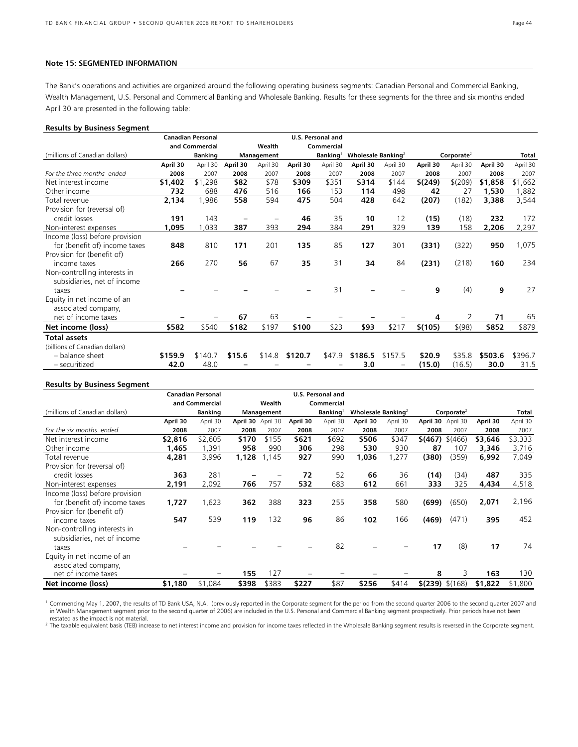**Note 15: SEGMENTED INFORMATION**

The Bank's operations and activities are organized around the following operating business segments: Canadian Personal and Commercial Banking, Wealth Management, U.S. Personal and Commercial Banking and Wholesale Banking. Results for these segments for the three and six months ended April 30 are presented in the following table:

**Results by Business Segment**

| (millions of Canadian dollars) | Canadian Personal and Commercial Banking | | Wealth Management | | U.S. Personal and Commercial Banking[1] | | Wholesale Banking[2] | | Corporate[2] | | Total | |
|---|---|---|---|---|---|---|---|---|---|---|---|---|
| *For the three months ended* | **April 30 2008** | April 30 2007 | **April 30 2008** | April 30 2007 | **April 30 2008** | April 30 2007 | **April 30 2008** | April 30 2007 | **April 30 2008** | April 30 2007 | **April 30 2008** | April 30 2007 |
| Net interest income | **$1,402** | $1,298 | **$82** | $78 | **$309** | $351 | **$314** | $144 | **$(249)** | $(209) | **$1,858** | $1,662 |
| Other income | **732** | 688 | **476** | 516 | **166** | 153 | **114** | 498 | **42** | 27 | **1,530** | 1,882 |
| Total revenue | **2,134** | 1,986 | **558** | 594 | **475** | 504 | **428** | 642 | **(207)** | (182) | **3,388** | 3,544 |
| Provision for (reversal of) credit losses | **191** | 143 | **–** | – | **46** | 35 | **10** | 12 | **(15)** | (18) | **232** | 172 |
| Non-interest expenses | **1,095** | 1,033 | **387** | 393 | **294** | 384 | **291** | 329 | **139** | 158 | **2,206** | 2,297 |
| Income (loss) before provision for (benefit of) income taxes | **848** | 810 | **171** | 201 | **135** | 85 | **127** | 301 | **(331)** | (322) | **950** | 1,075 |
| Provision for (benefit of) income taxes | **266** | 270 | **56** | 67 | **35** | 31 | **34** | 84 | **(231)** | (218) | **160** | 234 |
| Non-controlling interests in subsidiaries, net of income taxes | **–** | – | **–** | – | **–** | 31 | **–** | – | **9** | (4) | **9** | 27 |
| Equity in net income of an associated company, net of income taxes | **–** | – | **67** | 63 | **–** | – | **–** | – | **4** | 2 | **71** | 65 |
| **Net income (loss)** | **$582** | $540 | **$182** | $197 | **$100** | $23 | **$93** | $217 | **$(105)** | $(98) | **$852** | $879 |
| **Total assets** | | | | | | | | | | | | |
| (billions of Canadian dollars) | | | | | | | | | | | | |
| – balance sheet | **$159.9** | $140.7 | **$15.6** | $14.8 | **$120.7** | $47.9 | **$186.5** | $157.5 | **$20.9** | $35.8 | **$503.6** | $396.7 |
| – securitized | **42.0** | 48.0 | **–** | – | **–** | – | **3.0** | – | **(15.0)** | (16.5) | **30.0** | 31.5 |

**Results by Business Segment**

| (millions of Canadian dollars) | Canadian Personal and Commercial Banking | | Wealth Management | | U.S. Personal and Commercial Banking[1] | | Wholesale Banking[2] | | Corporate[2] | | Total | |
|---|---|---|---|---|---|---|---|---|---|---|---|---|
| *For the six months ended* | **April 30 2008** | April 30 2007 | **April 30 2008** | April 30 2007 | **April 30 2008** | April 30 2007 | **April 30 2008** | April 30 2007 | **April 30 2008** | April 30 2007 | **April 30 2008** | April 30 2007 |
| Net interest income | **$2,816** | $2,605 | **$170** | $155 | **$621** | $692 | **$506** | $347 | **$(467)** | $(466) | **$3,646** | $3,333 |
| Other income | **1,465** | 1,391 | **958** | 990 | **306** | 298 | **530** | 930 | **87** | 107 | **3,346** | 3,716 |
| Total revenue | **4,281** | 3,996 | **1,128** | 1,145 | **927** | 990 | **1,036** | 1,277 | **(380)** | (359) | **6,992** | 7,049 |
| Provision for (reversal of) credit losses | **363** | 281 | **–** | – | **72** | 52 | **66** | 36 | **(14)** | (34) | **487** | 335 |
| Non-interest expenses | **2,191** | 2,092 | **766** | 757 | **532** | 683 | **612** | 661 | **333** | 325 | **4,434** | 4,518 |
| Income (loss) before provision for (benefit of) income taxes | **1,727** | 1,623 | **362** | 388 | **323** | 255 | **358** | 580 | **(699)** | (650) | **2,071** | 2,196 |
| Provision for (benefit of) income taxes | **547** | 539 | **119** | 132 | **96** | 86 | **102** | 166 | **(469)** | (471) | **395** | 452 |
| Non-controlling interests in subsidiaries, net of income taxes | **–** | – | **–** | – | **–** | 82 | **–** | – | **17** | (8) | **17** | 74 |
| Equity in net income of an associated company, net of income taxes | **–** | – | **155** | 127 | **–** | – | **–** | – | **8** | 3 | **163** | 130 |
| **Net income (loss)** | **$1,180** | $1,084 | **$398** | $383 | **$227** | $87 | **$256** | $414 | **$(239)** | $(168) | **$1,822** | $1,800 |

[1] Commencing May 1, 2007, the results of TD Bank USA, N.A. (previously reported in the Corporate segment for the period from the second quarter 2006 to the second quarter 2007 and in Wealth Management segment prior to the second quarter of 2006) are included in the U.S. Personal and Commercial Banking segment prospectively. Prior periods have not been restated as the impact is not material.

[2] The taxable equivalent basis (TEB) increase to net interest income and provision for income taxes reflected in the Wholesale Banking segment results is reversed in the Corporate segment.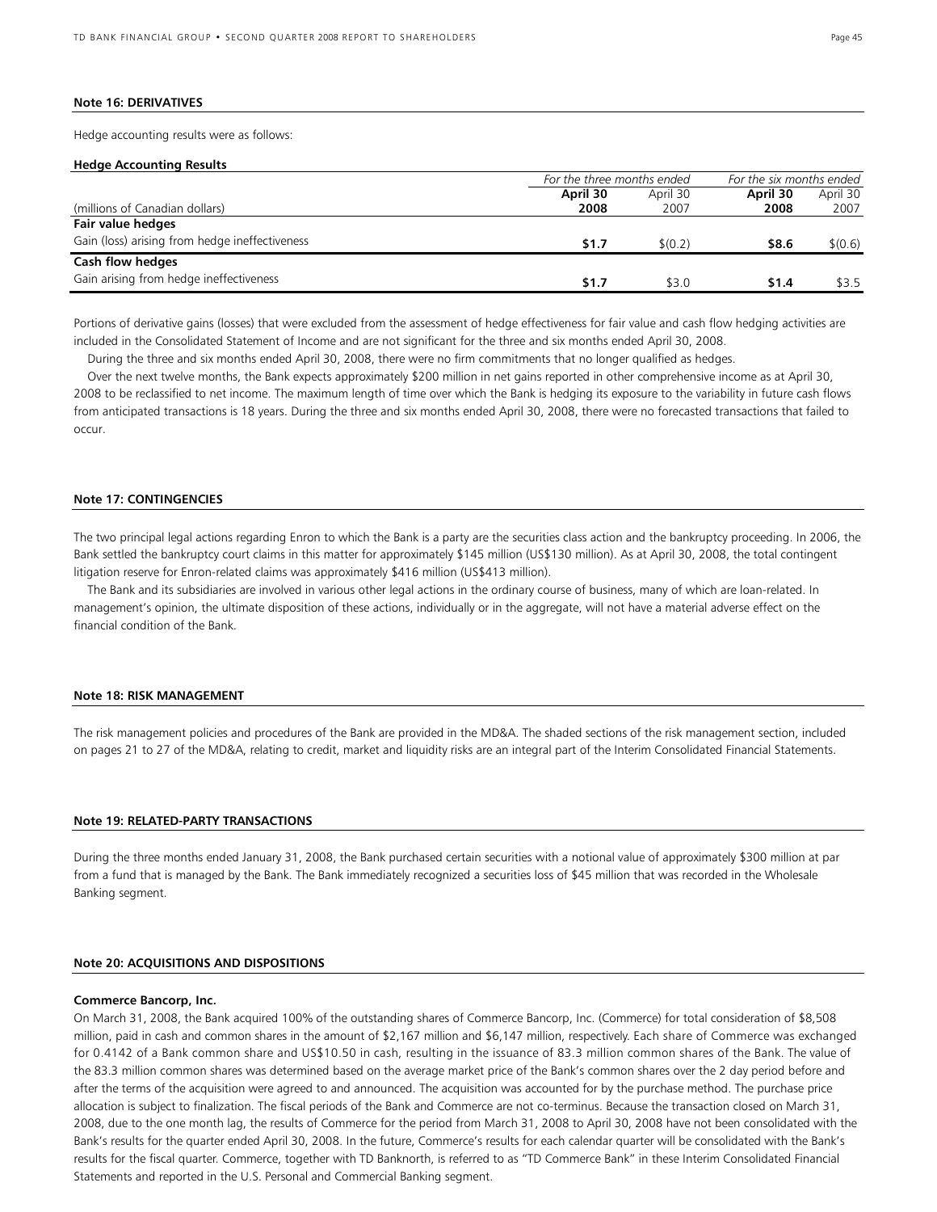## Note 16: DERIVATIVES

Hedge accounting results were as follows:

**Hedge Accounting Results**

| | *For the three months ended* | | *For the six months ended* | |
|---|---|---|---|---|
| (millions of Canadian dollars) | **April 30 2008** | April 30 2007 | **April 30 2008** | April 30 2007 |
| **Fair value hedges** | | | | |
| Gain (loss) arising from hedge ineffectiveness | **$1.7** | $(0.2) | **$8.6** | $(0.6) |
| **Cash flow hedges** | | | | |
| Gain arising from hedge ineffectiveness | **$1.7** | $3.0 | **$1.4** | $3.5 |

Portions of derivative gains (losses) that were excluded from the assessment of hedge effectiveness for fair value and cash flow hedging activities are included in the Consolidated Statement of Income and are not significant for the three and six months ended April 30, 2008.

During the three and six months ended April 30, 2008, there were no firm commitments that no longer qualified as hedges.

Over the next twelve months, the Bank expects approximately $200 million in net gains reported in other comprehensive income as at April 30, 2008 to be reclassified to net income. The maximum length of time over which the Bank is hedging its exposure to the variability in future cash flows from anticipated transactions is 18 years. During the three and six months ended April 30, 2008, there were no forecasted transactions that failed to occur.

## Note 17: CONTINGENCIES

The two principal legal actions regarding Enron to which the Bank is a party are the securities class action and the bankruptcy proceeding. In 2006, the Bank settled the bankruptcy court claims in this matter for approximately $145 million (US$130 million). As at April 30, 2008, the total contingent litigation reserve for Enron-related claims was approximately $416 million (US$413 million).

The Bank and its subsidiaries are involved in various other legal actions in the ordinary course of business, many of which are loan-related. In management's opinion, the ultimate disposition of these actions, individually or in the aggregate, will not have a material adverse effect on the financial condition of the Bank.

## Note 18: RISK MANAGEMENT

The risk management policies and procedures of the Bank are provided in the MD&A. The shaded sections of the risk management section, included on pages 21 to 27 of the MD&A, relating to credit, market and liquidity risks are an integral part of the Interim Consolidated Financial Statements.

## Note 19: RELATED-PARTY TRANSACTIONS

During the three months ended January 31, 2008, the Bank purchased certain securities with a notional value of approximately $300 million at par from a fund that is managed by the Bank. The Bank immediately recognized a securities loss of $45 million that was recorded in the Wholesale Banking segment.

## Note 20: ACQUISITIONS AND DISPOSITIONS

### Commerce Bancorp, Inc.

On March 31, 2008, the Bank acquired 100% of the outstanding shares of Commerce Bancorp, Inc. (Commerce) for total consideration of $8,508 million, paid in cash and common shares in the amount of $2,167 million and $6,147 million, respectively. Each share of Commerce was exchanged for 0.4142 of a Bank common share and US$10.50 in cash, resulting in the issuance of 83.3 million common shares of the Bank. The value of the 83.3 million common shares was determined based on the average market price of the Bank's common shares over the 2 day period before and after the terms of the acquisition were agreed to and announced. The acquisition was accounted for by the purchase method. The purchase price allocation is subject to finalization. The fiscal periods of the Bank and Commerce are not co-terminus. Because the transaction closed on March 31, 2008, due to the one month lag, the results of Commerce for the period from March 31, 2008 to April 30, 2008 have not been consolidated with the Bank's results for the quarter ended April 30, 2008. In the future, Commerce's results for each calendar quarter will be consolidated with the Bank's results for the fiscal quarter. Commerce, together with TD Banknorth, is referred to as "TD Commerce Bank" in these Interim Consolidated Financial Statements and reported in the U.S. Personal and Commercial Banking segment.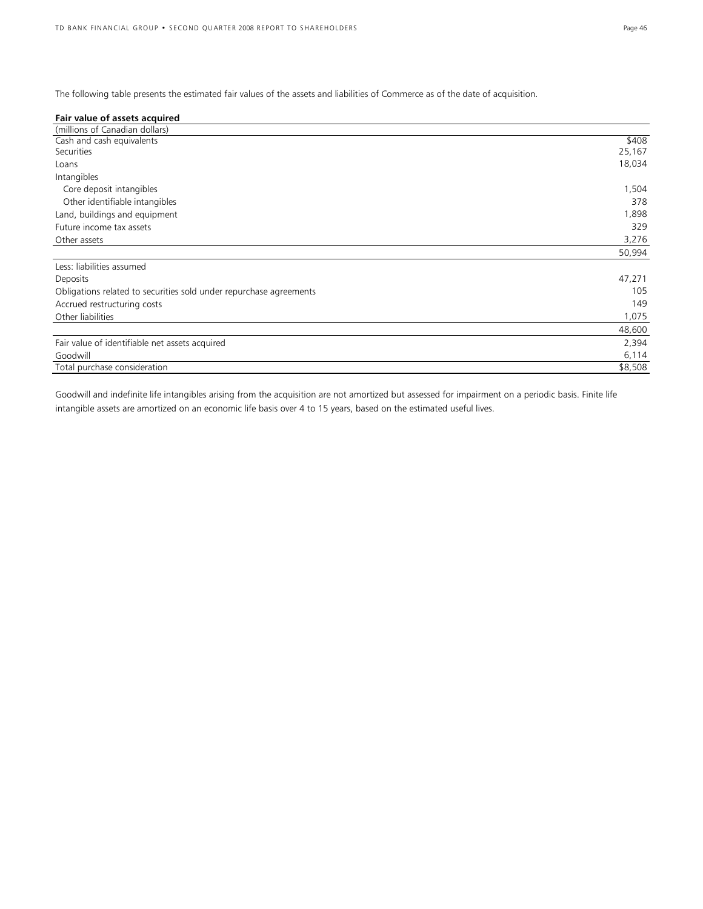The following table presents the estimated fair values of the assets and liabilities of Commerce as of the date of acquisition.

**Fair value of assets acquired**

| (millions of Canadian dollars) | |
|---|---|
| Cash and cash equivalents | $408 |
| Securities | 25,167 |
| Loans | 18,034 |
| Intangibles | |
| Core deposit intangibles | 1,504 |
| Other identifiable intangibles | 378 |
| Land, buildings and equipment | 1,898 |
| Future income tax assets | 329 |
| Other assets | 3,276 |
| | 50,994 |
| Less: liabilities assumed | |
| Deposits | 47,271 |
| Obligations related to securities sold under repurchase agreements | 105 |
| Accrued restructuring costs | 149 |
| Other liabilities | 1,075 |
| | 48,600 |
| Fair value of identifiable net assets acquired | 2,394 |
| Goodwill | 6,114 |
| Total purchase consideration | $8,508 |

Goodwill and indefinite life intangibles arising from the acquisition are not amortized but assessed for impairment on a periodic basis. Finite life intangible assets are amortized on an economic life basis over 4 to 15 years, based on the estimated useful lives.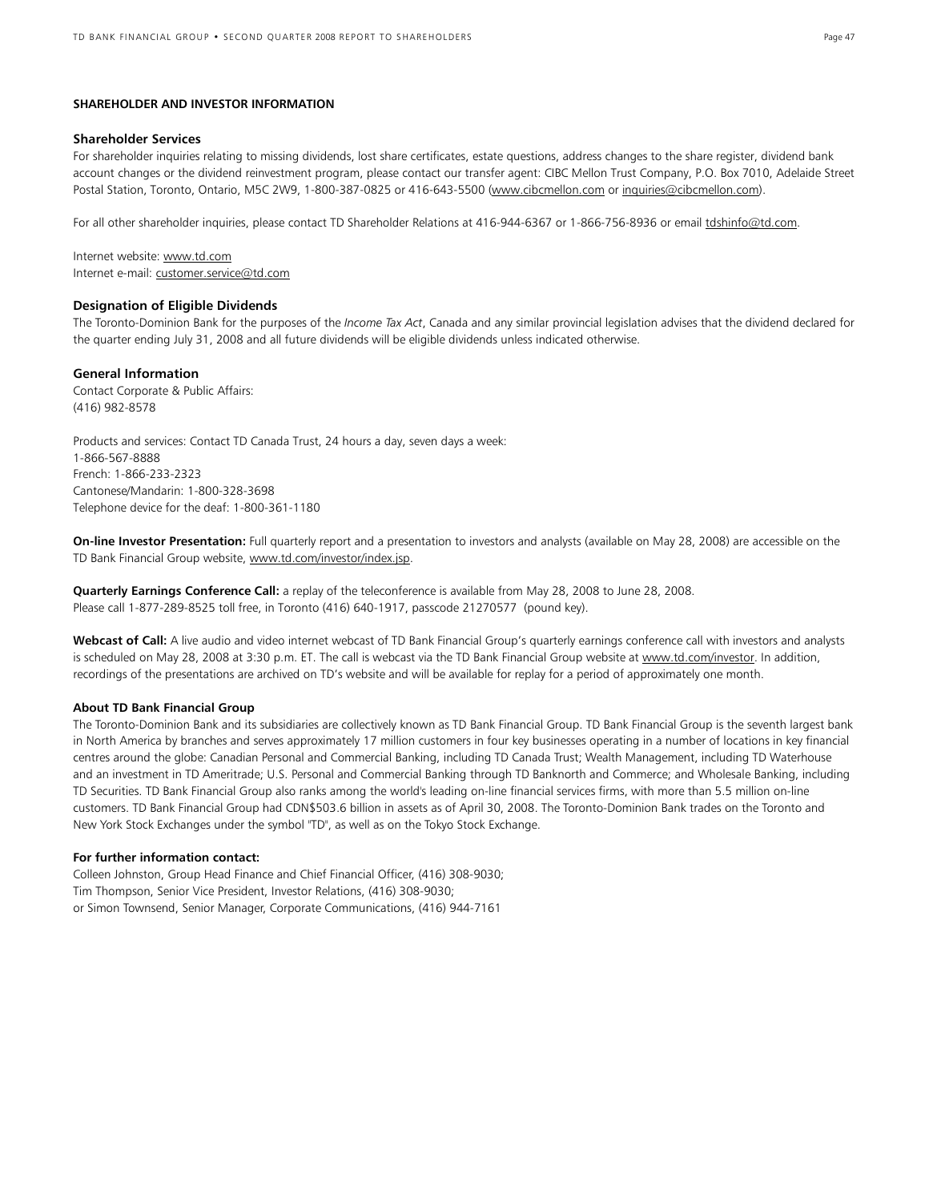## SHAREHOLDER AND INVESTOR INFORMATION

### Shareholder Services

For shareholder inquiries relating to missing dividends, lost share certificates, estate questions, address changes to the share register, dividend bank account changes or the dividend reinvestment program, please contact our transfer agent: CIBC Mellon Trust Company, P.O. Box 7010, Adelaide Street Postal Station, Toronto, Ontario, M5C 2W9, 1-800-387-0825 or 416-643-5500 (www.cibcmellon.com or inquiries@cibcmellon.com).

For all other shareholder inquiries, please contact TD Shareholder Relations at 416-944-6367 or 1-866-756-8936 or email tdshinfo@td.com.

Internet website: www.td.com
Internet e-mail: customer.service@td.com

### Designation of Eligible Dividends

The Toronto-Dominion Bank for the purposes of the *Income Tax Act*, Canada and any similar provincial legislation advises that the dividend declared for the quarter ending July 31, 2008 and all future dividends will be eligible dividends unless indicated otherwise.

### General Information

Contact Corporate & Public Affairs:
(416) 982-8578

Products and services: Contact TD Canada Trust, 24 hours a day, seven days a week:
1-866-567-8888
French: 1-866-233-2323
Cantonese/Mandarin: 1-800-328-3698
Telephone device for the deaf: 1-800-361-1180

**On-line Investor Presentation:** Full quarterly report and a presentation to investors and analysts (available on May 28, 2008) are accessible on the TD Bank Financial Group website, www.td.com/investor/index.jsp.

**Quarterly Earnings Conference Call:** a replay of the teleconference is available from May 28, 2008 to June 28, 2008.
Please call 1-877-289-8525 toll free, in Toronto (416) 640-1917, passcode 21270577 (pound key).

**Webcast of Call:** A live audio and video internet webcast of TD Bank Financial Group's quarterly earnings conference call with investors and analysts is scheduled on May 28, 2008 at 3:30 p.m. ET. The call is webcast via the TD Bank Financial Group website at www.td.com/investor. In addition, recordings of the presentations are archived on TD's website and will be available for replay for a period of approximately one month.

#### About TD Bank Financial Group

The Toronto-Dominion Bank and its subsidiaries are collectively known as TD Bank Financial Group. TD Bank Financial Group is the seventh largest bank in North America by branches and serves approximately 17 million customers in four key businesses operating in a number of locations in key financial centres around the globe: Canadian Personal and Commercial Banking, including TD Canada Trust; Wealth Management, including TD Waterhouse and an investment in TD Ameritrade; U.S. Personal and Commercial Banking through TD Banknorth and Commerce; and Wholesale Banking, including TD Securities. TD Bank Financial Group also ranks among the world's leading on-line financial services firms, with more than 5.5 million on-line customers. TD Bank Financial Group had CDN$503.6 billion in assets as of April 30, 2008. The Toronto-Dominion Bank trades on the Toronto and New York Stock Exchanges under the symbol "TD", as well as on the Tokyo Stock Exchange.

#### For further information contact:

Colleen Johnston, Group Head Finance and Chief Financial Officer, (416) 308-9030;
Tim Thompson, Senior Vice President, Investor Relations, (416) 308-9030;
or Simon Townsend, Senior Manager, Corporate Communications, (416) 944-7161